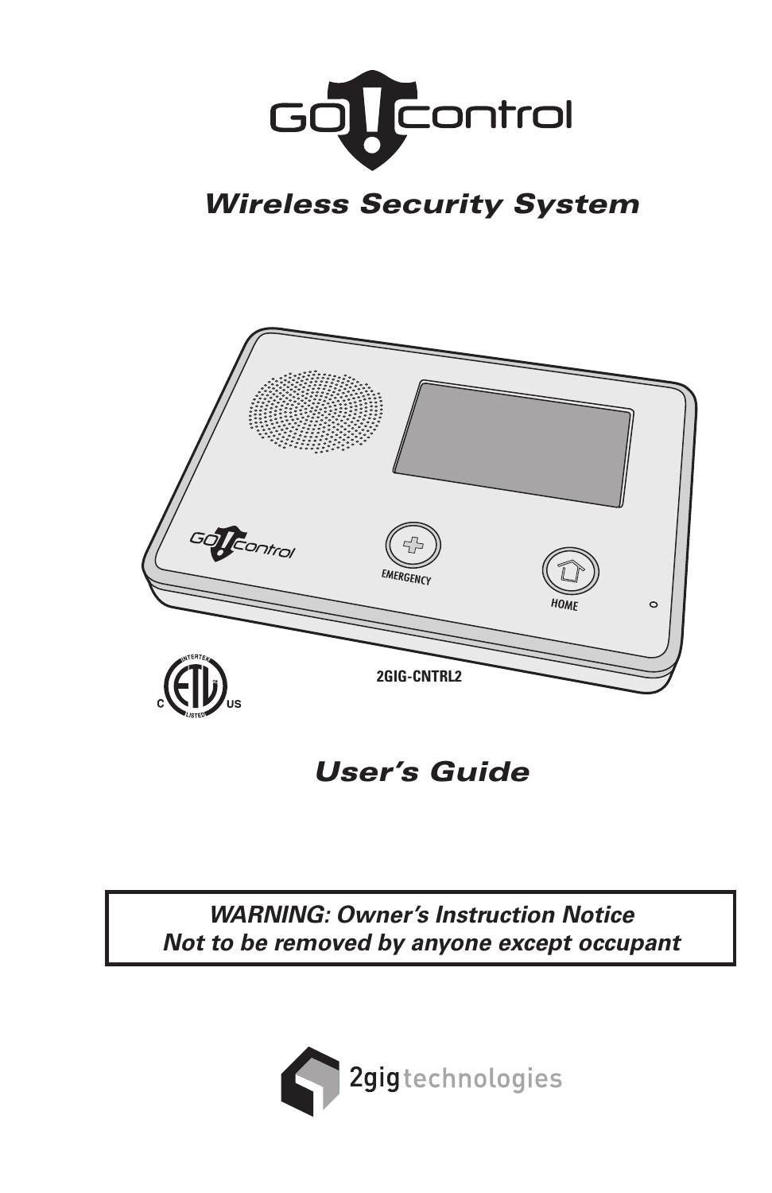# GO!control

## *Wireless Security System*

2GIG-CNTRL2

## *User's Guide*

***WARNING: Owner's Instruction Notice***
***Not to be removed by anyone except occupant***

2gig technologies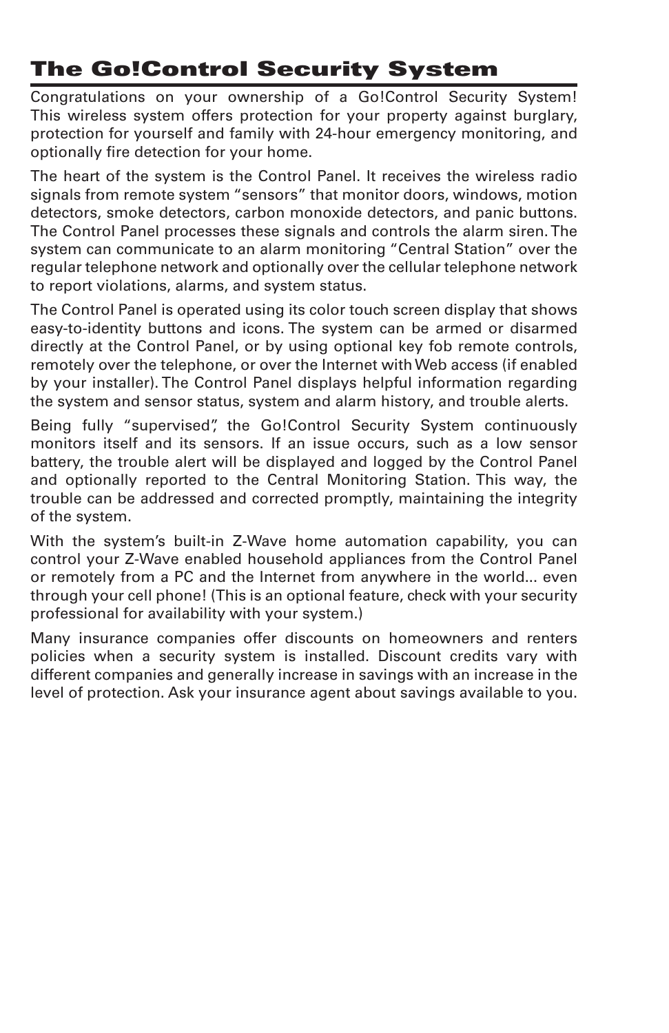## The Go!Control Security System

Congratulations on your ownership of a Go!Control Security System! This wireless system offers protection for your property against burglary, protection for yourself and family with 24-hour emergency monitoring, and optionally fire detection for your home.

The heart of the system is the Control Panel. It receives the wireless radio signals from remote system "sensors" that monitor doors, windows, motion detectors, smoke detectors, carbon monoxide detectors, and panic buttons. The Control Panel processes these signals and controls the alarm siren. The system can communicate to an alarm monitoring "Central Station" over the regular telephone network and optionally over the cellular telephone network to report violations, alarms, and system status.

The Control Panel is operated using its color touch screen display that shows easy-to-identity buttons and icons. The system can be armed or disarmed directly at the Control Panel, or by using optional key fob remote controls, remotely over the telephone, or over the Internet with Web access (if enabled by your installer). The Control Panel displays helpful information regarding the system and sensor status, system and alarm history, and trouble alerts.

Being fully "supervised", the Go!Control Security System continuously monitors itself and its sensors. If an issue occurs, such as a low sensor battery, the trouble alert will be displayed and logged by the Control Panel and optionally reported to the Central Monitoring Station. This way, the trouble can be addressed and corrected promptly, maintaining the integrity of the system.

With the system's built-in Z-Wave home automation capability, you can control your Z-Wave enabled household appliances from the Control Panel or remotely from a PC and the Internet from anywhere in the world... even through your cell phone! (This is an optional feature, check with your security professional for availability with your system.)

Many insurance companies offer discounts on homeowners and renters policies when a security system is installed. Discount credits vary with different companies and generally increase in savings with an increase in the level of protection. Ask your insurance agent about savings available to you.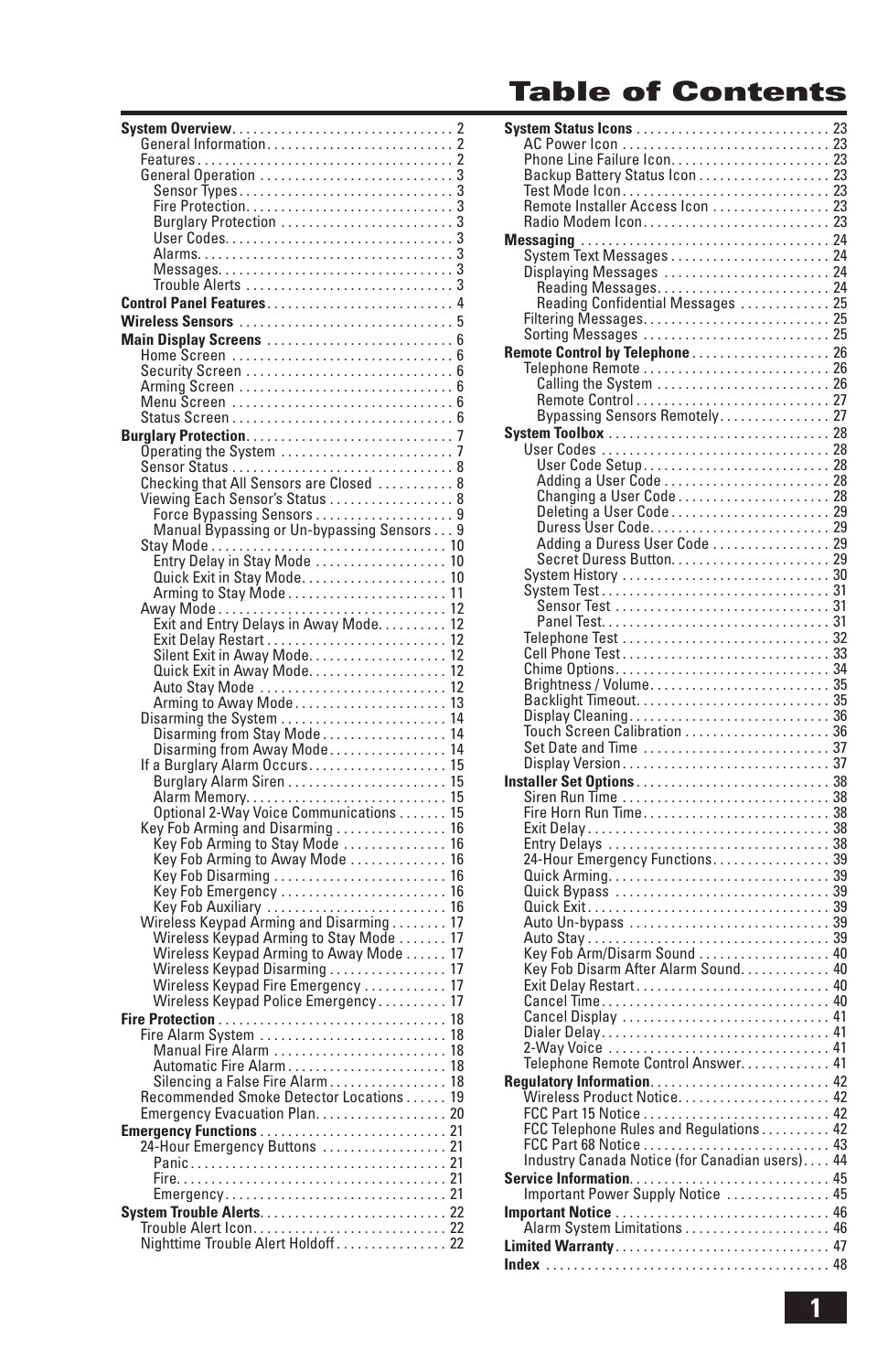# Table of Contents

**System Overview** . . . . . . . . . . 2
- General Information . . . . . . . . . . 2
- Features . . . . . . . . . . 2
- General Operation . . . . . . . . . . 3
  - Sensor Types . . . . . . . . . . 3
  - Fire Protection . . . . . . . . . . 3
  - Burglary Protection . . . . . . . . . . 3
  - User Codes . . . . . . . . . . 3
  - Alarms . . . . . . . . . . 3
  - Messages . . . . . . . . . . 3
  - Trouble Alerts . . . . . . . . . . 3

**Control Panel Features** . . . . . . . . . . 4

**Wireless Sensors** . . . . . . . . . . 5

**Main Display Screens** . . . . . . . . . . 6
- Home Screen . . . . . . . . . . 6
- Security Screen . . . . . . . . . . 6
- Arming Screen . . . . . . . . . . 6
- Menu Screen . . . . . . . . . . 6
- Status Screen . . . . . . . . . . 6

**Burglary Protection** . . . . . . . . . . 7
- Operating the System . . . . . . . . . . 7
- Sensor Status . . . . . . . . . . 8
- Checking that All Sensors are Closed . . . . . . . . . . 8
- Viewing Each Sensor's Status . . . . . . . . . . 8
  - Force Bypassing Sensors . . . . . . . . . . 9
  - Manual Bypassing or Un-bypassing Sensors . . . 9
- Stay Mode . . . . . . . . . . 10
  - Entry Delay in Stay Mode . . . . . . . . . . 10
  - Quick Exit in Stay Mode . . . . . . . . . . 10
  - Arming to Stay Mode . . . . . . . . . . 11
- Away Mode . . . . . . . . . . 12
  - Exit and Entry Delays in Away Mode . . . . . . . . . . 12
  - Exit Delay Restart . . . . . . . . . . 12
  - Silent Exit in Away Mode . . . . . . . . . . 12
  - Quick Exit in Away Mode . . . . . . . . . . 12
  - Auto Stay Mode . . . . . . . . . . 12
  - Arming to Away Mode . . . . . . . . . . 13
- Disarming the System . . . . . . . . . . 14
  - Disarming from Stay Mode . . . . . . . . . . 14
  - Disarming from Away Mode . . . . . . . . . . 14
- If a Burglary Alarm Occurs . . . . . . . . . . 15
  - Burglary Alarm Siren . . . . . . . . . . 15
  - Alarm Memory . . . . . . . . . . 15
  - Optional 2-Way Voice Communications . . . . . . . 15
- Key Fob Arming and Disarming . . . . . . . . . . 16
  - Key Fob Arming to Stay Mode . . . . . . . . . . 16
  - Key Fob Arming to Away Mode . . . . . . . . . . 16
  - Key Fob Disarming . . . . . . . . . . 16
  - Key Fob Emergency . . . . . . . . . . 16
  - Key Fob Auxiliary . . . . . . . . . . 16
- Wireless Keypad Arming and Disarming . . . . . . . . 17
  - Wireless Keypad Arming to Stay Mode . . . . . . . 17
  - Wireless Keypad Arming to Away Mode . . . . . . 17
  - Wireless Keypad Disarming . . . . . . . . . . 17
  - Wireless Keypad Fire Emergency . . . . . . . . . . 17
  - Wireless Keypad Police Emergency . . . . . . . . . . 17

**Fire Protection** . . . . . . . . . . 18
- Fire Alarm System . . . . . . . . . . 18
  - Manual Fire Alarm . . . . . . . . . . 18
  - Automatic Fire Alarm . . . . . . . . . . 18
  - Silencing a False Fire Alarm . . . . . . . . . . 18
- Recommended Smoke Detector Locations . . . . . . 19
- Emergency Evacuation Plan . . . . . . . . . . 20

**Emergency Functions** . . . . . . . . . . 21
- 24-Hour Emergency Buttons . . . . . . . . . . 21
  - Panic . . . . . . . . . . 21
  - Fire . . . . . . . . . . 21
  - Emergency . . . . . . . . . . 21

**System Trouble Alerts** . . . . . . . . . . 22
- Trouble Alert Icon . . . . . . . . . . 22
- Nighttime Trouble Alert Holdoff . . . . . . . . . . 22

**System Status Icons** . . . . . . . . . . 23
- AC Power Icon . . . . . . . . . . 23
- Phone Line Failure Icon . . . . . . . . . . 23
- Backup Battery Status Icon . . . . . . . . . . 23
- Test Mode Icon . . . . . . . . . . 23
- Remote Installer Access Icon . . . . . . . . . . 23
- Radio Modem Icon . . . . . . . . . . 23

**Messaging** . . . . . . . . . . 24
- System Text Messages . . . . . . . . . . 24
- Displaying Messages . . . . . . . . . . 24
  - Reading Messages . . . . . . . . . . 24
  - Reading Confidential Messages . . . . . . . . . . 25
- Filtering Messages . . . . . . . . . . 25
- Sorting Messages . . . . . . . . . . 25

**Remote Control by Telephone** . . . . . . . . . . 26
- Telephone Remote . . . . . . . . . . 26
  - Calling the System . . . . . . . . . . 26
  - Remote Control . . . . . . . . . . 27
  - Bypassing Sensors Remotely . . . . . . . . . . 27

**System Toolbox** . . . . . . . . . . 28
- User Codes . . . . . . . . . . 28
  - User Code Setup . . . . . . . . . . 28
  - Adding a User Code . . . . . . . . . . 28
  - Changing a User Code . . . . . . . . . . 28
  - Deleting a User Code . . . . . . . . . . 29
  - Duress User Code . . . . . . . . . . 29
  - Adding a Duress User Code . . . . . . . . . . 29
  - Secret Duress Button . . . . . . . . . . 29
- System History . . . . . . . . . . 30
- System Test . . . . . . . . . . 31
  - Sensor Test . . . . . . . . . . 31
  - Panel Test . . . . . . . . . . 31
- Telephone Test . . . . . . . . . . 32
- Cell Phone Test . . . . . . . . . . 33
- Chime Options . . . . . . . . . . 34
- Brightness / Volume . . . . . . . . . . 35
- Backlight Timeout . . . . . . . . . . 35
- Display Cleaning . . . . . . . . . . 36
- Touch Screen Calibration . . . . . . . . . . 36
- Set Date and Time . . . . . . . . . . 37
- Display Version . . . . . . . . . . 37

**Installer Set Options** . . . . . . . . . . 38
- Siren Run Time . . . . . . . . . . 38
- Fire Horn Run Time . . . . . . . . . . 38
- Exit Delay . . . . . . . . . . 38
- Entry Delays . . . . . . . . . . 38
- 24-Hour Emergency Functions . . . . . . . . . . 39
- Quick Arming . . . . . . . . . . 39
- Quick Bypass . . . . . . . . . . 39
- Quick Exit . . . . . . . . . . 39
- Auto Un-bypass . . . . . . . . . . 39
- Auto Stay . . . . . . . . . . 39
- Key Fob Arm/Disarm Sound . . . . . . . . . . 40
- Key Fob Disarm After Alarm Sound . . . . . . . . . . 40
- Exit Delay Restart . . . . . . . . . . 40
- Cancel Time . . . . . . . . . . 40
- Cancel Display . . . . . . . . . . 41
- Dialer Delay . . . . . . . . . . 41
- 2-Way Voice . . . . . . . . . . 41
- Telephone Remote Control Answer . . . . . . . . . . 41

**Regulatory Information** . . . . . . . . . . 42
- Wireless Product Notice . . . . . . . . . . 42
- FCC Part 15 Notice . . . . . . . . . . 42
- FCC Telephone Rules and Regulations . . . . . . . . . . 42
- FCC Part 68 Notice . . . . . . . . . . 43
- Industry Canada Notice (for Canadian users) . . . . 44

**Service Information** . . . . . . . . . . 45
- Important Power Supply Notice . . . . . . . . . . 45

**Important Notice** . . . . . . . . . . 46
- Alarm System Limitations . . . . . . . . . . 46

**Limited Warranty** . . . . . . . . . . 47

**Index** . . . . . . . . . . 48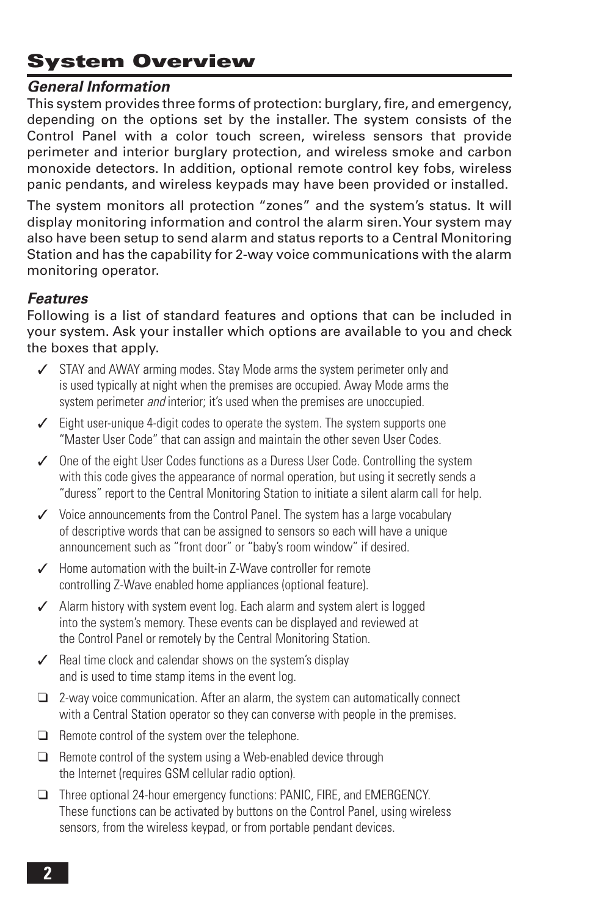# System Overview

### *General Information*

This system provides three forms of protection: burglary, fire, and emergency, depending on the options set by the installer. The system consists of the Control Panel with a color touch screen, wireless sensors that provide perimeter and interior burglary protection, and wireless smoke and carbon monoxide detectors. In addition, optional remote control key fobs, wireless panic pendants, and wireless keypads may have been provided or installed.

The system monitors all protection "zones" and the system's status. It will display monitoring information and control the alarm siren. Your system may also have been setup to send alarm and status reports to a Central Monitoring Station and has the capability for 2-way voice communications with the alarm monitoring operator.

### *Features*

Following is a list of standard features and options that can be included in your system. Ask your installer which options are available to you and check the boxes that apply.

- ✓ STAY and AWAY arming modes. Stay Mode arms the system perimeter only and is used typically at night when the premises are occupied. Away Mode arms the system perimeter *and* interior; it's used when the premises are unoccupied.
- ✓ Eight user-unique 4-digit codes to operate the system. The system supports one "Master User Code" that can assign and maintain the other seven User Codes.
- ✓ One of the eight User Codes functions as a Duress User Code. Controlling the system with this code gives the appearance of normal operation, but using it secretly sends a "duress" report to the Central Monitoring Station to initiate a silent alarm call for help.
- ✓ Voice announcements from the Control Panel. The system has a large vocabulary of descriptive words that can be assigned to sensors so each will have a unique announcement such as "front door" or "baby's room window" if desired.
- ✓ Home automation with the built-in Z-Wave controller for remote controlling Z-Wave enabled home appliances (optional feature).
- ✓ Alarm history with system event log. Each alarm and system alert is logged into the system's memory. These events can be displayed and reviewed at the Control Panel or remotely by the Central Monitoring Station.
- ✓ Real time clock and calendar shows on the system's display and is used to time stamp items in the event log.
- ❑ 2-way voice communication. After an alarm, the system can automatically connect with a Central Station operator so they can converse with people in the premises.
- ❑ Remote control of the system over the telephone.
- ❑ Remote control of the system using a Web-enabled device through the Internet (requires GSM cellular radio option).
- ❑ Three optional 24-hour emergency functions: PANIC, FIRE, and EMERGENCY. These functions can be activated by buttons on the Control Panel, using wireless sensors, from the wireless keypad, or from portable pendant devices.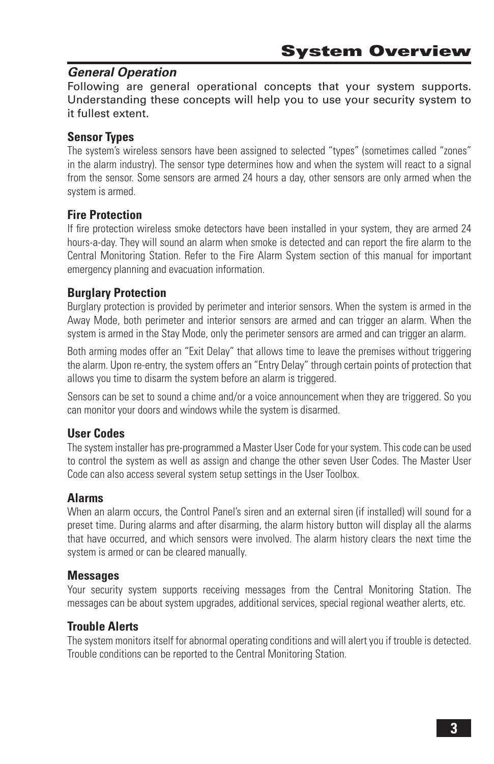# System Overview

## *General Operation*

Following are general operational concepts that your system supports. Understanding these concepts will help you to use your security system to it fullest extent.

### Sensor Types

The system's wireless sensors have been assigned to selected "types" (sometimes called "zones" in the alarm industry). The sensor type determines how and when the system will react to a signal from the sensor. Some sensors are armed 24 hours a day, other sensors are only armed when the system is armed.

### Fire Protection

If fire protection wireless smoke detectors have been installed in your system, they are armed 24 hours-a-day. They will sound an alarm when smoke is detected and can report the fire alarm to the Central Monitoring Station. Refer to the Fire Alarm System section of this manual for important emergency planning and evacuation information.

### Burglary Protection

Burglary protection is provided by perimeter and interior sensors. When the system is armed in the Away Mode, both perimeter and interior sensors are armed and can trigger an alarm. When the system is armed in the Stay Mode, only the perimeter sensors are armed and can trigger an alarm.

Both arming modes offer an "Exit Delay" that allows time to leave the premises without triggering the alarm. Upon re-entry, the system offers an "Entry Delay" through certain points of protection that allows you time to disarm the system before an alarm is triggered.

Sensors can be set to sound a chime and/or a voice announcement when they are triggered. So you can monitor your doors and windows while the system is disarmed.

### User Codes

The system installer has pre-programmed a Master User Code for your system. This code can be used to control the system as well as assign and change the other seven User Codes. The Master User Code can also access several system setup settings in the User Toolbox.

### Alarms

When an alarm occurs, the Control Panel's siren and an external siren (if installed) will sound for a preset time. During alarms and after disarming, the alarm history button will display all the alarms that have occurred, and which sensors were involved. The alarm history clears the next time the system is armed or can be cleared manually.

### Messages

Your security system supports receiving messages from the Central Monitoring Station. The messages can be about system upgrades, additional services, special regional weather alerts, etc.

### Trouble Alerts

The system monitors itself for abnormal operating conditions and will alert you if trouble is detected. Trouble conditions can be reported to the Central Monitoring Station.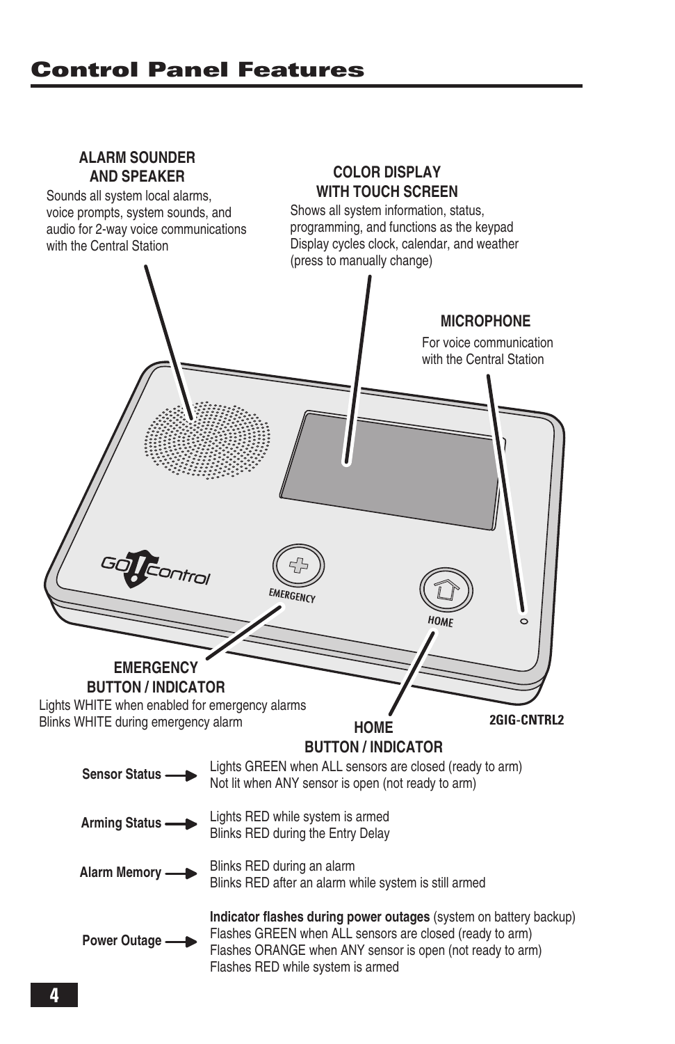# Control Panel Features

**ALARM SOUNDER AND SPEAKER**

Sounds all system local alarms, voice prompts, system sounds, and audio for 2-way voice communications with the Central Station

**COLOR DISPLAY WITH TOUCH SCREEN**

Shows all system information, status, programming, and functions as the keypad
Display cycles clock, calendar, and weather (press to manually change)

**MICROPHONE**

For voice communication with the Central Station

**EMERGENCY BUTTON / INDICATOR**

Lights WHITE when enabled for emergency alarms
Blinks WHITE during emergency alarm

2GIG-CNTRL2

**HOME BUTTON / INDICATOR**

**Sensor Status** → Lights GREEN when ALL sensors are closed (ready to arm)
Not lit when ANY sensor is open (not ready to arm)

**Arming Status** → Lights RED while system is armed
Blinks RED during the Entry Delay

**Alarm Memory** → Blinks RED during an alarm
Blinks RED after an alarm while system is still armed

**Power Outage** → **Indicator flashes during power outages** (system on battery backup)
Flashes GREEN when ALL sensors are closed (ready to arm)
Flashes ORANGE when ANY sensor is open (not ready to arm)
Flashes RED while system is armed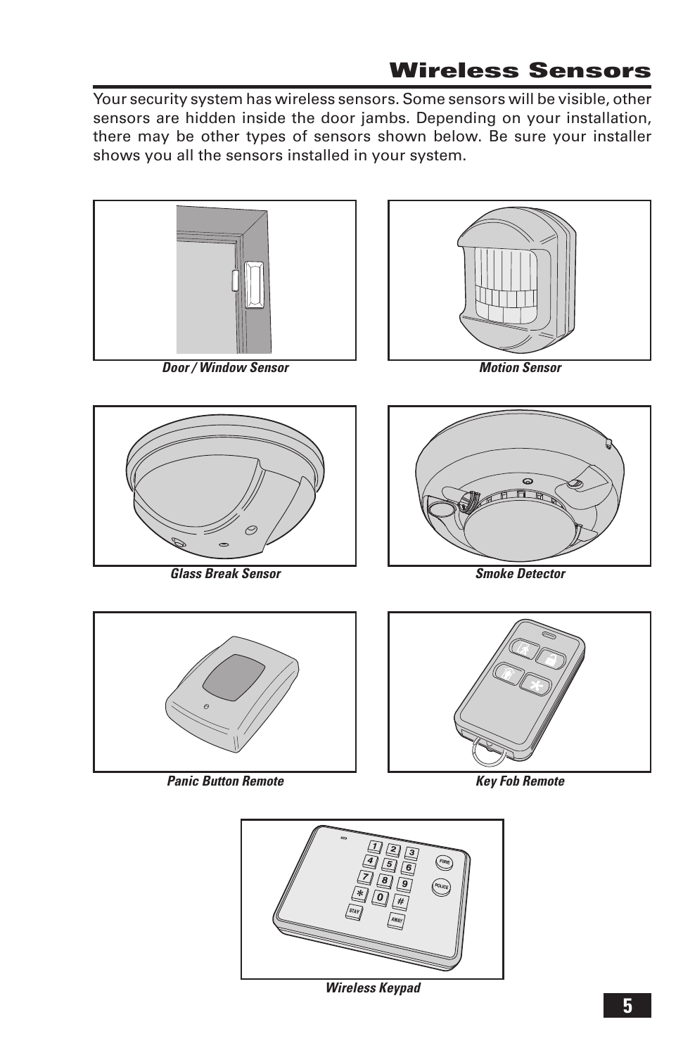## Wireless Sensors

Your security system has wireless sensors. Some sensors will be visible, other sensors are hidden inside the door jambs. Depending on your installation, there may be other types of sensors shown below. Be sure your installer shows you all the sensors installed in your system.

***Door / Window Sensor***

***Motion Sensor***

***Glass Break Sensor***

***Smoke Detector***

***Panic Button Remote***

***Key Fob Remote***

***Wireless Keypad***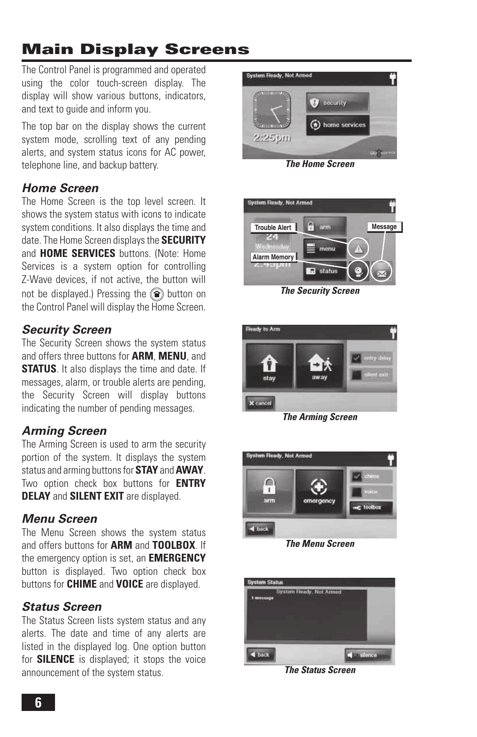# Main Display Screens

The Control Panel is programmed and operated using the color touch-screen display. The display will show various buttons, indicators, and text to guide and inform you.

The top bar on the display shows the current system mode, scrolling text of any pending alerts, and system status icons for AC power, telephone line, and backup battery.

*The Home Screen*

## *Home Screen*

The Home Screen is the top level screen. It shows the system status with icons to indicate system conditions. It also displays the time and date. The Home Screen displays the **SECURITY** and **HOME SERVICES** buttons. (Note: Home Services is a system option for controlling Z-Wave devices, if not active, the button will not be displayed.) Pressing the button on the Control Panel will display the Home Screen.

*The Security Screen*

## *Security Screen*

The Security Screen shows the system status and offers three buttons for **ARM**, **MENU**, and **STATUS**. It also displays the time and date. If messages, alarm, or trouble alerts are pending, the Security Screen will display buttons indicating the number of pending messages.

*The Arming Screen*

## *Arming Screen*

The Arming Screen is used to arm the security portion of the system. It displays the system status and arming buttons for **STAY** and **AWAY**. Two option check box buttons for **ENTRY DELAY** and **SILENT EXIT** are displayed.

*The Menu Screen*

## *Menu Screen*

The Menu Screen shows the system status and offers buttons for **ARM** and **TOOLBOX**. If the emergency option is set, an **EMERGENCY** button is displayed. Two option check box buttons for **CHIME** and **VOICE** are displayed.

*The Status Screen*

## *Status Screen*

The Status Screen lists system status and any alerts. The date and time of any alerts are listed in the displayed log. One option button for **SILENCE** is displayed; it stops the voice announcement of the system status.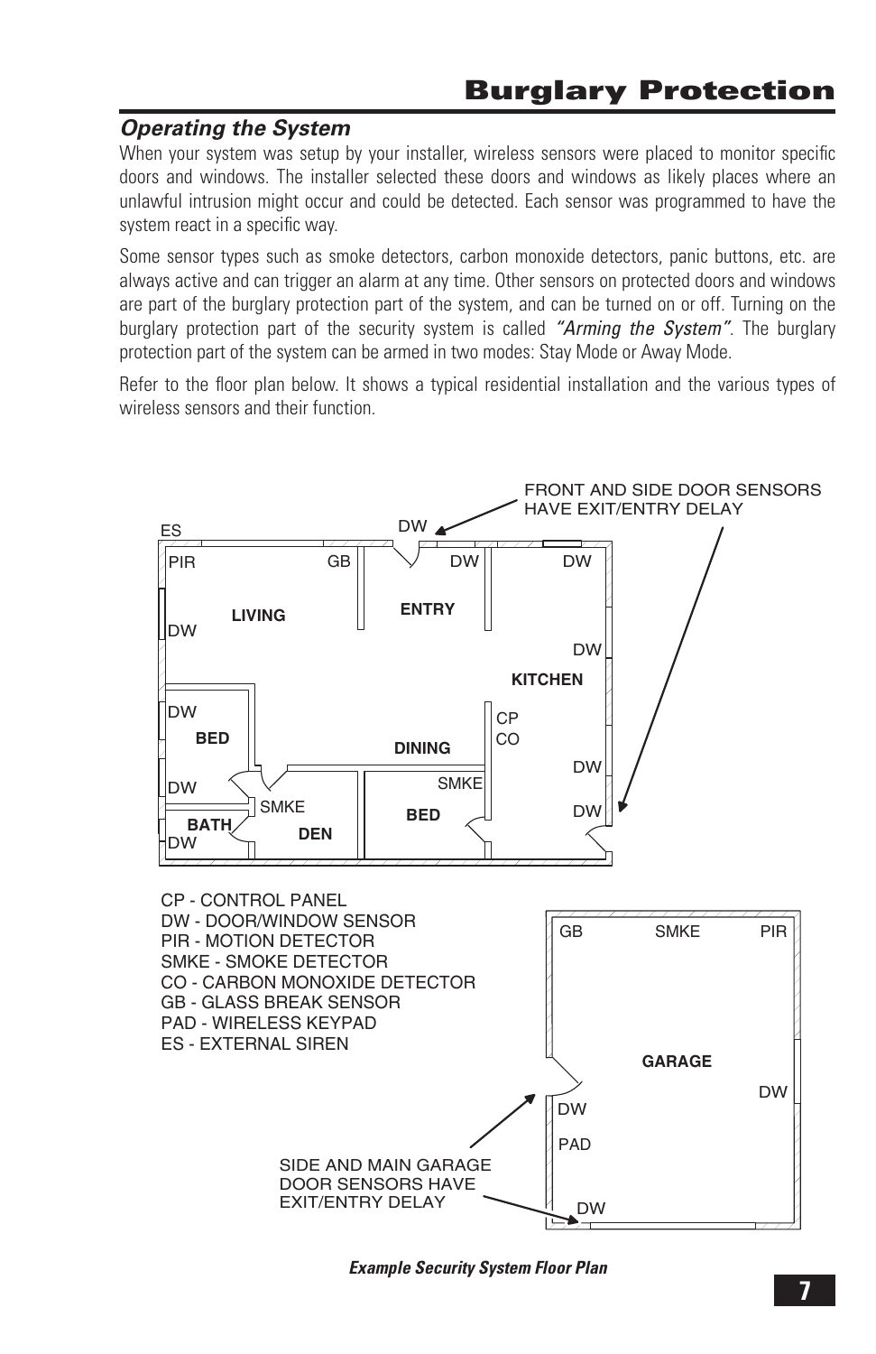# Burglary Protection

### *Operating the System*

When your system was setup by your installer, wireless sensors were placed to monitor specific doors and windows. The installer selected these doors and windows as likely places where an unlawful intrusion might occur and could be detected. Each sensor was programmed to have the system react in a specific way.

Some sensor types such as smoke detectors, carbon monoxide detectors, panic buttons, etc. are always active and can trigger an alarm at any time. Other sensors on protected doors and windows are part of the burglary protection part of the system, and can be turned on or off. Turning on the burglary protection part of the security system is called *"Arming the System"*. The burglary protection part of the system can be armed in two modes: Stay Mode or Away Mode.

Refer to the floor plan below. It shows a typical residential installation and the various types of wireless sensors and their function.

FRONT AND SIDE DOOR SENSORS HAVE EXIT/ENTRY DELAY

CP - CONTROL PANEL
DW - DOOR/WINDOW SENSOR
PIR - MOTION DETECTOR
SMKE - SMOKE DETECTOR
CO - CARBON MONOXIDE DETECTOR
GB - GLASS BREAK SENSOR
PAD - WIRELESS KEYPAD
ES - EXTERNAL SIREN

SIDE AND MAIN GARAGE DOOR SENSORS HAVE EXIT/ENTRY DELAY

***Example Security System Floor Plan***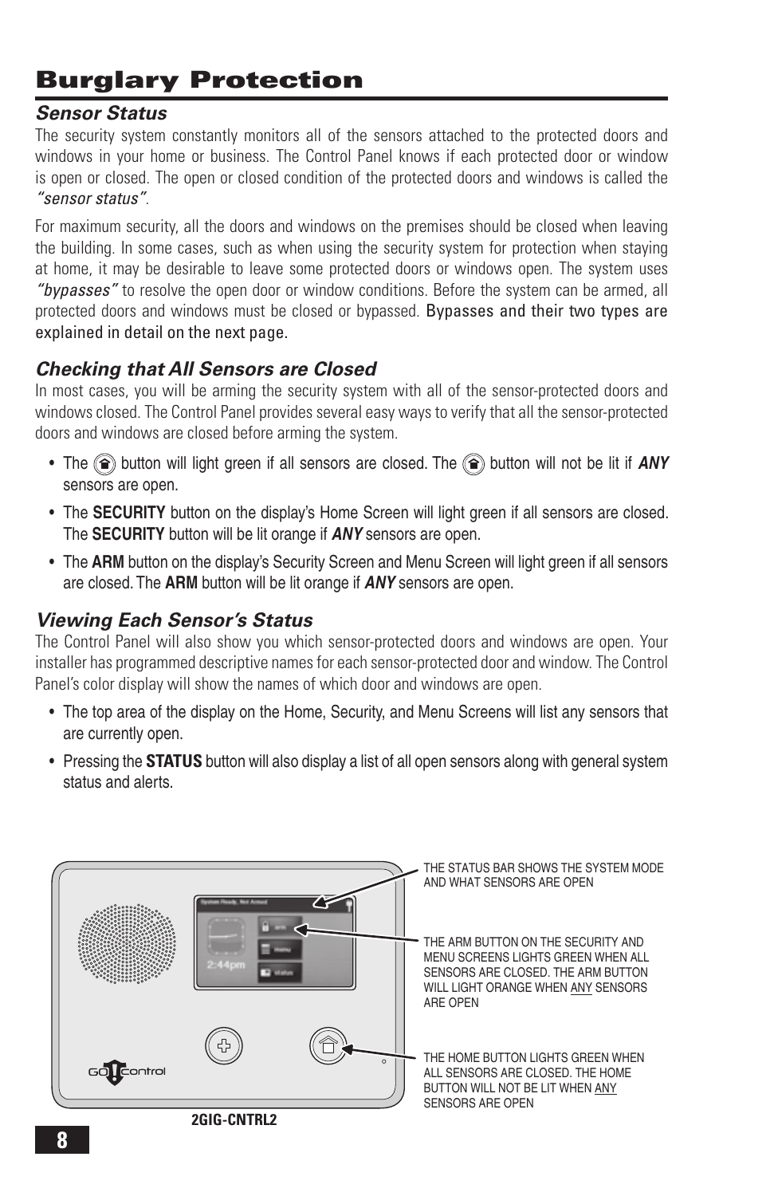# Burglary Protection

### *Sensor Status*

The security system constantly monitors all of the sensors attached to the protected doors and windows in your home or business. The Control Panel knows if each protected door or window is open or closed. The open or closed condition of the protected doors and windows is called the *"sensor status"*.

For maximum security, all the doors and windows on the premises should be closed when leaving the building. In some cases, such as when using the security system for protection when staying at home, it may be desirable to leave some protected doors or windows open. The system uses *"bypasses"* to resolve the open door or window conditions. Before the system can be armed, all protected doors and windows must be closed or bypassed. Bypasses and their two types are explained in detail on the next page.

### *Checking that All Sensors are Closed*

In most cases, you will be arming the security system with all of the sensor-protected doors and windows closed. The Control Panel provides several easy ways to verify that all the sensor-protected doors and windows are closed before arming the system.

- The (home) button will light green if all sensors are closed. The (home) button will not be lit if ***ANY*** sensors are open.
- The **SECURITY** button on the display's Home Screen will light green if all sensors are closed. The **SECURITY** button will be lit orange if ***ANY*** sensors are open.
- The **ARM** button on the display's Security Screen and Menu Screen will light green if all sensors are closed. The **ARM** button will be lit orange if ***ANY*** sensors are open.

### *Viewing Each Sensor's Status*

The Control Panel will also show you which sensor-protected doors and windows are open. Your installer has programmed descriptive names for each sensor-protected door and window. The Control Panel's color display will show the names of which door and windows are open.

- The top area of the display on the Home, Security, and Menu Screens will list any sensors that are currently open.
- Pressing the **STATUS** button will also display a list of all open sensors along with general system status and alerts.

THE STATUS BAR SHOWS THE SYSTEM MODE AND WHAT SENSORS ARE OPEN

THE ARM BUTTON ON THE SECURITY AND MENU SCREENS LIGHTS GREEN WHEN ALL SENSORS ARE CLOSED. THE ARM BUTTON WILL LIGHT ORANGE WHEN ANY SENSORS ARE OPEN

THE HOME BUTTON LIGHTS GREEN WHEN ALL SENSORS ARE CLOSED. THE HOME BUTTON WILL NOT BE LIT WHEN ANY SENSORS ARE OPEN

2GIG-CNTRL2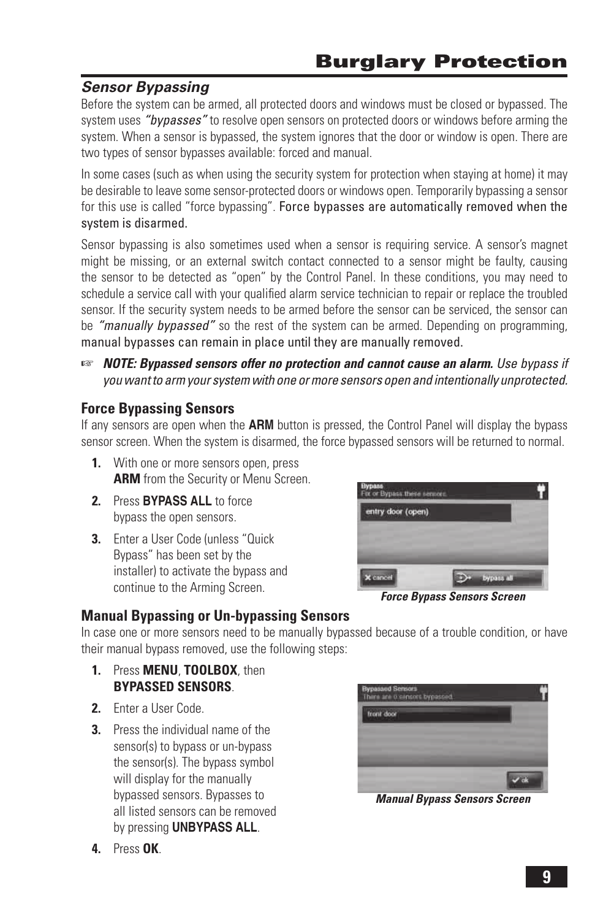# Burglary Protection

## *Sensor Bypassing*

Before the system can be armed, all protected doors and windows must be closed or bypassed. The system uses *"bypasses"* to resolve open sensors on protected doors or windows before arming the system. When a sensor is bypassed, the system ignores that the door or window is open. There are two types of sensor bypasses available: forced and manual.

In some cases (such as when using the security system for protection when staying at home) it may be desirable to leave some sensor-protected doors or windows open. Temporarily bypassing a sensor for this use is called "force bypassing". Force bypasses are automatically removed when the system is disarmed.

Sensor bypassing is also sometimes used when a sensor is requiring service. A sensor's magnet might be missing, or an external switch contact connected to a sensor might be faulty, causing the sensor to be detected as "open" by the Control Panel. In these conditions, you may need to schedule a service call with your qualified alarm service technician to repair or replace the troubled sensor. If the security system needs to be armed before the sensor can be serviced, the sensor can be *"manually bypassed"* so the rest of the system can be armed. Depending on programming, manual bypasses can remain in place until they are manually removed.

☞ ***NOTE: Bypassed sensors offer no protection and cannot cause an alarm.*** *Use bypass if you want to arm your system with one or more sensors open and intentionally unprotected.*

### Force Bypassing Sensors

If any sensors are open when the **ARM** button is pressed, the Control Panel will display the bypass sensor screen. When the system is disarmed, the force bypassed sensors will be returned to normal.

1. With one or more sensors open, press **ARM** from the Security or Menu Screen.
2. Press **BYPASS ALL** to force bypass the open sensors.
3. Enter a User Code (unless "Quick Bypass" has been set by the installer) to activate the bypass and continue to the Arming Screen.

***Force Bypass Sensors Screen***

### Manual Bypassing or Un-bypassing Sensors

In case one or more sensors need to be manually bypassed because of a trouble condition, or have their manual bypass removed, use the following steps:

1. Press **MENU**, **TOOLBOX**, then **BYPASSED SENSORS**.
2. Enter a User Code.
3. Press the individual name of the sensor(s) to bypass or un-bypass the sensor(s). The bypass symbol will display for the manually bypassed sensors. Bypasses to all listed sensors can be removed by pressing **UNBYPASS ALL**.
4. Press **OK**.

***Manual Bypass Sensors Screen***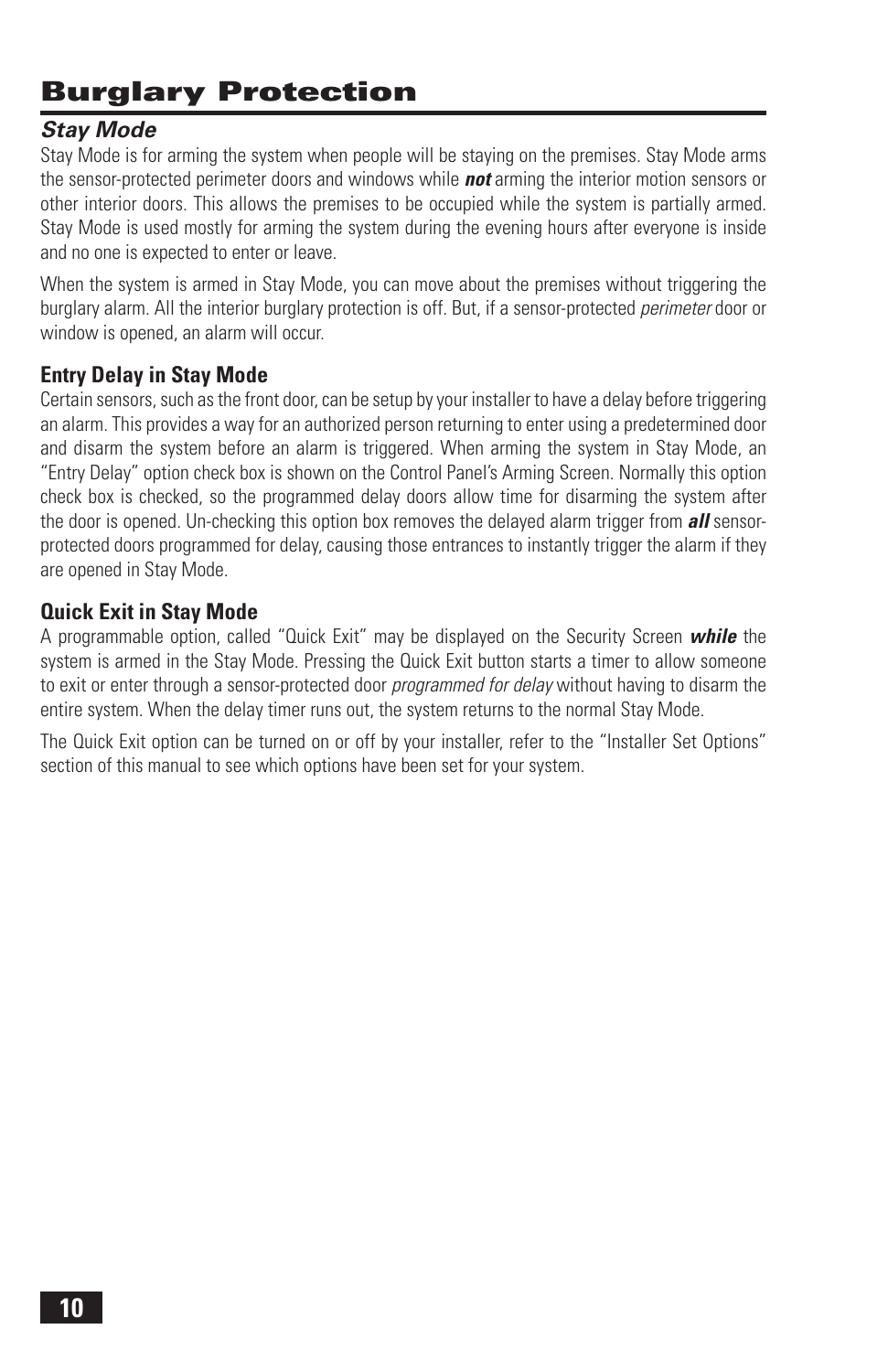# Burglary Protection

## *Stay Mode*

Stay Mode is for arming the system when people will be staying on the premises. Stay Mode arms the sensor-protected perimeter doors and windows while ***not*** arming the interior motion sensors or other interior doors. This allows the premises to be occupied while the system is partially armed. Stay Mode is used mostly for arming the system during the evening hours after everyone is inside and no one is expected to enter or leave.

When the system is armed in Stay Mode, you can move about the premises without triggering the burglary alarm. All the interior burglary protection is off. But, if a sensor-protected *perimeter* door or window is opened, an alarm will occur.

### Entry Delay in Stay Mode

Certain sensors, such as the front door, can be setup by your installer to have a delay before triggering an alarm. This provides a way for an authorized person returning to enter using a predetermined door and disarm the system before an alarm is triggered. When arming the system in Stay Mode, an "Entry Delay" option check box is shown on the Control Panel's Arming Screen. Normally this option check box is checked, so the programmed delay doors allow time for disarming the system after the door is opened. Un-checking this option box removes the delayed alarm trigger from ***all*** sensor-protected doors programmed for delay, causing those entrances to instantly trigger the alarm if they are opened in Stay Mode.

### Quick Exit in Stay Mode

A programmable option, called "Quick Exit" may be displayed on the Security Screen ***while*** the system is armed in the Stay Mode. Pressing the Quick Exit button starts a timer to allow someone to exit or enter through a sensor-protected door *programmed for delay* without having to disarm the entire system. When the delay timer runs out, the system returns to the normal Stay Mode.

The Quick Exit option can be turned on or off by your installer, refer to the "Installer Set Options" section of this manual to see which options have been set for your system.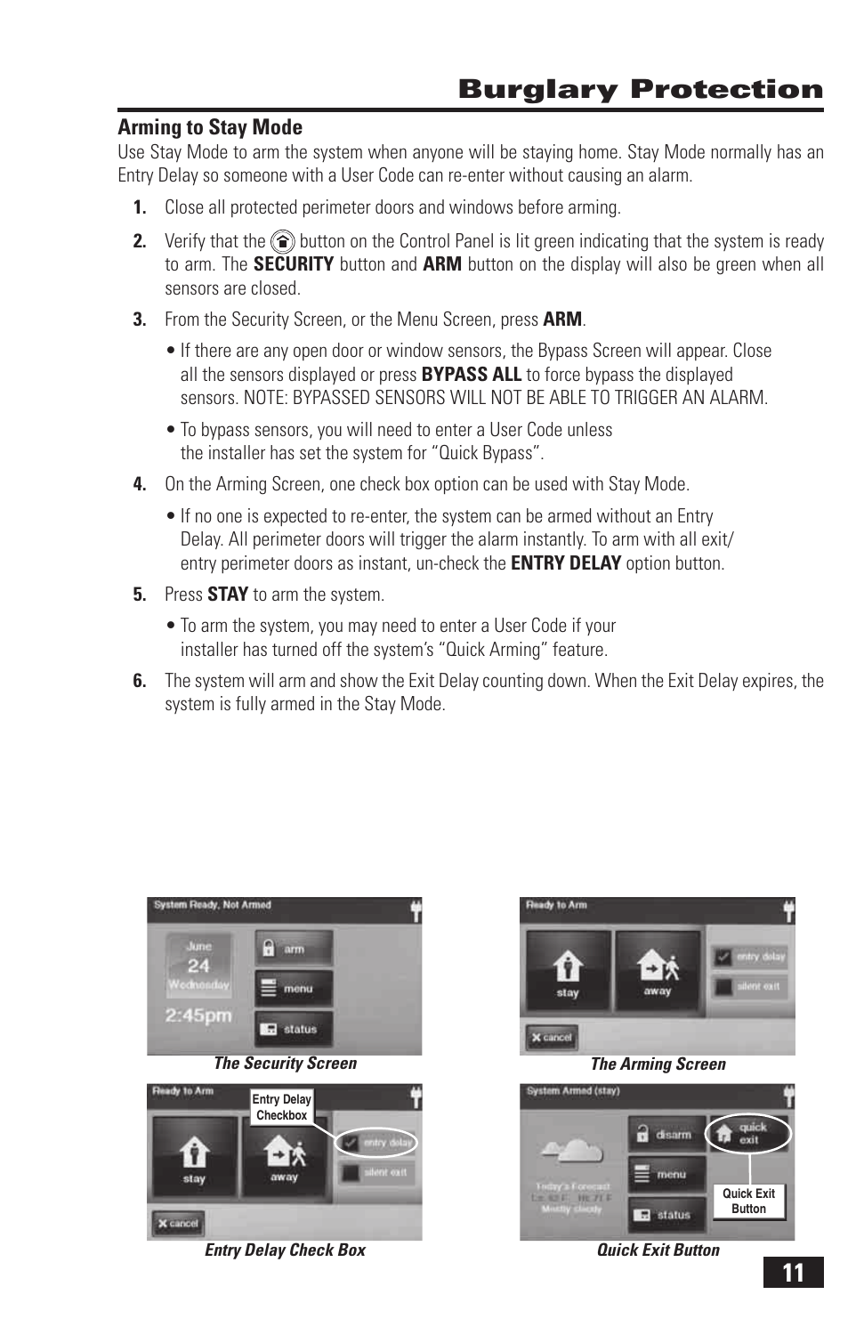# Burglary Protection

## Arming to Stay Mode

Use Stay Mode to arm the system when anyone will be staying home. Stay Mode normally has an Entry Delay so someone with a User Code can re-enter without causing an alarm.

1. Close all protected perimeter doors and windows before arming.
2. Verify that the button on the Control Panel is lit green indicating that the system is ready to arm. The **SECURITY** button and **ARM** button on the display will also be green when all sensors are closed.
3. From the Security Screen, or the Menu Screen, press **ARM**.
   - If there are any open door or window sensors, the Bypass Screen will appear. Close all the sensors displayed or press **BYPASS ALL** to force bypass the displayed sensors. NOTE: BYPASSED SENSORS WILL NOT BE ABLE TO TRIGGER AN ALARM.
   - To bypass sensors, you will need to enter a User Code unless the installer has set the system for "Quick Bypass".
4. On the Arming Screen, one check box option can be used with Stay Mode.
   - If no one is expected to re-enter, the system can be armed without an Entry Delay. All perimeter doors will trigger the alarm instantly. To arm with all exit/entry perimeter doors as instant, un-check the **ENTRY DELAY** option button.
5. Press **STAY** to arm the system.
   - To arm the system, you may need to enter a User Code if your installer has turned off the system's "Quick Arming" feature.
6. The system will arm and show the Exit Delay counting down. When the Exit Delay expires, the system is fully armed in the Stay Mode.

*The Security Screen*

*The Arming Screen*

*Entry Delay Check Box*

*Quick Exit Button*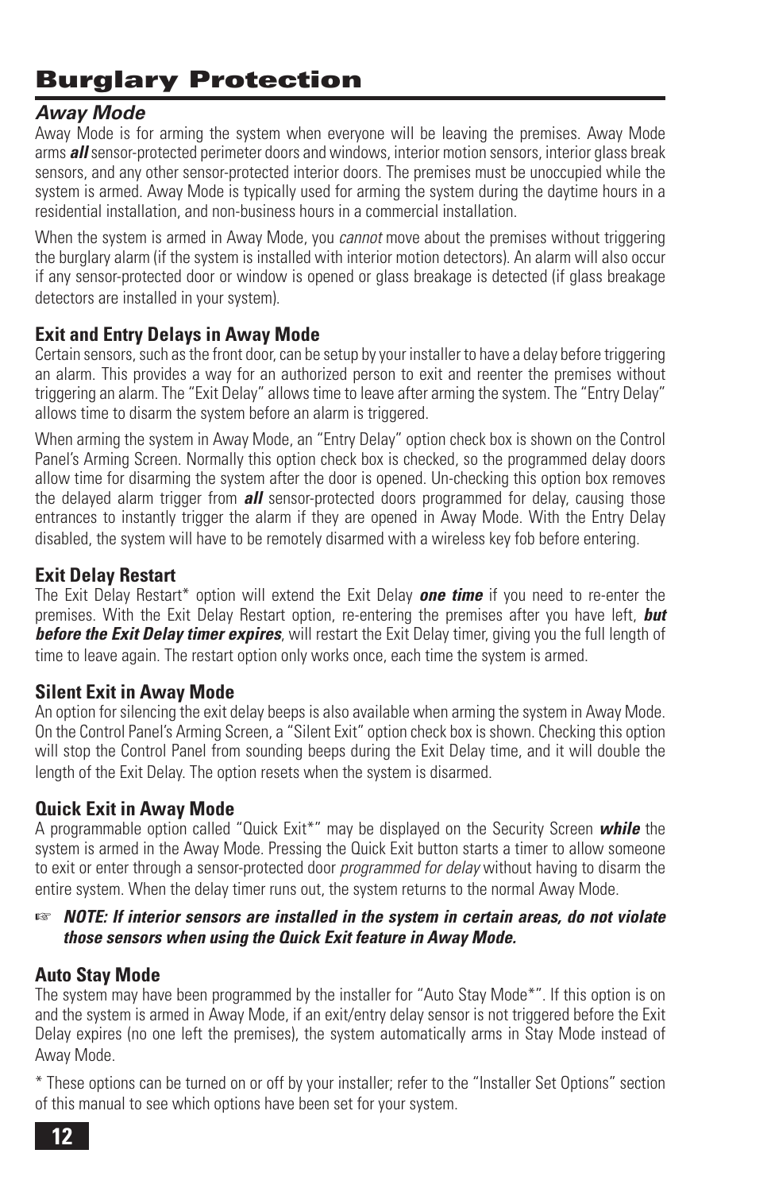# Burglary Protection

## *Away Mode*

Away Mode is for arming the system when everyone will be leaving the premises. Away Mode arms ***all*** sensor-protected perimeter doors and windows, interior motion sensors, interior glass break sensors, and any other sensor-protected interior doors. The premises must be unoccupied while the system is armed. Away Mode is typically used for arming the system during the daytime hours in a residential installation, and non-business hours in a commercial installation.

When the system is armed in Away Mode, you *cannot* move about the premises without triggering the burglary alarm (if the system is installed with interior motion detectors). An alarm will also occur if any sensor-protected door or window is opened or glass breakage is detected (if glass breakage detectors are installed in your system).

### Exit and Entry Delays in Away Mode

Certain sensors, such as the front door, can be setup by your installer to have a delay before triggering an alarm. This provides a way for an authorized person to exit and reenter the premises without triggering an alarm. The "Exit Delay" allows time to leave after arming the system. The "Entry Delay" allows time to disarm the system before an alarm is triggered.

When arming the system in Away Mode, an "Entry Delay" option check box is shown on the Control Panel's Arming Screen. Normally this option check box is checked, so the programmed delay doors allow time for disarming the system after the door is opened. Un-checking this option box removes the delayed alarm trigger from ***all*** sensor-protected doors programmed for delay, causing those entrances to instantly trigger the alarm if they are opened in Away Mode. With the Entry Delay disabled, the system will have to be remotely disarmed with a wireless key fob before entering.

### Exit Delay Restart

The Exit Delay Restart* option will extend the Exit Delay ***one time*** if you need to re-enter the premises. With the Exit Delay Restart option, re-entering the premises after you have left, ***but before the Exit Delay timer expires***, will restart the Exit Delay timer, giving you the full length of time to leave again. The restart option only works once, each time the system is armed.

### Silent Exit in Away Mode

An option for silencing the exit delay beeps is also available when arming the system in Away Mode. On the Control Panel's Arming Screen, a "Silent Exit" option check box is shown. Checking this option will stop the Control Panel from sounding beeps during the Exit Delay time, and it will double the length of the Exit Delay. The option resets when the system is disarmed.

### Quick Exit in Away Mode

A programmable option called "Quick Exit*" may be displayed on the Security Screen ***while*** the system is armed in the Away Mode. Pressing the Quick Exit button starts a timer to allow someone to exit or enter through a sensor-protected door *programmed for delay* without having to disarm the entire system. When the delay timer runs out, the system returns to the normal Away Mode.

☞ ***NOTE: If interior sensors are installed in the system in certain areas, do not violate those sensors when using the Quick Exit feature in Away Mode.***

### Auto Stay Mode

The system may have been programmed by the installer for "Auto Stay Mode*". If this option is on and the system is armed in Away Mode, if an exit/entry delay sensor is not triggered before the Exit Delay expires (no one left the premises), the system automatically arms in Stay Mode instead of Away Mode.

* These options can be turned on or off by your installer; refer to the "Installer Set Options" section of this manual to see which options have been set for your system.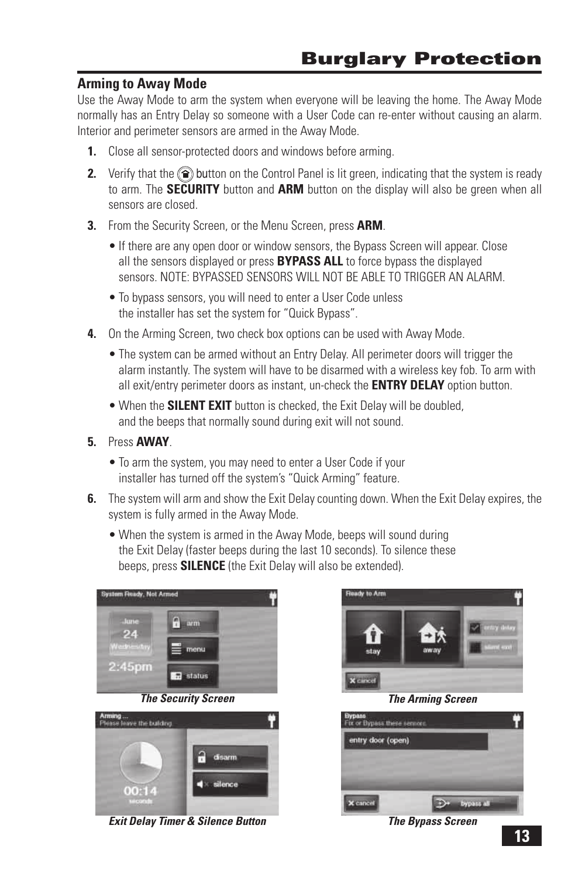# Burglary Protection

## Arming to Away Mode

Use the Away Mode to arm the system when everyone will be leaving the home. The Away Mode normally has an Entry Delay so someone with a User Code can re-enter without causing an alarm. Interior and perimeter sensors are armed in the Away Mode.

1. Close all sensor-protected doors and windows before arming.
2. Verify that the button on the Control Panel is lit green, indicating that the system is ready to arm. The **SECURITY** button and **ARM** button on the display will also be green when all sensors are closed.
3. From the Security Screen, or the Menu Screen, press **ARM**.
   - If there are any open door or window sensors, the Bypass Screen will appear. Close all the sensors displayed or press **BYPASS ALL** to force bypass the displayed sensors. NOTE: BYPASSED SENSORS WILL NOT BE ABLE TO TRIGGER AN ALARM.
   - To bypass sensors, you will need to enter a User Code unless the installer has set the system for "Quick Bypass".
4. On the Arming Screen, two check box options can be used with Away Mode.
   - The system can be armed without an Entry Delay. All perimeter doors will trigger the alarm instantly. The system will have to be disarmed with a wireless key fob. To arm with all exit/entry perimeter doors as instant, un-check the **ENTRY DELAY** option button.
   - When the **SILENT EXIT** button is checked, the Exit Delay will be doubled, and the beeps that normally sound during exit will not sound.
5. Press **AWAY**.
   - To arm the system, you may need to enter a User Code if your installer has turned off the system's "Quick Arming" feature.
6. The system will arm and show the Exit Delay counting down. When the Exit Delay expires, the system is fully armed in the Away Mode.
   - When the system is armed in the Away Mode, beeps will sound during the Exit Delay (faster beeps during the last 10 seconds). To silence these beeps, press **SILENCE** (the Exit Delay will also be extended).

***The Security Screen***

***The Arming Screen***

***Exit Delay Timer & Silence Button***

***The Bypass Screen***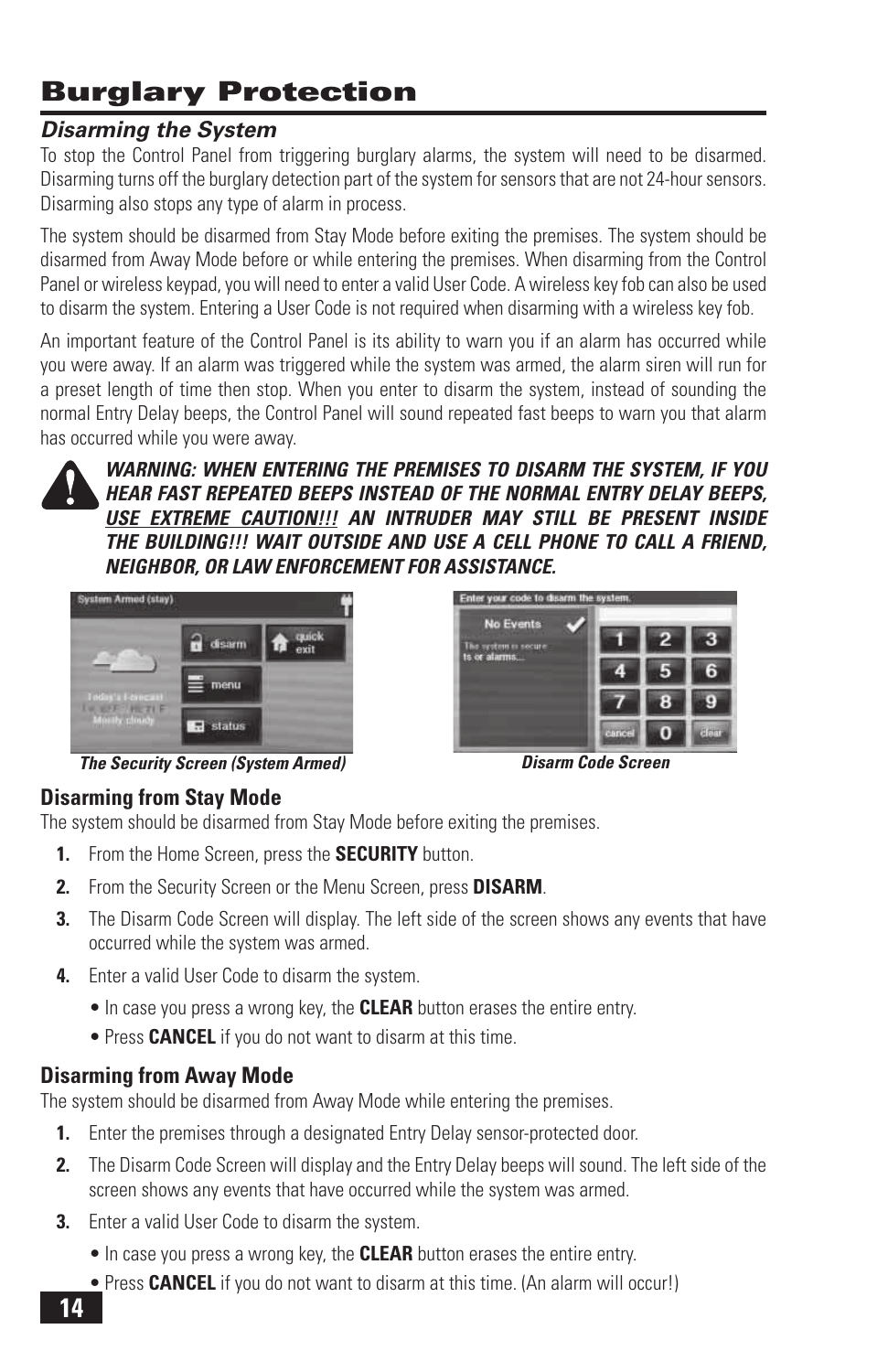# Burglary Protection

## *Disarming the System*

To stop the Control Panel from triggering burglary alarms, the system will need to be disarmed. Disarming turns off the burglary detection part of the system for sensors that are not 24-hour sensors. Disarming also stops any type of alarm in process.

The system should be disarmed from Stay Mode before exiting the premises. The system should be disarmed from Away Mode before or while entering the premises. When disarming from the Control Panel or wireless keypad, you will need to enter a valid User Code. A wireless key fob can also be used to disarm the system. Entering a User Code is not required when disarming with a wireless key fob.

An important feature of the Control Panel is its ability to warn you if an alarm has occurred while you were away. If an alarm was triggered while the system was armed, the alarm siren will run for a preset length of time then stop. When you enter to disarm the system, instead of sounding the normal Entry Delay beeps, the Control Panel will sound repeated fast beeps to warn you that alarm has occurred while you were away.

***WARNING: WHEN ENTERING THE PREMISES TO DISARM THE SYSTEM, IF YOU HEAR FAST REPEATED BEEPS INSTEAD OF THE NORMAL ENTRY DELAY BEEPS, USE EXTREME CAUTION!!! AN INTRUDER MAY STILL BE PRESENT INSIDE THE BUILDING!!! WAIT OUTSIDE AND USE A CELL PHONE TO CALL A FRIEND, NEIGHBOR, OR LAW ENFORCEMENT FOR ASSISTANCE.***

*The Security Screen (System Armed)*

*Disarm Code Screen*

### Disarming from Stay Mode

The system should be disarmed from Stay Mode before exiting the premises.

1. From the Home Screen, press the **SECURITY** button.
2. From the Security Screen or the Menu Screen, press **DISARM**.
3. The Disarm Code Screen will display. The left side of the screen shows any events that have occurred while the system was armed.
4. Enter a valid User Code to disarm the system.
   - In case you press a wrong key, the **CLEAR** button erases the entire entry.
   - Press **CANCEL** if you do not want to disarm at this time.

### Disarming from Away Mode

The system should be disarmed from Away Mode while entering the premises.

1. Enter the premises through a designated Entry Delay sensor-protected door.
2. The Disarm Code Screen will display and the Entry Delay beeps will sound. The left side of the screen shows any events that have occurred while the system was armed.
3. Enter a valid User Code to disarm the system.
   - In case you press a wrong key, the **CLEAR** button erases the entire entry.
   - Press **CANCEL** if you do not want to disarm at this time. (An alarm will occur!)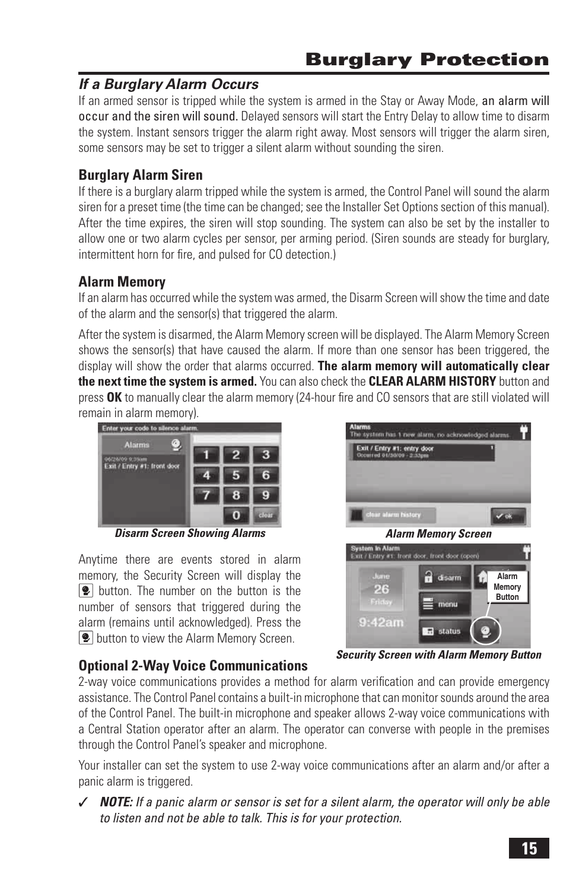# Burglary Protection

## *If a Burglary Alarm Occurs*

If an armed sensor is tripped while the system is armed in the Stay or Away Mode, an alarm will occur and the siren will sound. Delayed sensors will start the Entry Delay to allow time to disarm the system. Instant sensors trigger the alarm right away. Most sensors will trigger the alarm siren, some sensors may be set to trigger a silent alarm without sounding the siren.

### Burglary Alarm Siren

If there is a burglary alarm tripped while the system is armed, the Control Panel will sound the alarm siren for a preset time (the time can be changed; see the Installer Set Options section of this manual). After the time expires, the siren will stop sounding. The system can also be set by the installer to allow one or two alarm cycles per sensor, per arming period. (Siren sounds are steady for burglary, intermittent horn for fire, and pulsed for CO detection.)

### Alarm Memory

If an alarm has occurred while the system was armed, the Disarm Screen will show the time and date of the alarm and the sensor(s) that triggered the alarm.

After the system is disarmed, the Alarm Memory screen will be displayed. The Alarm Memory Screen shows the sensor(s) that have caused the alarm. If more than one sensor has been triggered, the display will show the order that alarms occurred. **The alarm memory will automatically clear the next time the system is armed.** You can also check the **CLEAR ALARM HISTORY** button and press **OK** to manually clear the alarm memory (24-hour fire and CO sensors that are still violated will remain in alarm memory).

*Disarm Screen Showing Alarms*

*Alarm Memory Screen*

Anytime there are events stored in alarm memory, the Security Screen will display the button. The number on the button is the number of sensors that triggered during the alarm (remains until acknowledged). Press the button to view the Alarm Memory Screen.

*Security Screen with Alarm Memory Button*

### Optional 2-Way Voice Communications

2-way voice communications provides a method for alarm verification and can provide emergency assistance. The Control Panel contains a built-in microphone that can monitor sounds around the area of the Control Panel. The built-in microphone and speaker allows 2-way voice communications with a Central Station operator after an alarm. The operator can converse with people in the premises through the Control Panel's speaker and microphone.

Your installer can set the system to use 2-way voice communications after an alarm and/or after a panic alarm is triggered.

✓ ***NOTE:*** *If a panic alarm or sensor is set for a silent alarm, the operator will only be able to listen and not be able to talk. This is for your protection.*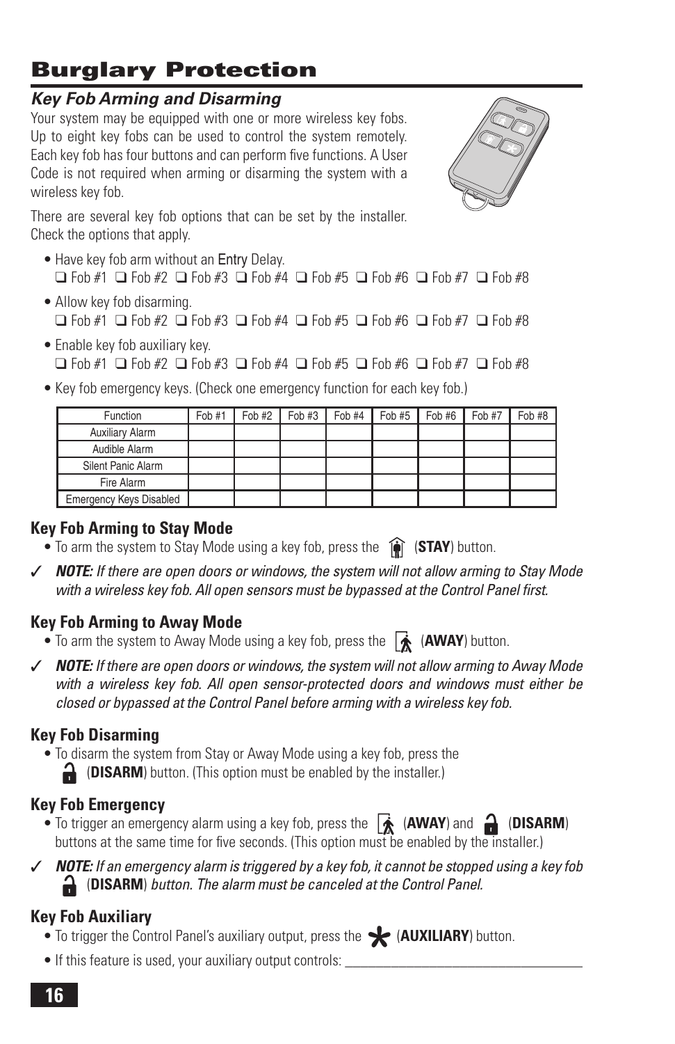# Burglary Protection

## *Key Fob Arming and Disarming*

Your system may be equipped with one or more wireless key fobs. Up to eight key fobs can be used to control the system remotely. Each key fob has four buttons and can perform five functions. A User Code is not required when arming or disarming the system with a wireless key fob.

There are several key fob options that can be set by the installer. Check the options that apply.

- Have key fob arm without an Entry Delay.
  ❑ Fob #1 ❑ Fob #2 ❑ Fob #3 ❑ Fob #4 ❑ Fob #5 ❑ Fob #6 ❑ Fob #7 ❑ Fob #8
- Allow key fob disarming.
  ❑ Fob #1 ❑ Fob #2 ❑ Fob #3 ❑ Fob #4 ❑ Fob #5 ❑ Fob #6 ❑ Fob #7 ❑ Fob #8
- Enable key fob auxiliary key.
  ❑ Fob #1 ❑ Fob #2 ❑ Fob #3 ❑ Fob #4 ❑ Fob #5 ❑ Fob #6 ❑ Fob #7 ❑ Fob #8
- Key fob emergency keys. (Check one emergency function for each key fob.)

| Function | Fob #1 | Fob #2 | Fob #3 | Fob #4 | Fob #5 | Fob #6 | Fob #7 | Fob #8 |
|---|---|---|---|---|---|---|---|---|
| Auxiliary Alarm | | | | | | | | |
| Audible Alarm | | | | | | | | |
| Silent Panic Alarm | | | | | | | | |
| Fire Alarm | | | | | | | | |
| Emergency Keys Disabled | | | | | | | | |

### Key Fob Arming to Stay Mode

- To arm the system to Stay Mode using a key fob, press the (**STAY**) button.

✓ ***NOTE:*** *If there are open doors or windows, the system will not allow arming to Stay Mode with a wireless key fob. All open sensors must be bypassed at the Control Panel first.*

### Key Fob Arming to Away Mode

- To arm the system to Away Mode using a key fob, press the (**AWAY**) button.

✓ ***NOTE:*** *If there are open doors or windows, the system will not allow arming to Away Mode with a wireless key fob. All open sensor-protected doors and windows must either be closed or bypassed at the Control Panel before arming with a wireless key fob.*

### Key Fob Disarming

- To disarm the system from Stay or Away Mode using a key fob, press the (**DISARM**) button. (This option must be enabled by the installer.)

### Key Fob Emergency

- To trigger an emergency alarm using a key fob, press the (**AWAY**) and (**DISARM**) buttons at the same time for five seconds. (This option must be enabled by the installer.)

✓ ***NOTE:*** *If an emergency alarm is triggered by a key fob, it cannot be stopped using a key fob* (**DISARM**) *button. The alarm must be canceled at the Control Panel.*

### Key Fob Auxiliary

- To trigger the Control Panel's auxiliary output, press the * (**AUXILIARY**) button.
- If this feature is used, your auxiliary output controls: ___________________________________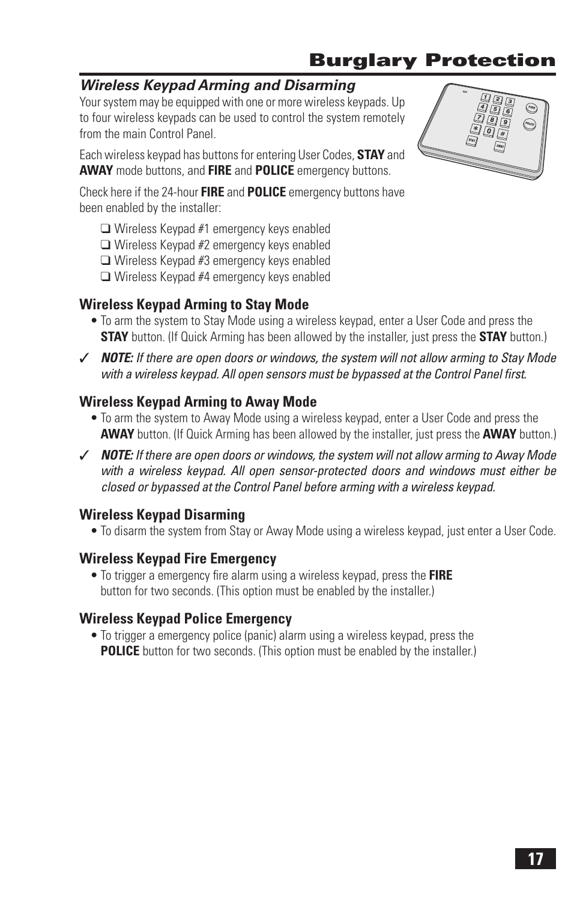# Burglary Protection

## *Wireless Keypad Arming and Disarming*

Your system may be equipped with one or more wireless keypads. Up to four wireless keypads can be used to control the system remotely from the main Control Panel.

Each wireless keypad has buttons for entering User Codes, **STAY** and **AWAY** mode buttons, and **FIRE** and **POLICE** emergency buttons.

Check here if the 24-hour **FIRE** and **POLICE** emergency buttons have been enabled by the installer:

- ❑ Wireless Keypad #1 emergency keys enabled
- ❑ Wireless Keypad #2 emergency keys enabled
- ❑ Wireless Keypad #3 emergency keys enabled
- ❑ Wireless Keypad #4 emergency keys enabled

### Wireless Keypad Arming to Stay Mode

- To arm the system to Stay Mode using a wireless keypad, enter a User Code and press the **STAY** button. (If Quick Arming has been allowed by the installer, just press the **STAY** button.)

✓ ***NOTE:*** *If there are open doors or windows, the system will not allow arming to Stay Mode with a wireless keypad. All open sensors must be bypassed at the Control Panel first.*

### Wireless Keypad Arming to Away Mode

- To arm the system to Away Mode using a wireless keypad, enter a User Code and press the **AWAY** button. (If Quick Arming has been allowed by the installer, just press the **AWAY** button.)

✓ ***NOTE:*** *If there are open doors or windows, the system will not allow arming to Away Mode with a wireless keypad. All open sensor-protected doors and windows must either be closed or bypassed at the Control Panel before arming with a wireless keypad.*

### Wireless Keypad Disarming

- To disarm the system from Stay or Away Mode using a wireless keypad, just enter a User Code.

### Wireless Keypad Fire Emergency

- To trigger a emergency fire alarm using a wireless keypad, press the **FIRE** button for two seconds. (This option must be enabled by the installer.)

### Wireless Keypad Police Emergency

- To trigger a emergency police (panic) alarm using a wireless keypad, press the **POLICE** button for two seconds. (This option must be enabled by the installer.)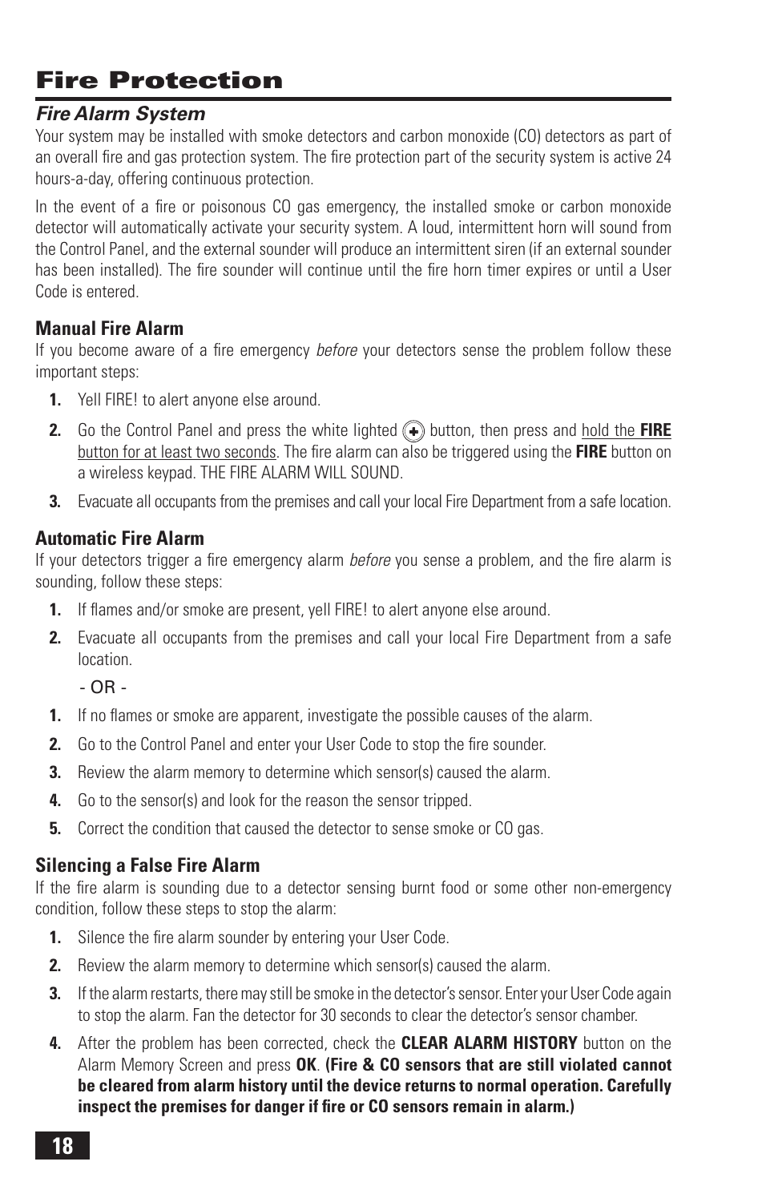# Fire Protection

## *Fire Alarm System*

Your system may be installed with smoke detectors and carbon monoxide (CO) detectors as part of an overall fire and gas protection system. The fire protection part of the security system is active 24 hours-a-day, offering continuous protection.

In the event of a fire or poisonous CO gas emergency, the installed smoke or carbon monoxide detector will automatically activate your security system. A loud, intermittent horn will sound from the Control Panel, and the external sounder will produce an intermittent siren (if an external sounder has been installed). The fire sounder will continue until the fire horn timer expires or until a User Code is entered.

### Manual Fire Alarm

If you become aware of a fire emergency *before* your detectors sense the problem follow these important steps:

1. Yell FIRE! to alert anyone else around.
2. Go the Control Panel and press the white lighted (+) button, then press and <u>hold the **FIRE** button for at least two seconds</u>. The fire alarm can also be triggered using the **FIRE** button on a wireless keypad. THE FIRE ALARM WILL SOUND.
3. Evacuate all occupants from the premises and call your local Fire Department from a safe location.

### Automatic Fire Alarm

If your detectors trigger a fire emergency alarm *before* you sense a problem, and the fire alarm is sounding, follow these steps:

1. If flames and/or smoke are present, yell FIRE! to alert anyone else around.
2. Evacuate all occupants from the premises and call your local Fire Department from a safe location.

   - OR -

1. If no flames or smoke are apparent, investigate the possible causes of the alarm.
2. Go to the Control Panel and enter your User Code to stop the fire sounder.
3. Review the alarm memory to determine which sensor(s) caused the alarm.
4. Go to the sensor(s) and look for the reason the sensor tripped.
5. Correct the condition that caused the detector to sense smoke or CO gas.

### Silencing a False Fire Alarm

If the fire alarm is sounding due to a detector sensing burnt food or some other non-emergency condition, follow these steps to stop the alarm:

1. Silence the fire alarm sounder by entering your User Code.
2. Review the alarm memory to determine which sensor(s) caused the alarm.
3. If the alarm restarts, there may still be smoke in the detector's sensor. Enter your User Code again to stop the alarm. Fan the detector for 30 seconds to clear the detector's sensor chamber.
4. After the problem has been corrected, check the **CLEAR ALARM HISTORY** button on the Alarm Memory Screen and press **OK**. **(Fire & CO sensors that are still violated cannot be cleared from alarm history until the device returns to normal operation. Carefully inspect the premises for danger if fire or CO sensors remain in alarm.)**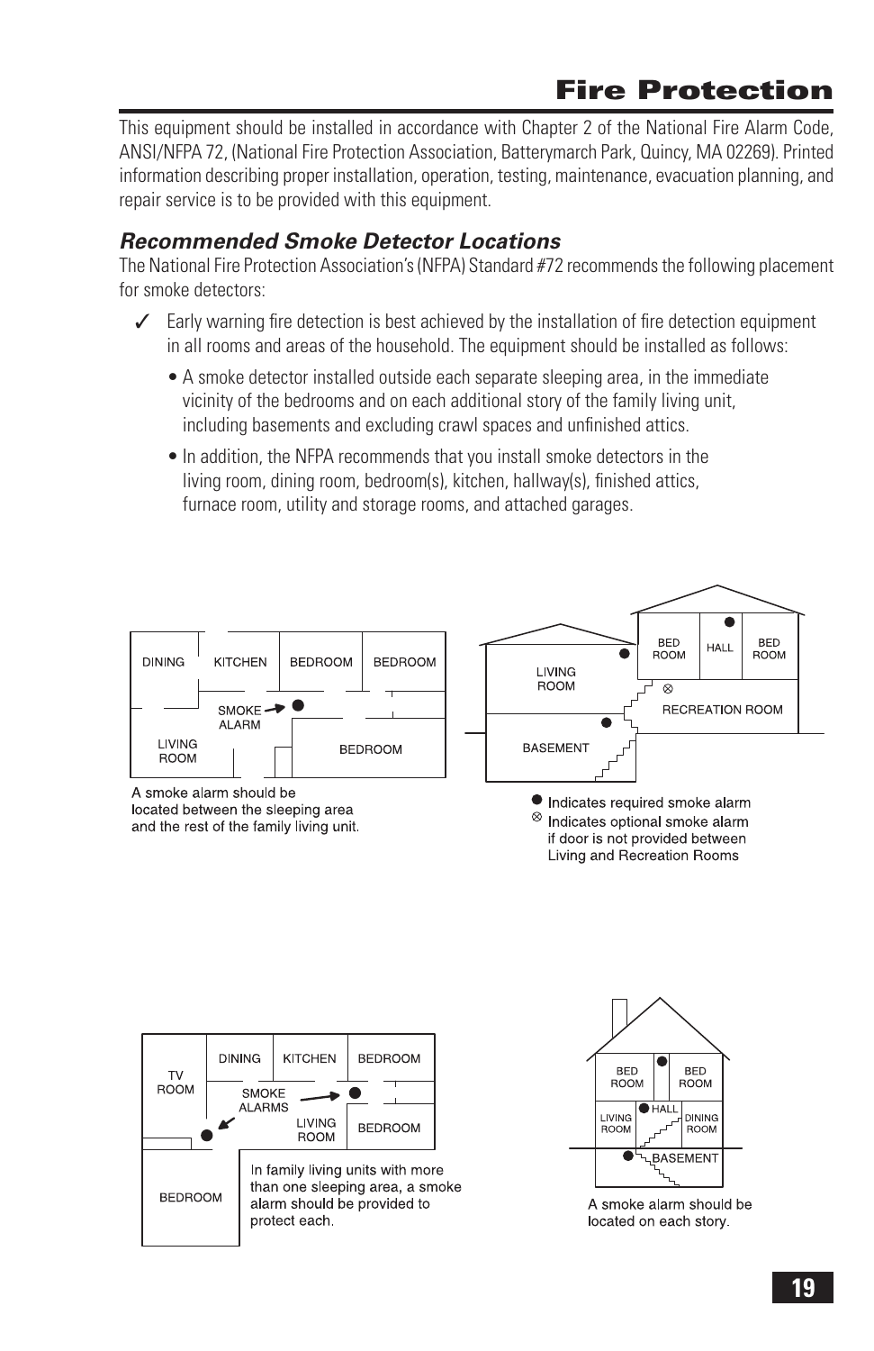# Fire Protection

This equipment should be installed in accordance with Chapter 2 of the National Fire Alarm Code, ANSI/NFPA 72, (National Fire Protection Association, Batterymarch Park, Quincy, MA 02269). Printed information describing proper installation, operation, testing, maintenance, evacuation planning, and repair service is to be provided with this equipment.

### *Recommended Smoke Detector Locations*

The National Fire Protection Association's (NFPA) Standard #72 recommends the following placement for smoke detectors:

✓ Early warning fire detection is best achieved by the installation of fire detection equipment in all rooms and areas of the household. The equipment should be installed as follows:

- A smoke detector installed outside each separate sleeping area, in the immediate vicinity of the bedrooms and on each additional story of the family living unit, including basements and excluding crawl spaces and unfinished attics.
- In addition, the NFPA recommends that you install smoke detectors in the living room, dining room, bedroom(s), kitchen, hallway(s), finished attics, furnace room, utility and storage rooms, and attached garages.

A smoke alarm should be located between the sleeping area and the rest of the family living unit.

● Indicates required smoke alarm
⊗ Indicates optional smoke alarm if door is not provided between Living and Recreation Rooms

In family living units with more than one sleeping area, a smoke alarm should be provided to protect each.

A smoke alarm should be located on each story.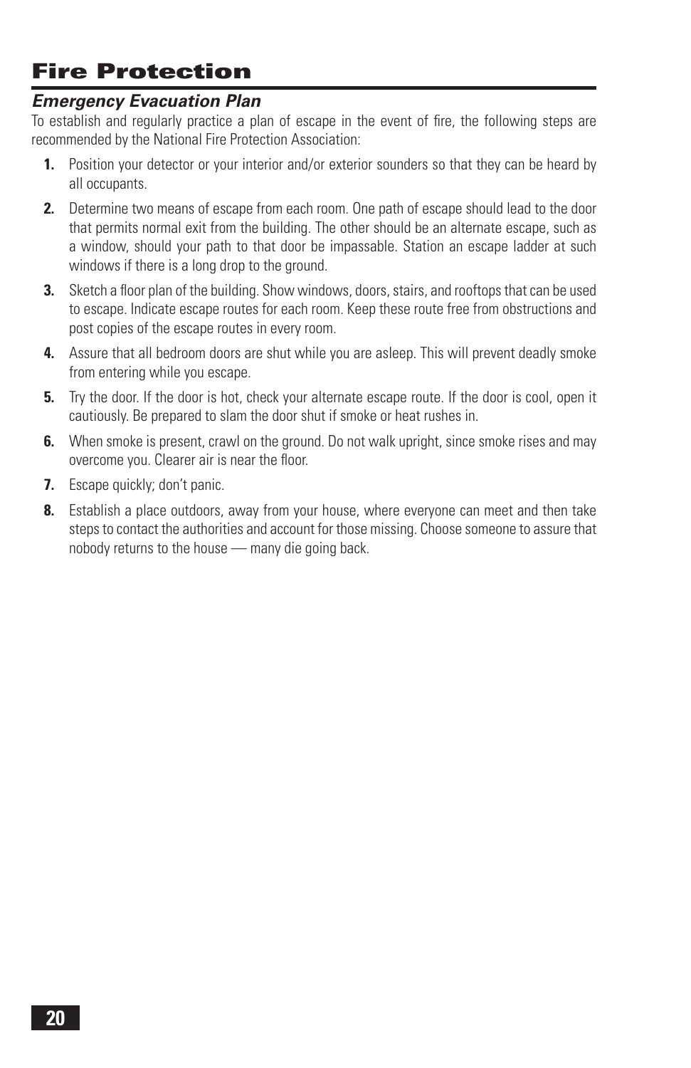# Fire Protection

## *Emergency Evacuation Plan*

To establish and regularly practice a plan of escape in the event of fire, the following steps are recommended by the National Fire Protection Association:

1. Position your detector or your interior and/or exterior sounders so that they can be heard by all occupants.
2. Determine two means of escape from each room. One path of escape should lead to the door that permits normal exit from the building. The other should be an alternate escape, such as a window, should your path to that door be impassable. Station an escape ladder at such windows if there is a long drop to the ground.
3. Sketch a floor plan of the building. Show windows, doors, stairs, and rooftops that can be used to escape. Indicate escape routes for each room. Keep these route free from obstructions and post copies of the escape routes in every room.
4. Assure that all bedroom doors are shut while you are asleep. This will prevent deadly smoke from entering while you escape.
5. Try the door. If the door is hot, check your alternate escape route. If the door is cool, open it cautiously. Be prepared to slam the door shut if smoke or heat rushes in.
6. When smoke is present, crawl on the ground. Do not walk upright, since smoke rises and may overcome you. Clearer air is near the floor.
7. Escape quickly; don't panic.
8. Establish a place outdoors, away from your house, where everyone can meet and then take steps to contact the authorities and account for those missing. Choose someone to assure that nobody returns to the house — many die going back.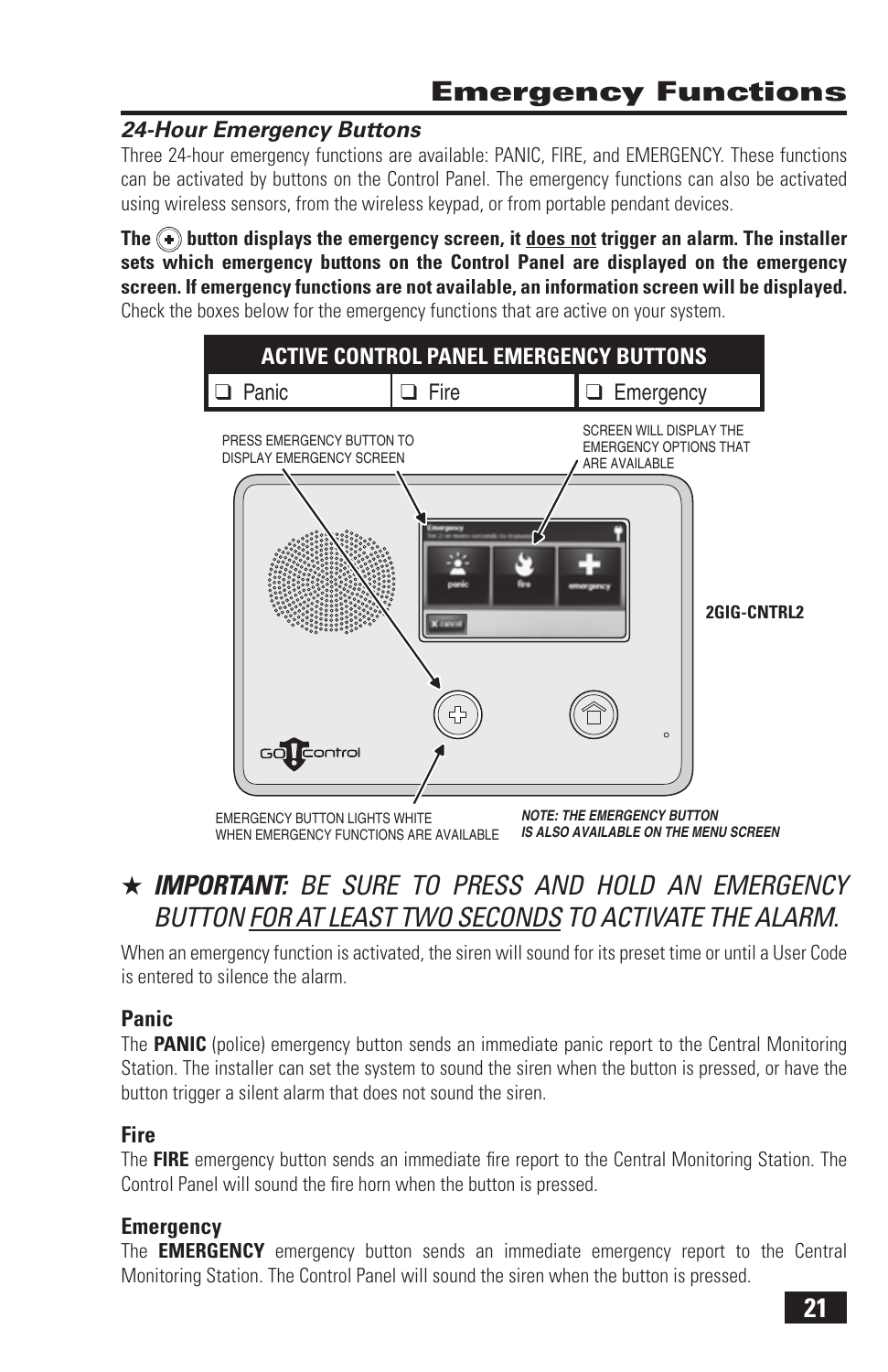# Emergency Functions

### *24-Hour Emergency Buttons*

Three 24-hour emergency functions are available: PANIC, FIRE, and EMERGENCY. These functions can be activated by buttons on the Control Panel. The emergency functions can also be activated using wireless sensors, from the wireless keypad, or from portable pendant devices.

**The ⊕ button displays the emergency screen, it <u>does not</u> trigger an alarm. The installer sets which emergency buttons on the Control Panel are displayed on the emergency screen. If emergency functions are not available, an information screen will be displayed.** Check the boxes below for the emergency functions that are active on your system.

| ACTIVE CONTROL PANEL EMERGENCY BUTTONS | | |
|---|---|---|
| ❑ Panic | ❑ Fire | ❑ Emergency |

PRESS EMERGENCY BUTTON TO DISPLAY EMERGENCY SCREEN

SCREEN WILL DISPLAY THE EMERGENCY OPTIONS THAT ARE AVAILABLE

2GIG-CNTRL2

EMERGENCY BUTTON LIGHTS WHITE WHEN EMERGENCY FUNCTIONS ARE AVAILABLE

***NOTE: THE EMERGENCY BUTTON IS ALSO AVAILABLE ON THE MENU SCREEN***

★ ***IMPORTANT:*** *BE SURE TO PRESS AND HOLD AN EMERGENCY BUTTON <u>FOR AT LEAST TWO SECONDS</u> TO ACTIVATE THE ALARM.*

When an emergency function is activated, the siren will sound for its preset time or until a User Code is entered to silence the alarm.

### Panic

The **PANIC** (police) emergency button sends an immediate panic report to the Central Monitoring Station. The installer can set the system to sound the siren when the button is pressed, or have the button trigger a silent alarm that does not sound the siren.

### Fire

The **FIRE** emergency button sends an immediate fire report to the Central Monitoring Station. The Control Panel will sound the fire horn when the button is pressed.

### Emergency

The **EMERGENCY** emergency button sends an immediate emergency report to the Central Monitoring Station. The Control Panel will sound the siren when the button is pressed.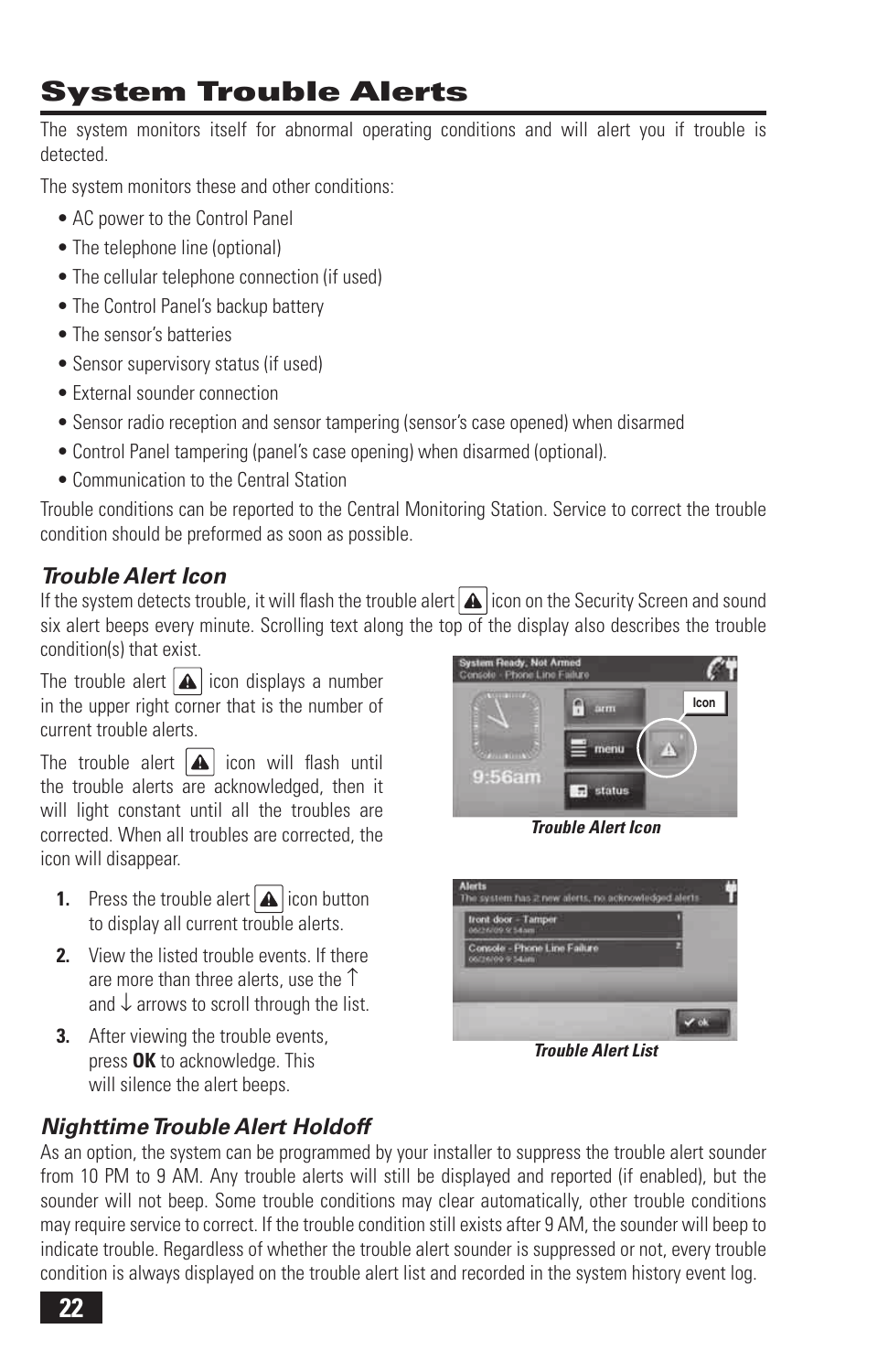# System Trouble Alerts

The system monitors itself for abnormal operating conditions and will alert you if trouble is detected.

The system monitors these and other conditions:

- AC power to the Control Panel
- The telephone line (optional)
- The cellular telephone connection (if used)
- The Control Panel's backup battery
- The sensor's batteries
- Sensor supervisory status (if used)
- External sounder connection
- Sensor radio reception and sensor tampering (sensor's case opened) when disarmed
- Control Panel tampering (panel's case opening) when disarmed (optional).
- Communication to the Central Station

Trouble conditions can be reported to the Central Monitoring Station. Service to correct the trouble condition should be preformed as soon as possible.

## *Trouble Alert Icon*

If the system detects trouble, it will flash the trouble alert icon on the Security Screen and sound six alert beeps every minute. Scrolling text along the top of the display also describes the trouble condition(s) that exist.

The trouble alert icon displays a number in the upper right corner that is the number of current trouble alerts.

The trouble alert icon will flash until the trouble alerts are acknowledged, then it will light constant until all the troubles are corrected. When all troubles are corrected, the icon will disappear.

***Trouble Alert Icon***

1. Press the trouble alert icon button to display all current trouble alerts.
2. View the listed trouble events. If there are more than three alerts, use the ↑ and ↓ arrows to scroll through the list.
3. After viewing the trouble events, press **OK** to acknowledge. This will silence the alert beeps.

***Trouble Alert List***

## *Nighttime Trouble Alert Holdoff*

As an option, the system can be programmed by your installer to suppress the trouble alert sounder from 10 PM to 9 AM. Any trouble alerts will still be displayed and reported (if enabled), but the sounder will not beep. Some trouble conditions may clear automatically, other trouble conditions may require service to correct. If the trouble condition still exists after 9 AM, the sounder will beep to indicate trouble. Regardless of whether the trouble alert sounder is suppressed or not, every trouble condition is always displayed on the trouble alert list and recorded in the system history event log.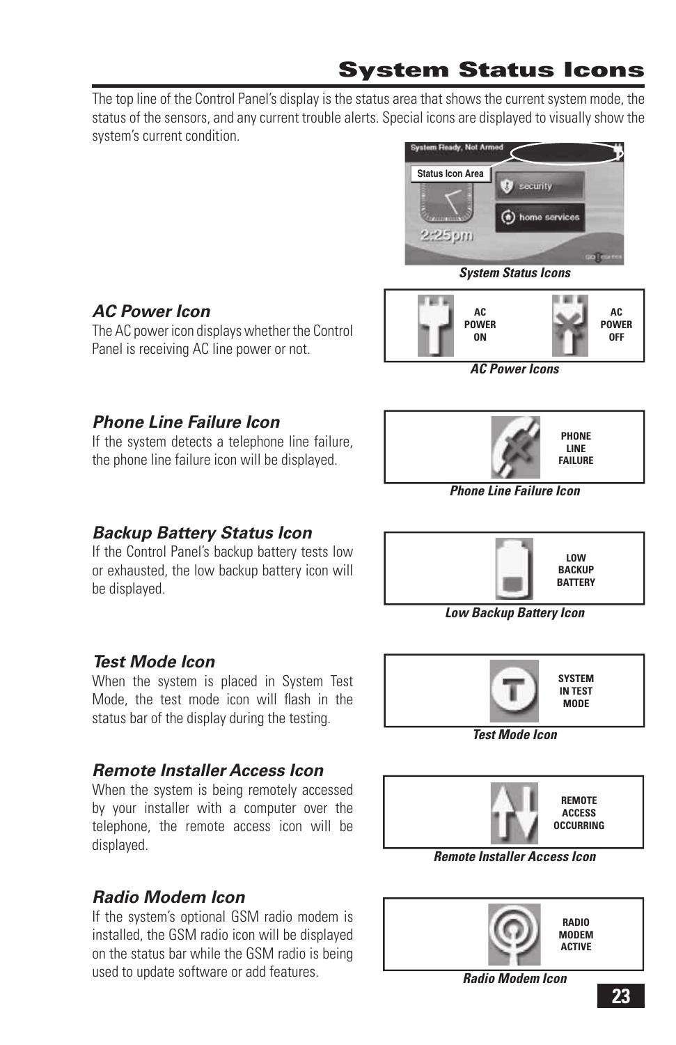# System Status Icons

The top line of the Control Panel's display is the status area that shows the current system mode, the status of the sensors, and any current trouble alerts. Special icons are displayed to visually show the system's current condition.

*System Status Icons*

## AC Power Icon

The AC power icon displays whether the Control Panel is receiving AC line power or not.

AC POWER ON

AC POWER OFF

*AC Power Icons*

## Phone Line Failure Icon

If the system detects a telephone line failure, the phone line failure icon will be displayed.

PHONE LINE FAILURE

*Phone Line Failure Icon*

## Backup Battery Status Icon

If the Control Panel's backup battery tests low or exhausted, the low backup battery icon will be displayed.

LOW BACKUP BATTERY

*Low Backup Battery Icon*

## Test Mode Icon

When the system is placed in System Test Mode, the test mode icon will flash in the status bar of the display during the testing.

SYSTEM IN TEST MODE

*Test Mode Icon*

## Remote Installer Access Icon

When the system is being remotely accessed by your installer with a computer over the telephone, the remote access icon will be displayed.

REMOTE ACCESS OCCURRING

*Remote Installer Access Icon*

## Radio Modem Icon

If the system's optional GSM radio modem is installed, the GSM radio icon will be displayed on the status bar while the GSM radio is being used to update software or add features.

RADIO MODEM ACTIVE

*Radio Modem Icon*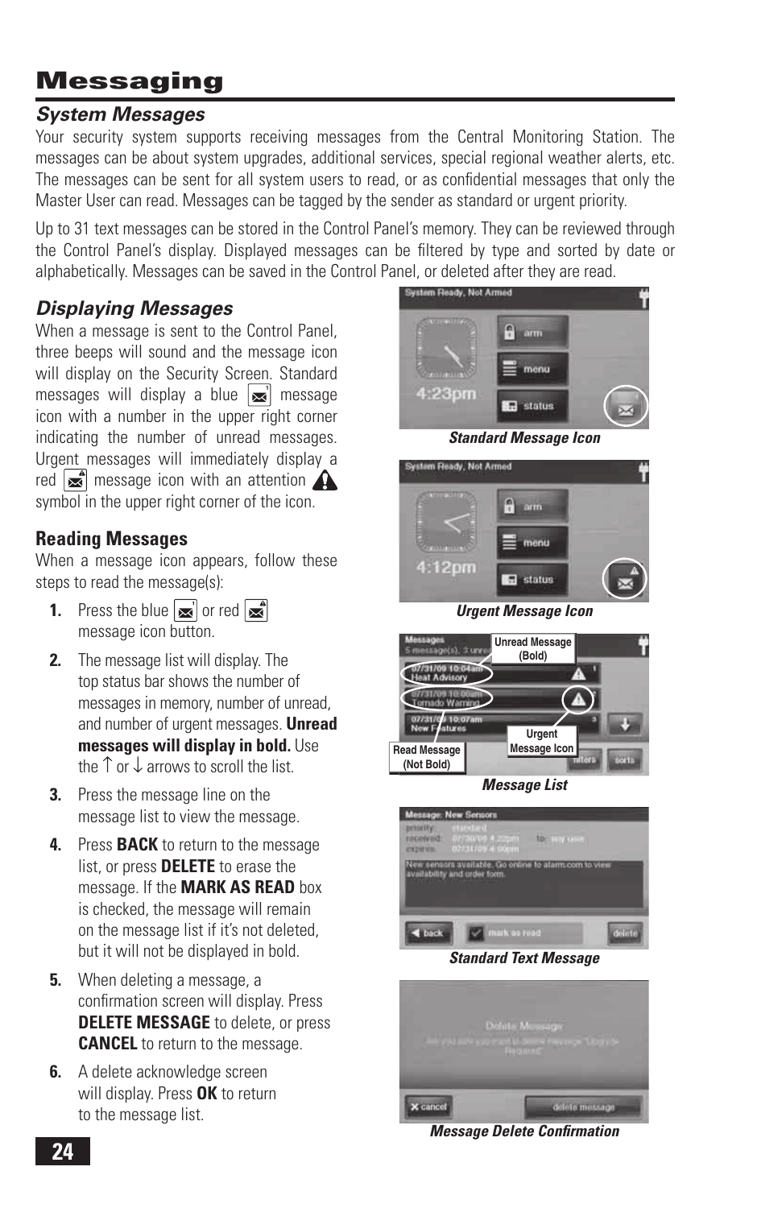# Messaging

## System Messages

Your security system supports receiving messages from the Central Monitoring Station. The messages can be about system upgrades, additional services, special regional weather alerts, etc. The messages can be sent for all system users to read, or as confidential messages that only the Master User can read. Messages can be tagged by the sender as standard or urgent priority.

Up to 31 text messages can be stored in the Control Panel's memory. They can be reviewed through the Control Panel's display. Displayed messages can be filtered by type and sorted by date or alphabetically. Messages can be saved in the Control Panel, or deleted after they are read.

## Displaying Messages

When a message is sent to the Control Panel, three beeps will sound and the message icon will display on the Security Screen. Standard messages will display a blue message icon with a number in the upper right corner indicating the number of unread messages. Urgent messages will immediately display a red message icon with an attention symbol in the upper right corner of the icon.

***Standard Message Icon***

***Urgent Message Icon***

### Reading Messages

When a message icon appears, follow these steps to read the message(s):

1. Press the blue or red message icon button.
2. The message list will display. The top status bar shows the number of messages in memory, number of unread, and number of urgent messages. **Unread messages will display in bold.** Use the ↑ or ↓ arrows to scroll the list.
3. Press the message line on the message list to view the message.
4. Press **BACK** to return to the message list, or press **DELETE** to erase the message. If the **MARK AS READ** box is checked, the message will remain on the message list if it's not deleted, but it will not be displayed in bold.
5. When deleting a message, a confirmation screen will display. Press **DELETE MESSAGE** to delete, or press **CANCEL** to return to the message.
6. A delete acknowledge screen will display. Press **OK** to return to the message list.

***Message List***

***Standard Text Message***

***Message Delete Confirmation***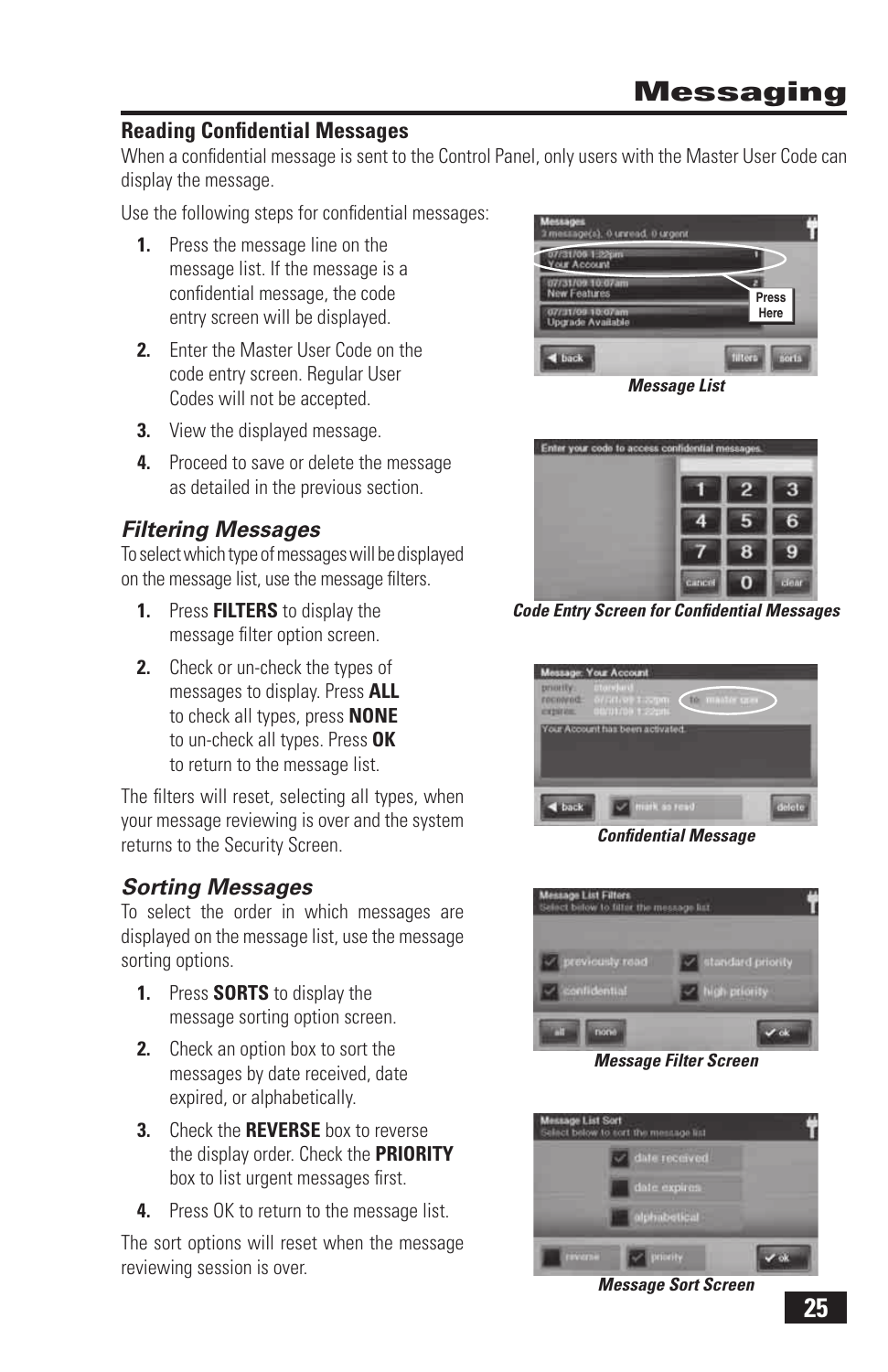# Messaging

## Reading Confidential Messages

When a confidential message is sent to the Control Panel, only users with the Master User Code can display the message.

Use the following steps for confidential messages:

1. Press the message line on the message list. If the message is a confidential message, the code entry screen will be displayed.
2. Enter the Master User Code on the code entry screen. Regular User Codes will not be accepted.
3. View the displayed message.
4. Proceed to save or delete the message as detailed in the previous section.

***Message List***

***Code Entry Screen for Confidential Messages***

***Confidential Message***

## *Filtering Messages*

To select which type of messages will be displayed on the message list, use the message filters.

1. Press **FILTERS** to display the message filter option screen.
2. Check or un-check the types of messages to display. Press **ALL** to check all types, press **NONE** to un-check all types. Press **OK** to return to the message list.

The filters will reset, selecting all types, when your message reviewing is over and the system returns to the Security Screen.

***Message Filter Screen***

## *Sorting Messages*

To select the order in which messages are displayed on the message list, use the message sorting options.

1. Press **SORTS** to display the message sorting option screen.
2. Check an option box to sort the messages by date received, date expired, or alphabetically.
3. Check the **REVERSE** box to reverse the display order. Check the **PRIORITY** box to list urgent messages first.
4. Press OK to return to the message list.

The sort options will reset when the message reviewing session is over.

***Message Sort Screen***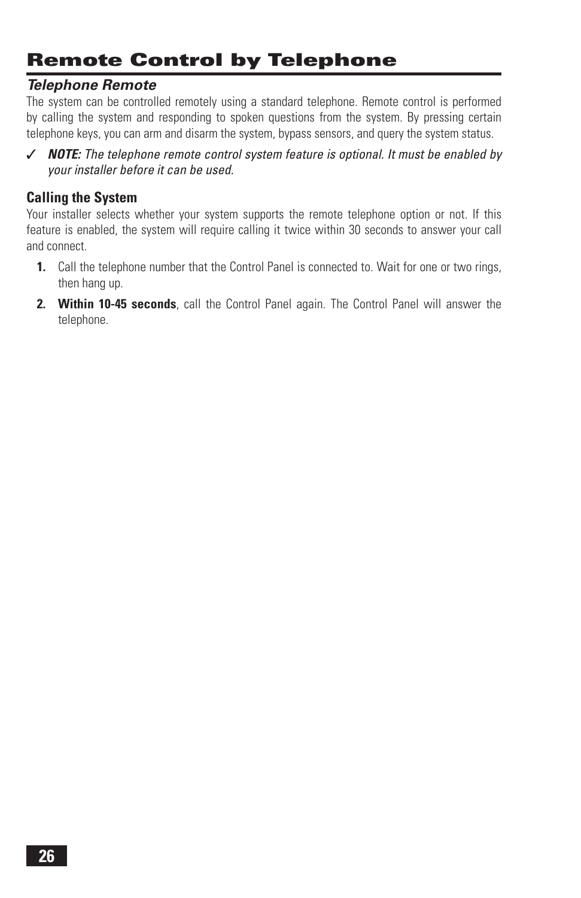# Remote Control by Telephone

## *Telephone Remote*

The system can be controlled remotely using a standard telephone. Remote control is performed by calling the system and responding to spoken questions from the system. By pressing certain telephone keys, you can arm and disarm the system, bypass sensors, and query the system status.

✓ ***NOTE:*** *The telephone remote control system feature is optional. It must be enabled by your installer before it can be used.*

### Calling the System

Your installer selects whether your system supports the remote telephone option or not. If this feature is enabled, the system will require calling it twice within 30 seconds to answer your call and connect.

1. Call the telephone number that the Control Panel is connected to. Wait for one or two rings, then hang up.
2. **Within 10-45 seconds**, call the Control Panel again. The Control Panel will answer the telephone.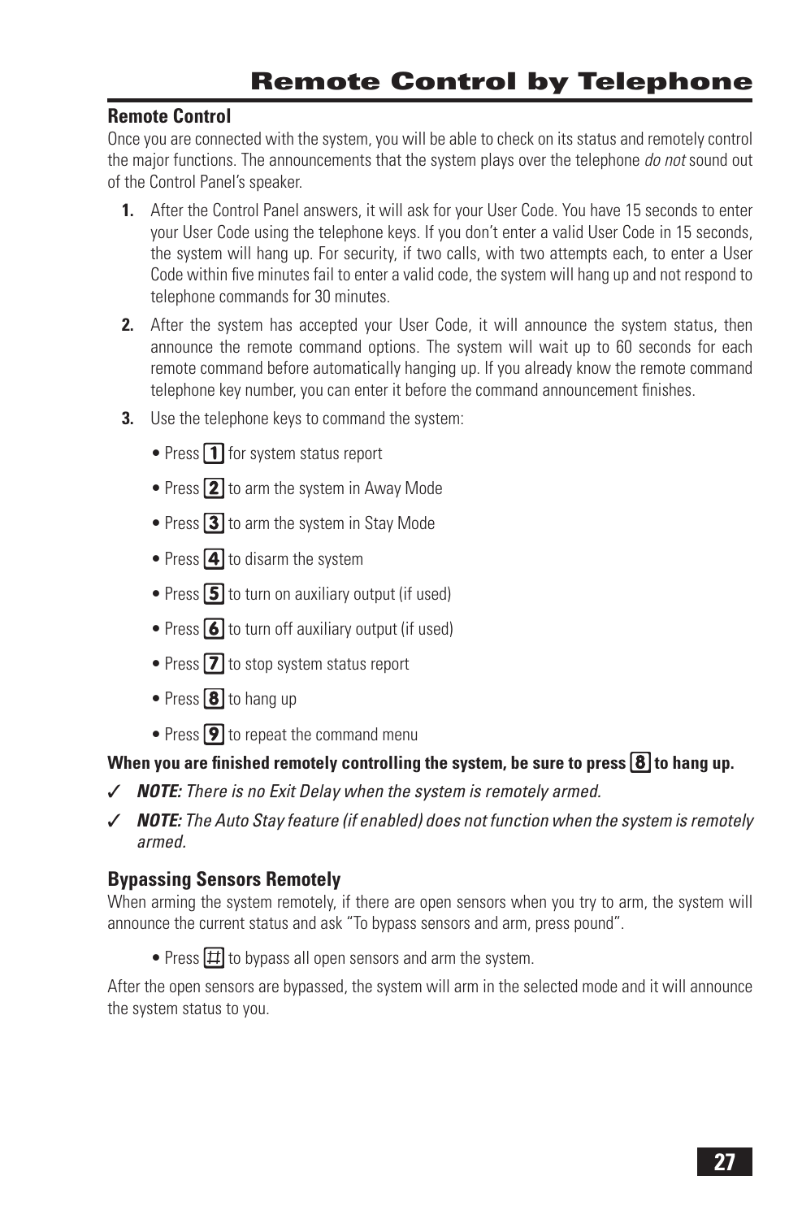# Remote Control by Telephone

## Remote Control

Once you are connected with the system, you will be able to check on its status and remotely control the major functions. The announcements that the system plays over the telephone *do not* sound out of the Control Panel's speaker.

1. After the Control Panel answers, it will ask for your User Code. You have 15 seconds to enter your User Code using the telephone keys. If you don't enter a valid User Code in 15 seconds, the system will hang up. For security, if two calls, with two attempts each, to enter a User Code within five minutes fail to enter a valid code, the system will hang up and not respond to telephone commands for 30 minutes.
2. After the system has accepted your User Code, it will announce the system status, then announce the remote command options. The system will wait up to 60 seconds for each remote command before automatically hanging up. If you already know the remote command telephone key number, you can enter it before the command announcement finishes.
3. Use the telephone keys to command the system:
   - Press **1** for system status report
   - Press **2** to arm the system in Away Mode
   - Press **3** to arm the system in Stay Mode
   - Press **4** to disarm the system
   - Press **5** to turn on auxiliary output (if used)
   - Press **6** to turn off auxiliary output (if used)
   - Press **7** to stop system status report
   - Press **8** to hang up
   - Press **9** to repeat the command menu

**When you are finished remotely controlling the system, be sure to press 8 to hang up.**

✓ ***NOTE:*** *There is no Exit Delay when the system is remotely armed.*

✓ ***NOTE:*** *The Auto Stay feature (if enabled) does not function when the system is remotely armed.*

## Bypassing Sensors Remotely

When arming the system remotely, if there are open sensors when you try to arm, the system will announce the current status and ask "To bypass sensors and arm, press pound".

- Press **#** to bypass all open sensors and arm the system.

After the open sensors are bypassed, the system will arm in the selected mode and it will announce the system status to you.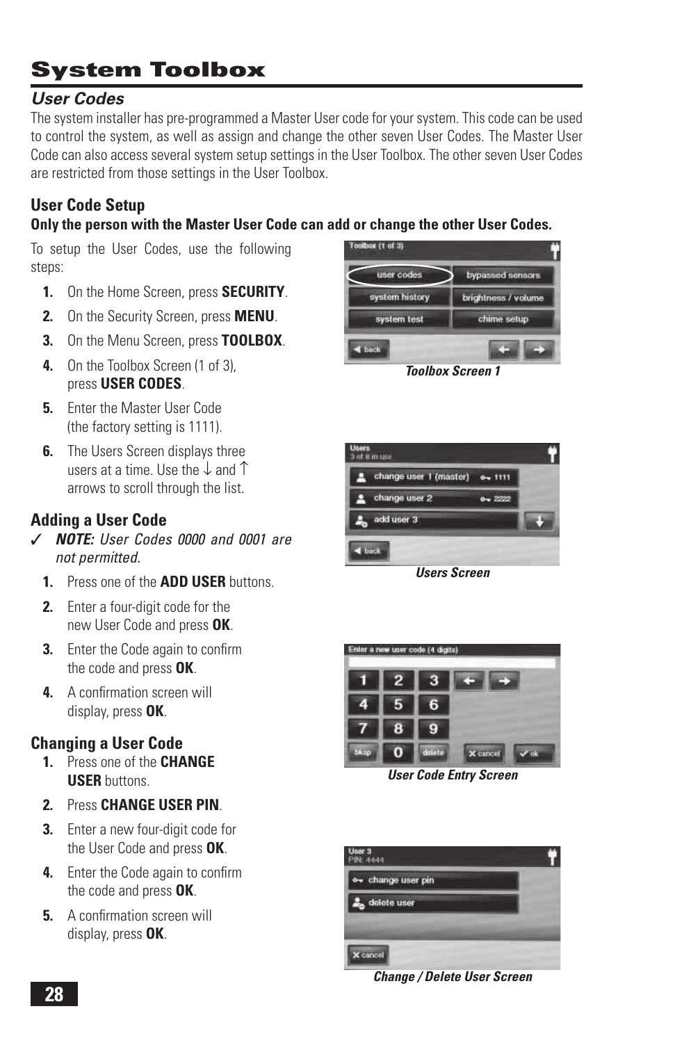# System Toolbox

## *User Codes*

The system installer has pre-programmed a Master User code for your system. This code can be used to control the system, as well as assign and change the other seven User Codes. The Master User Code can also access several system setup settings in the User Toolbox. The other seven User Codes are restricted from those settings in the User Toolbox.

### User Code Setup

**Only the person with the Master User Code can add or change the other User Codes.**

To setup the User Codes, use the following steps:

1. On the Home Screen, press **SECURITY**.
2. On the Security Screen, press **MENU**.
3. On the Menu Screen, press **TOOLBOX**.
4. On the Toolbox Screen (1 of 3), press **USER CODES**.
5. Enter the Master User Code (the factory setting is 1111).
6. The Users Screen displays three users at a time. Use the ↓ and ↑ arrows to scroll through the list.

***Toolbox Screen 1***

***Users Screen***

### Adding a User Code

✓ ***NOTE:*** *User Codes 0000 and 0001 are not permitted.*

1. Press one of the **ADD USER** buttons.
2. Enter a four-digit code for the new User Code and press **OK**.
3. Enter the Code again to confirm the code and press **OK**.
4. A confirmation screen will display, press **OK**.

***User Code Entry Screen***

### Changing a User Code

1. Press one of the **CHANGE USER** buttons.
2. Press **CHANGE USER PIN**.
3. Enter a new four-digit code for the User Code and press **OK**.
4. Enter the Code again to confirm the code and press **OK**.
5. A confirmation screen will display, press **OK**.

***Change / Delete User Screen***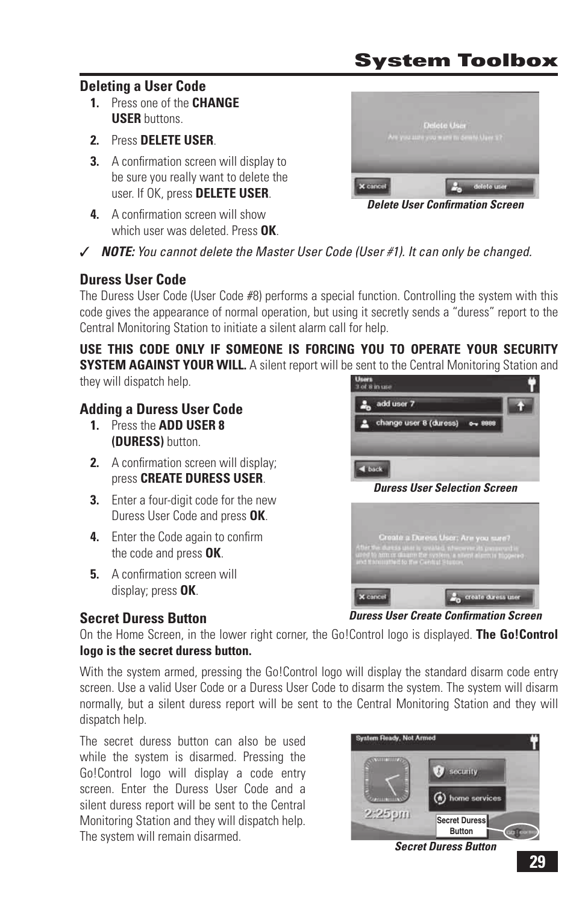# System Toolbox

### Deleting a User Code

1. Press one of the **CHANGE USER** buttons.
2. Press **DELETE USER**.
3. A confirmation screen will display to be sure you really want to delete the user. If OK, press **DELETE USER**.
4. A confirmation screen will show which user was deleted. Press **OK**.

*Delete User Confirmation Screen*

✓ ***NOTE:*** *You cannot delete the Master User Code (User #1). It can only be changed.*

### Duress User Code

The Duress User Code (User Code #8) performs a special function. Controlling the system with this code gives the appearance of normal operation, but using it secretly sends a "duress" report to the Central Monitoring Station to initiate a silent alarm call for help.

**USE THIS CODE ONLY IF SOMEONE IS FORCING YOU TO OPERATE YOUR SECURITY SYSTEM AGAINST YOUR WILL.** A silent report will be sent to the Central Monitoring Station and they will dispatch help.

### Adding a Duress User Code

1. Press the **ADD USER 8 (DURESS)** button.
2. A confirmation screen will display; press **CREATE DURESS USER**.
3. Enter a four-digit code for the new Duress User Code and press **OK**.
4. Enter the Code again to confirm the code and press **OK**.
5. A confirmation screen will display; press **OK**.

*Duress User Selection Screen*

*Duress User Create Confirmation Screen*

### Secret Duress Button

On the Home Screen, in the lower right corner, the Go!Control logo is displayed. **The Go!Control logo is the secret duress button.**

With the system armed, pressing the Go!Control logo will display the standard disarm code entry screen. Use a valid User Code or a Duress User Code to disarm the system. The system will disarm normally, but a silent duress report will be sent to the Central Monitoring Station and they will dispatch help.

The secret duress button can also be used while the system is disarmed. Pressing the Go!Control logo will display a code entry screen. Enter the Duress User Code and a silent duress report will be sent to the Central Monitoring Station and they will dispatch help. The system will remain disarmed.

*Secret Duress Button*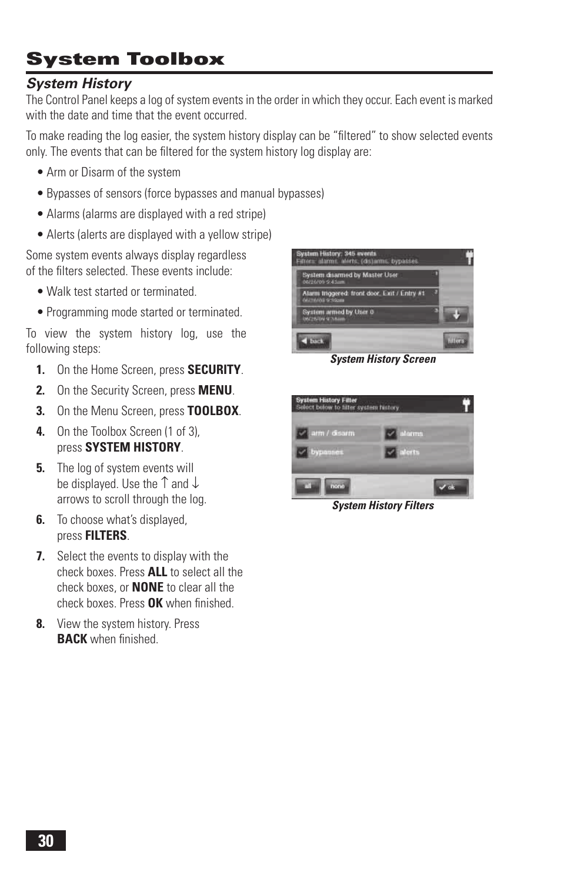# System Toolbox

## *System History*

The Control Panel keeps a log of system events in the order in which they occur. Each event is marked with the date and time that the event occurred.

To make reading the log easier, the system history display can be "filtered" to show selected events only. The events that can be filtered for the system history log display are:

- Arm or Disarm of the system
- Bypasses of sensors (force bypasses and manual bypasses)
- Alarms (alarms are displayed with a red stripe)
- Alerts (alerts are displayed with a yellow stripe)

Some system events always display regardless of the filters selected. These events include:

- Walk test started or terminated.
- Programming mode started or terminated.

To view the system history log, use the following steps:

1. On the Home Screen, press **SECURITY**.
2. On the Security Screen, press **MENU**.
3. On the Menu Screen, press **TOOLBOX**.
4. On the Toolbox Screen (1 of 3), press **SYSTEM HISTORY**.
5. The log of system events will be displayed. Use the ↑ and ↓ arrows to scroll through the log.
6. To choose what's displayed, press **FILTERS**.
7. Select the events to display with the check boxes. Press **ALL** to select all the check boxes, or **NONE** to clear all the check boxes. Press **OK** when finished.
8. View the system history. Press **BACK** when finished.

***System History Screen***

***System History Filters***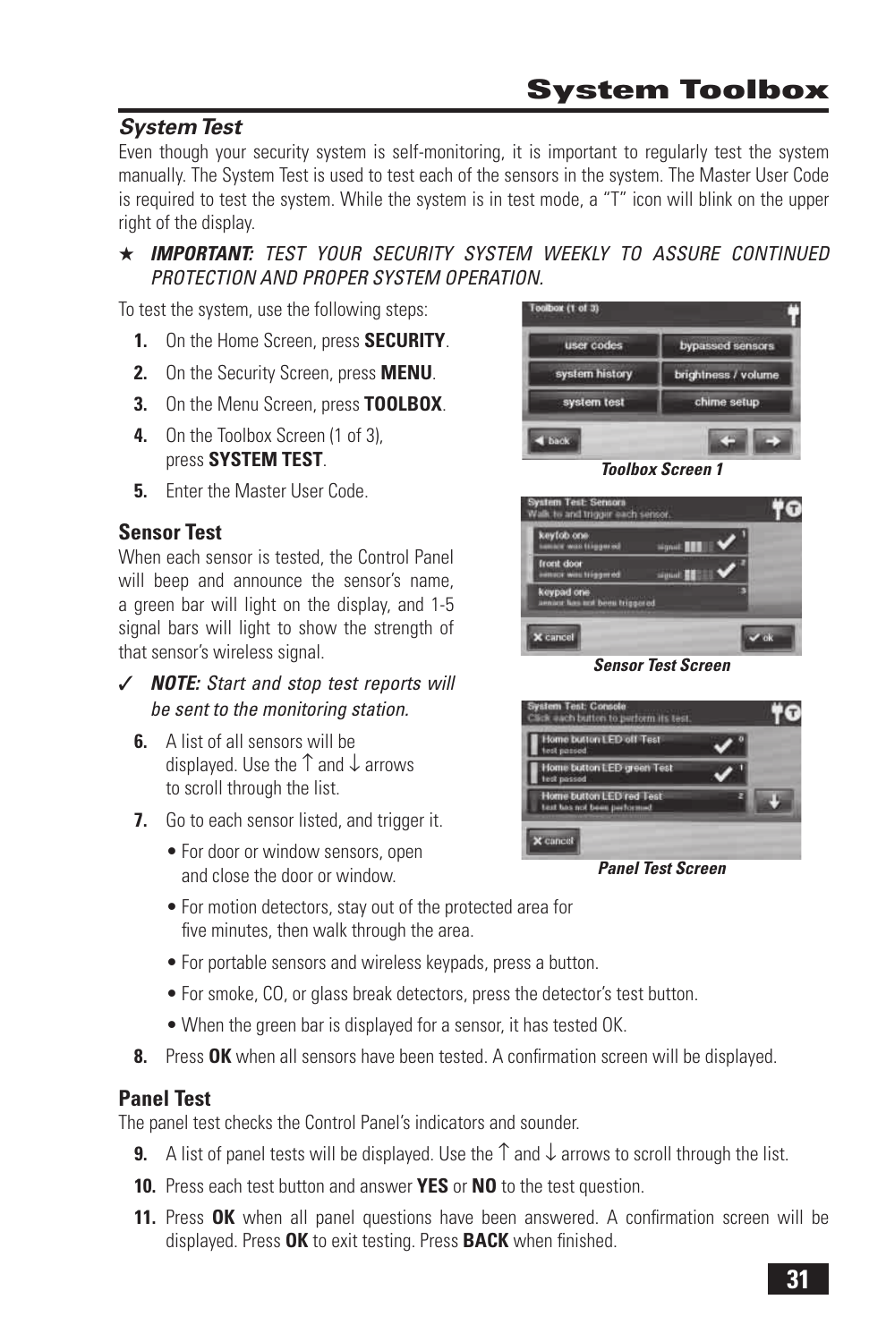## System Toolbox

### System Test

Even though your security system is self-monitoring, it is important to regularly test the system manually. The System Test is used to test each of the sensors in the system. The Master User Code is required to test the system. While the system is in test mode, a "T" icon will blink on the upper right of the display.

★ ***IMPORTANT:*** *TEST YOUR SECURITY SYSTEM WEEKLY TO ASSURE CONTINUED PROTECTION AND PROPER SYSTEM OPERATION.*

To test the system, use the following steps:

1. On the Home Screen, press **SECURITY**.
2. On the Security Screen, press **MENU**.
3. On the Menu Screen, press **TOOLBOX**.
4. On the Toolbox Screen (1 of 3), press **SYSTEM TEST**.
5. Enter the Master User Code.

***Toolbox Screen 1***

#### Sensor Test

When each sensor is tested, the Control Panel will beep and announce the sensor's name, a green bar will light on the display, and 1-5 signal bars will light to show the strength of that sensor's wireless signal.

***Sensor Test Screen***

✓ ***NOTE:*** *Start and stop test reports will be sent to the monitoring station.*

6. A list of all sensors will be displayed. Use the ↑ and ↓ arrows to scroll through the list.
7. Go to each sensor listed, and trigger it.
   - For door or window sensors, open and close the door or window.
   - For motion detectors, stay out of the protected area for five minutes, then walk through the area.
   - For portable sensors and wireless keypads, press a button.
   - For smoke, CO, or glass break detectors, press the detector's test button.
   - When the green bar is displayed for a sensor, it has tested OK.
8. Press **OK** when all sensors have been tested. A confirmation screen will be displayed.

***Panel Test Screen***

#### Panel Test

The panel test checks the Control Panel's indicators and sounder.

9. A list of panel tests will be displayed. Use the ↑ and ↓ arrows to scroll through the list.
10. Press each test button and answer **YES** or **NO** to the test question.
11. Press **OK** when all panel questions have been answered. A confirmation screen will be displayed. Press **OK** to exit testing. Press **BACK** when finished.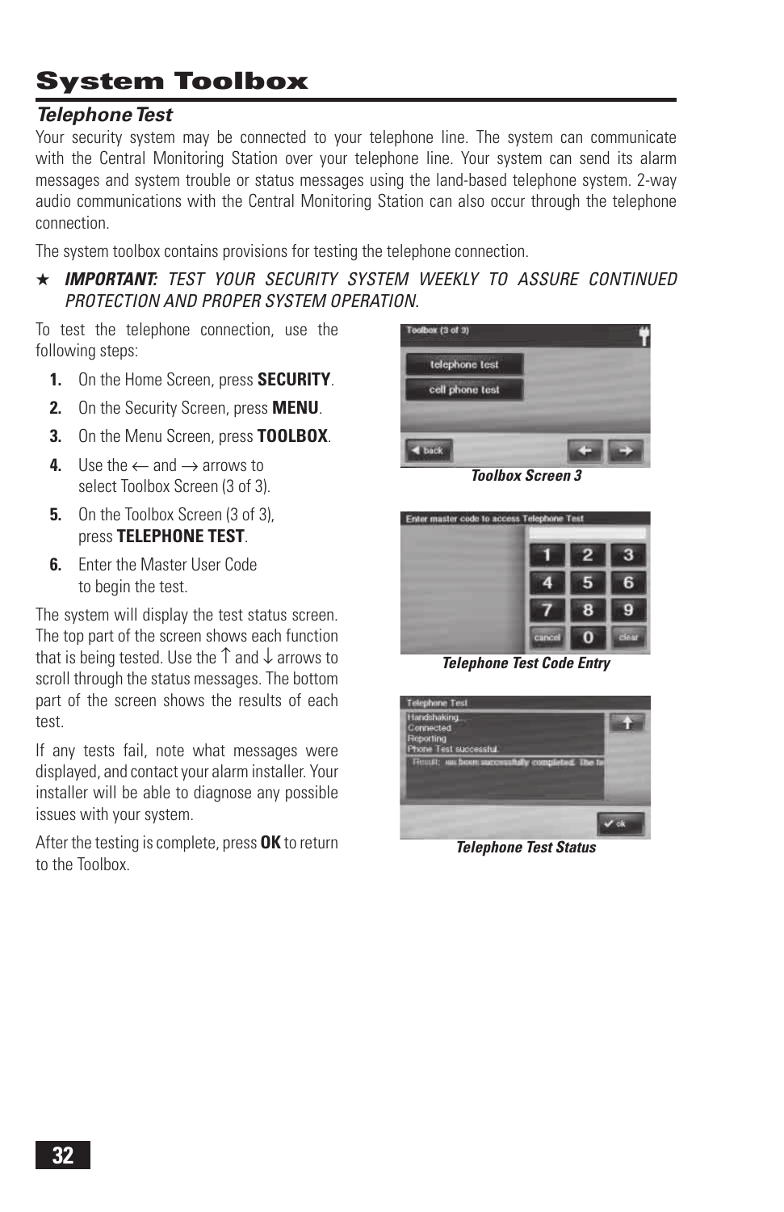# System Toolbox

## *Telephone Test*

Your security system may be connected to your telephone line. The system can communicate with the Central Monitoring Station over your telephone line. Your system can send its alarm messages and system trouble or status messages using the land-based telephone system. 2-way audio communications with the Central Monitoring Station can also occur through the telephone connection.

The system toolbox contains provisions for testing the telephone connection.

★ ***IMPORTANT:*** *TEST YOUR SECURITY SYSTEM WEEKLY TO ASSURE CONTINUED PROTECTION AND PROPER SYSTEM OPERATION.*

To test the telephone connection, use the following steps:

1. On the Home Screen, press **SECURITY**.
2. On the Security Screen, press **MENU**.
3. On the Menu Screen, press **TOOLBOX**.
4. Use the ← and → arrows to select Toolbox Screen (3 of 3).
5. On the Toolbox Screen (3 of 3), press **TELEPHONE TEST**.
6. Enter the Master User Code to begin the test.

The system will display the test status screen. The top part of the screen shows each function that is being tested. Use the ↑ and ↓ arrows to scroll through the status messages. The bottom part of the screen shows the results of each test.

If any tests fail, note what messages were displayed, and contact your alarm installer. Your installer will be able to diagnose any possible issues with your system.

After the testing is complete, press **OK** to return to the Toolbox.

***Toolbox Screen 3***

***Telephone Test Code Entry***

***Telephone Test Status***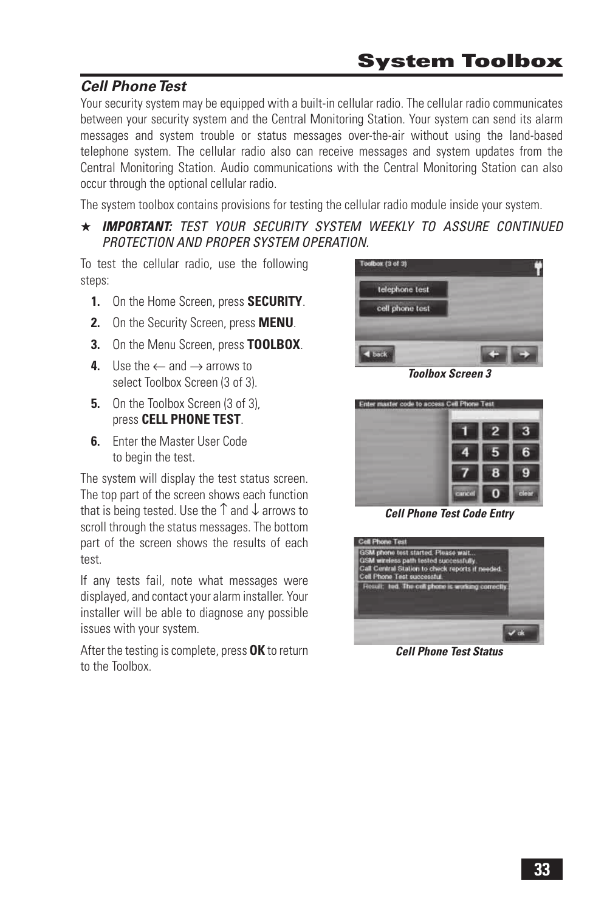# System Toolbox

## *Cell Phone Test*

Your security system may be equipped with a built-in cellular radio. The cellular radio communicates between your security system and the Central Monitoring Station. Your system can send its alarm messages and system trouble or status messages over-the-air without using the land-based telephone system. The cellular radio also can receive messages and system updates from the Central Monitoring Station. Audio communications with the Central Monitoring Station can also occur through the optional cellular radio.

The system toolbox contains provisions for testing the cellular radio module inside your system.

★ ***IMPORTANT:*** *TEST YOUR SECURITY SYSTEM WEEKLY TO ASSURE CONTINUED PROTECTION AND PROPER SYSTEM OPERATION.*

To test the cellular radio, use the following steps:

1. On the Home Screen, press **SECURITY**.
2. On the Security Screen, press **MENU**.
3. On the Menu Screen, press **TOOLBOX**.
4. Use the ← and → arrows to select Toolbox Screen (3 of 3).
5. On the Toolbox Screen (3 of 3), press **CELL PHONE TEST**.
6. Enter the Master User Code to begin the test.

The system will display the test status screen. The top part of the screen shows each function that is being tested. Use the ↑ and ↓ arrows to scroll through the status messages. The bottom part of the screen shows the results of each test.

If any tests fail, note what messages were displayed, and contact your alarm installer. Your installer will be able to diagnose any possible issues with your system.

After the testing is complete, press **OK** to return to the Toolbox.

***Toolbox Screen 3***

***Cell Phone Test Code Entry***

***Cell Phone Test Status***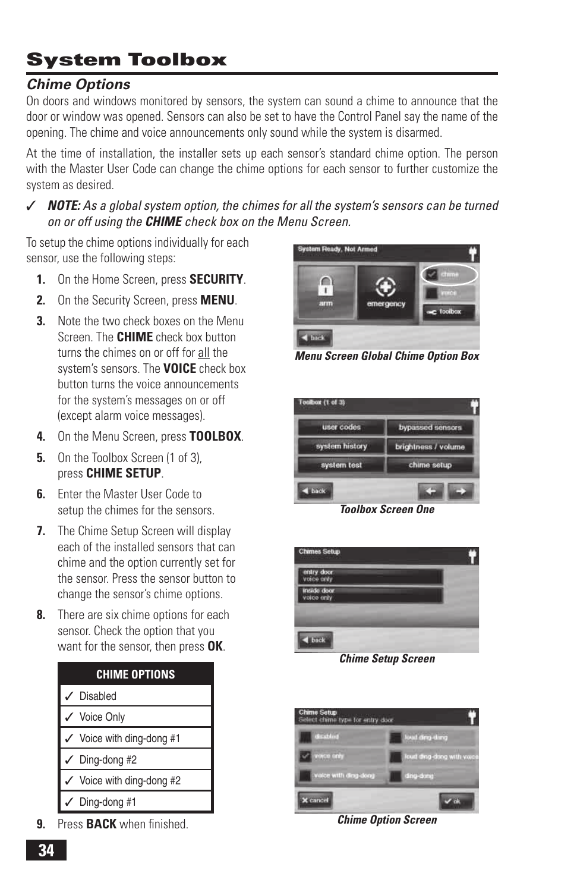# System Toolbox

## *Chime Options*

On doors and windows monitored by sensors, the system can sound a chime to announce that the door or window was opened. Sensors can also be set to have the Control Panel say the name of the opening. The chime and voice announcements only sound while the system is disarmed.

At the time of installation, the installer sets up each sensor's standard chime option. The person with the Master User Code can change the chime options for each sensor to further customize the system as desired.

✓ ***NOTE:*** *As a global system option, the chimes for all the system's sensors can be turned on or off using the* ***CHIME*** *check box on the Menu Screen.*

To setup the chime options individually for each sensor, use the following steps:

1. On the Home Screen, press **SECURITY**.
2. On the Security Screen, press **MENU**.
3. Note the two check boxes on the Menu Screen. The **CHIME** check box button turns the chimes on or off for all the system's sensors. The **VOICE** check box button turns the voice announcements for the system's messages on or off (except alarm voice messages).
4. On the Menu Screen, press **TOOLBOX**.
5. On the Toolbox Screen (1 of 3), press **CHIME SETUP**.
6. Enter the Master User Code to setup the chimes for the sensors.
7. The Chime Setup Screen will display each of the installed sensors that can chime and the option currently set for the sensor. Press the sensor button to change the sensor's chime options.
8. There are six chime options for each sensor. Check the option that you want for the sensor, then press **OK**.

| CHIME OPTIONS |
|---|
| ✓ Disabled |
| ✓ Voice Only |
| ✓ Voice with ding-dong #1 |
| ✓ Ding-dong #2 |
| ✓ Voice with ding-dong #2 |
| ✓ Ding-dong #1 |

9. Press **BACK** when finished.

***Menu Screen Global Chime Option Box***

***Toolbox Screen One***

***Chime Setup Screen***

***Chime Option Screen***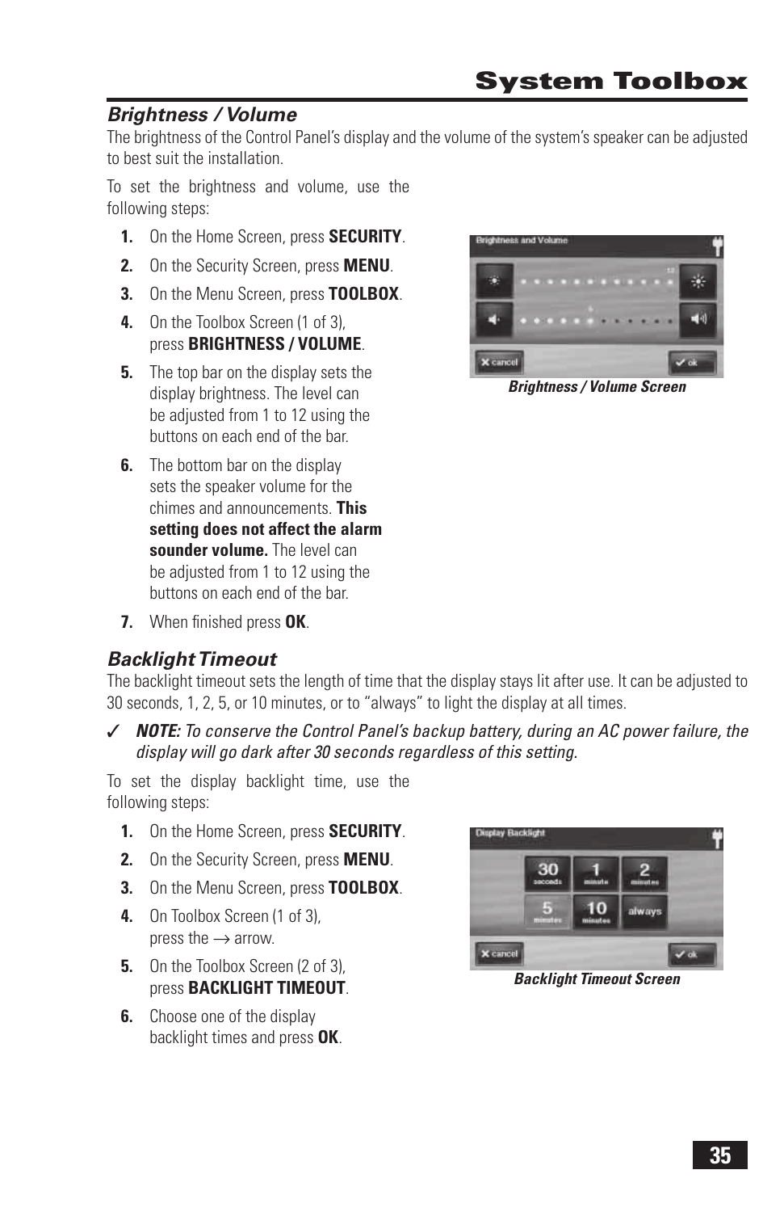# System Toolbox

### *Brightness / Volume*

The brightness of the Control Panel's display and the volume of the system's speaker can be adjusted to best suit the installation.

To set the brightness and volume, use the following steps:

1. On the Home Screen, press **SECURITY**.
2. On the Security Screen, press **MENU**.
3. On the Menu Screen, press **TOOLBOX**.
4. On the Toolbox Screen (1 of 3), press **BRIGHTNESS / VOLUME**.
5. The top bar on the display sets the display brightness. The level can be adjusted from 1 to 12 using the buttons on each end of the bar.
6. The bottom bar on the display sets the speaker volume for the chimes and announcements. **This setting does not affect the alarm sounder volume.** The level can be adjusted from 1 to 12 using the buttons on each end of the bar.
7. When finished press **OK**.

***Brightness / Volume Screen***

### *Backlight Timeout*

The backlight timeout sets the length of time that the display stays lit after use. It can be adjusted to 30 seconds, 1, 2, 5, or 10 minutes, or to "always" to light the display at all times.

✓ ***NOTE:*** *To conserve the Control Panel's backup battery, during an AC power failure, the display will go dark after 30 seconds regardless of this setting.*

To set the display backlight time, use the following steps:

1. On the Home Screen, press **SECURITY**.
2. On the Security Screen, press **MENU**.
3. On the Menu Screen, press **TOOLBOX**.
4. On Toolbox Screen (1 of 3), press the → arrow.
5. On the Toolbox Screen (2 of 3), press **BACKLIGHT TIMEOUT**.
6. Choose one of the display backlight times and press **OK**.

***Backlight Timeout Screen***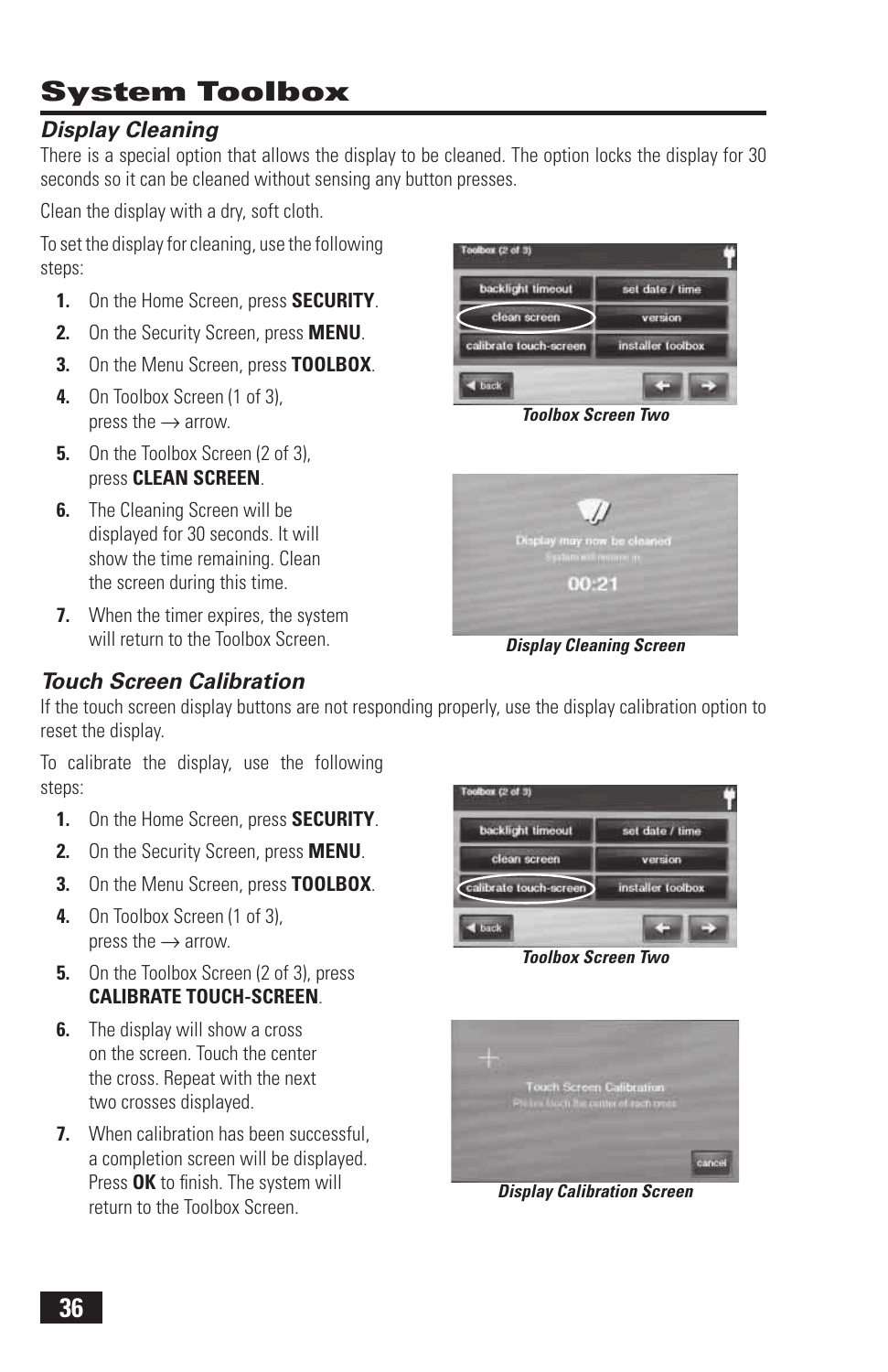# System Toolbox

## Display Cleaning

There is a special option that allows the display to be cleaned. The option locks the display for 30 seconds so it can be cleaned without sensing any button presses.

Clean the display with a dry, soft cloth.

To set the display for cleaning, use the following steps:

1. On the Home Screen, press **SECURITY**.
2. On the Security Screen, press **MENU**.
3. On the Menu Screen, press **TOOLBOX**.
4. On Toolbox Screen (1 of 3), press the → arrow.
5. On the Toolbox Screen (2 of 3), press **CLEAN SCREEN**.
6. The Cleaning Screen will be displayed for 30 seconds. It will show the time remaining. Clean the screen during this time.
7. When the timer expires, the system will return to the Toolbox Screen.

***Toolbox Screen Two***

***Display Cleaning Screen***

## Touch Screen Calibration

If the touch screen display buttons are not responding properly, use the display calibration option to reset the display.

To calibrate the display, use the following steps:

1. On the Home Screen, press **SECURITY**.
2. On the Security Screen, press **MENU**.
3. On the Menu Screen, press **TOOLBOX**.
4. On Toolbox Screen (1 of 3), press the → arrow.
5. On the Toolbox Screen (2 of 3), press **CALIBRATE TOUCH-SCREEN**.
6. The display will show a cross on the screen. Touch the center the cross. Repeat with the next two crosses displayed.
7. When calibration has been successful, a completion screen will be displayed. Press **OK** to finish. The system will return to the Toolbox Screen.

***Toolbox Screen Two***

***Display Calibration Screen***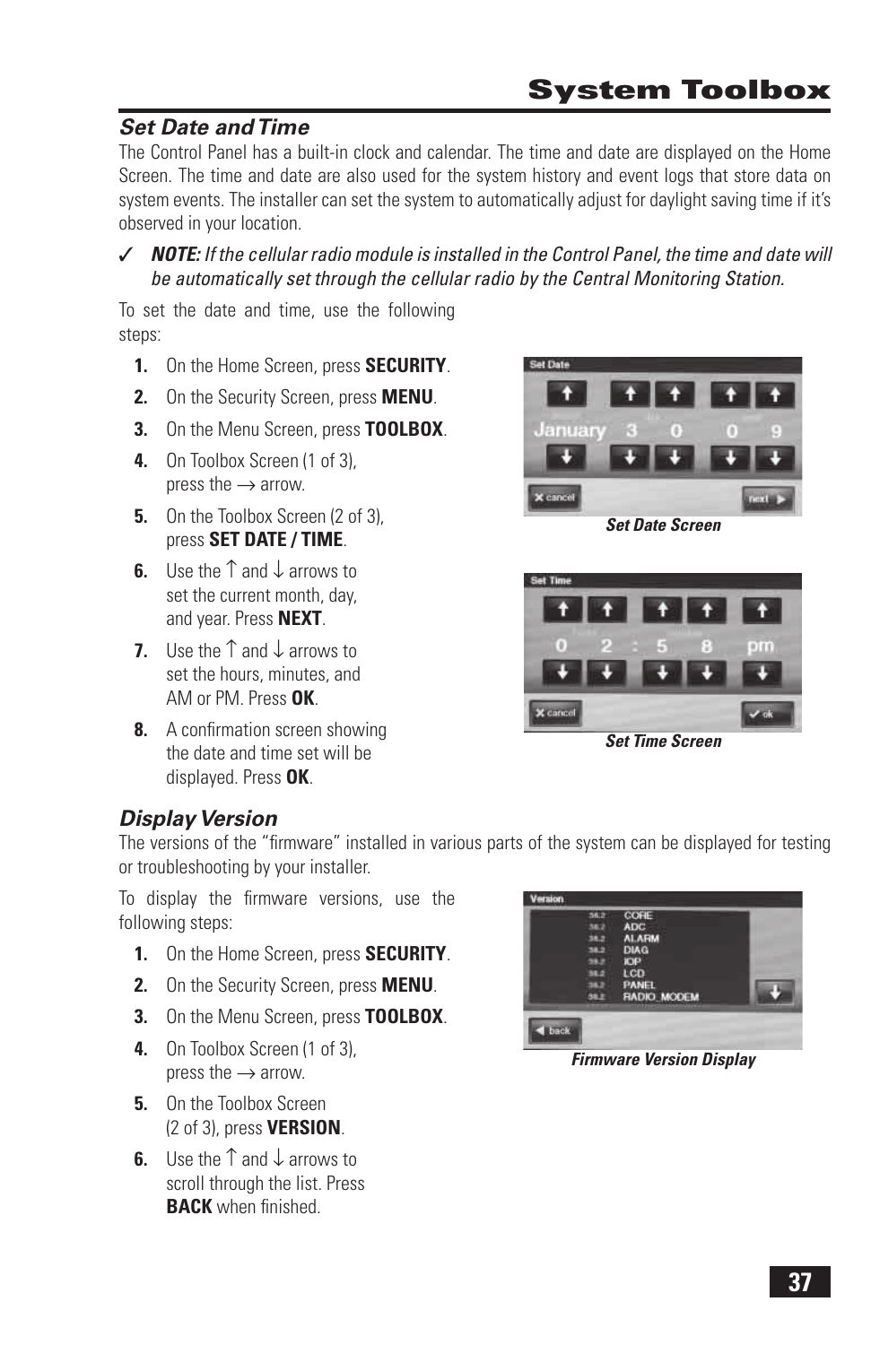# System Toolbox

## Set Date and Time

The Control Panel has a built-in clock and calendar. The time and date are displayed on the Home Screen. The time and date are also used for the system history and event logs that store data on system events. The installer can set the system to automatically adjust for daylight saving time if it's observed in your location.

✓ ***NOTE:** If the cellular radio module is installed in the Control Panel, the time and date will be automatically set through the cellular radio by the Central Monitoring Station.*

To set the date and time, use the following steps:

1. On the Home Screen, press **SECURITY**.
2. On the Security Screen, press **MENU**.
3. On the Menu Screen, press **TOOLBOX**.
4. On Toolbox Screen (1 of 3), press the → arrow.
5. On the Toolbox Screen (2 of 3), press **SET DATE / TIME**.
6. Use the ↑ and ↓ arrows to set the current month, day, and year. Press **NEXT**.
7. Use the ↑ and ↓ arrows to set the hours, minutes, and AM or PM. Press **OK**.
8. A confirmation screen showing the date and time set will be displayed. Press **OK**.

***Set Date Screen***

***Set Time Screen***

## Display Version

The versions of the "firmware" installed in various parts of the system can be displayed for testing or troubleshooting by your installer.

To display the firmware versions, use the following steps:

1. On the Home Screen, press **SECURITY**.
2. On the Security Screen, press **MENU**.
3. On the Menu Screen, press **TOOLBOX**.
4. On Toolbox Screen (1 of 3), press the → arrow.
5. On the Toolbox Screen (2 of 3), press **VERSION**.
6. Use the ↑ and ↓ arrows to scroll through the list. Press **BACK** when finished.

***Firmware Version Display***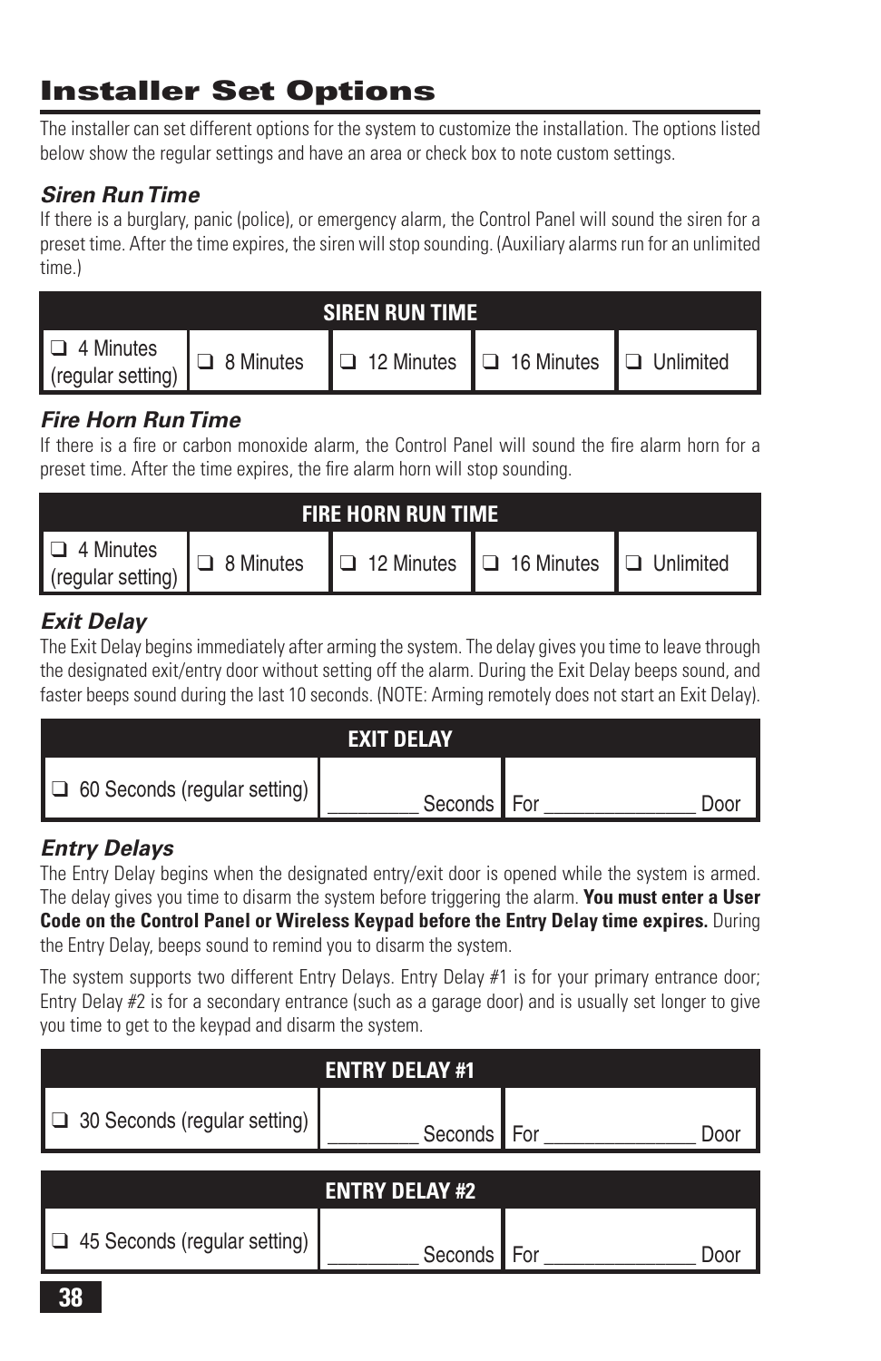# Installer Set Options

The installer can set different options for the system to customize the installation. The options listed below show the regular settings and have an area or check box to note custom settings.

### *Siren Run Time*

If there is a burglary, panic (police), or emergency alarm, the Control Panel will sound the siren for a preset time. After the time expires, the siren will stop sounding. (Auxiliary alarms run for an unlimited time.)

| SIREN RUN TIME | | | | |
|---|---|---|---|---|
| ❑ 4 Minutes (regular setting) | ❑ 8 Minutes | ❑ 12 Minutes | ❑ 16 Minutes | ❑ Unlimited |

### *Fire Horn Run Time*

If there is a fire or carbon monoxide alarm, the Control Panel will sound the fire alarm horn for a preset time. After the time expires, the fire alarm horn will stop sounding.

| FIRE HORN RUN TIME | | | | |
|---|---|---|---|---|
| ❑ 4 Minutes (regular setting) | ❑ 8 Minutes | ❑ 12 Minutes | ❑ 16 Minutes | ❑ Unlimited |

### *Exit Delay*

The Exit Delay begins immediately after arming the system. The delay gives you time to leave through the designated exit/entry door without setting off the alarm. During the Exit Delay beeps sound, and faster beeps sound during the last 10 seconds. (NOTE: Arming remotely does not start an Exit Delay).

| EXIT DELAY | | |
|---|---|---|
| ❑ 60 Seconds (regular setting) | _________ Seconds | For ______________ Door |

### *Entry Delays*

The Entry Delay begins when the designated entry/exit door is opened while the system is armed. The delay gives you time to disarm the system before triggering the alarm. **You must enter a User Code on the Control Panel or Wireless Keypad before the Entry Delay time expires.** During the Entry Delay, beeps sound to remind you to disarm the system.

The system supports two different Entry Delays. Entry Delay #1 is for your primary entrance door; Entry Delay #2 is for a secondary entrance (such as a garage door) and is usually set longer to give you time to get to the keypad and disarm the system.

| ENTRY DELAY #1 | | |
|---|---|---|
| ❑ 30 Seconds (regular setting) | _________ Seconds | For ______________ Door |

| ENTRY DELAY #2 | | |
|---|---|---|
| ❑ 45 Seconds (regular setting) | _________ Seconds | For ______________ Door |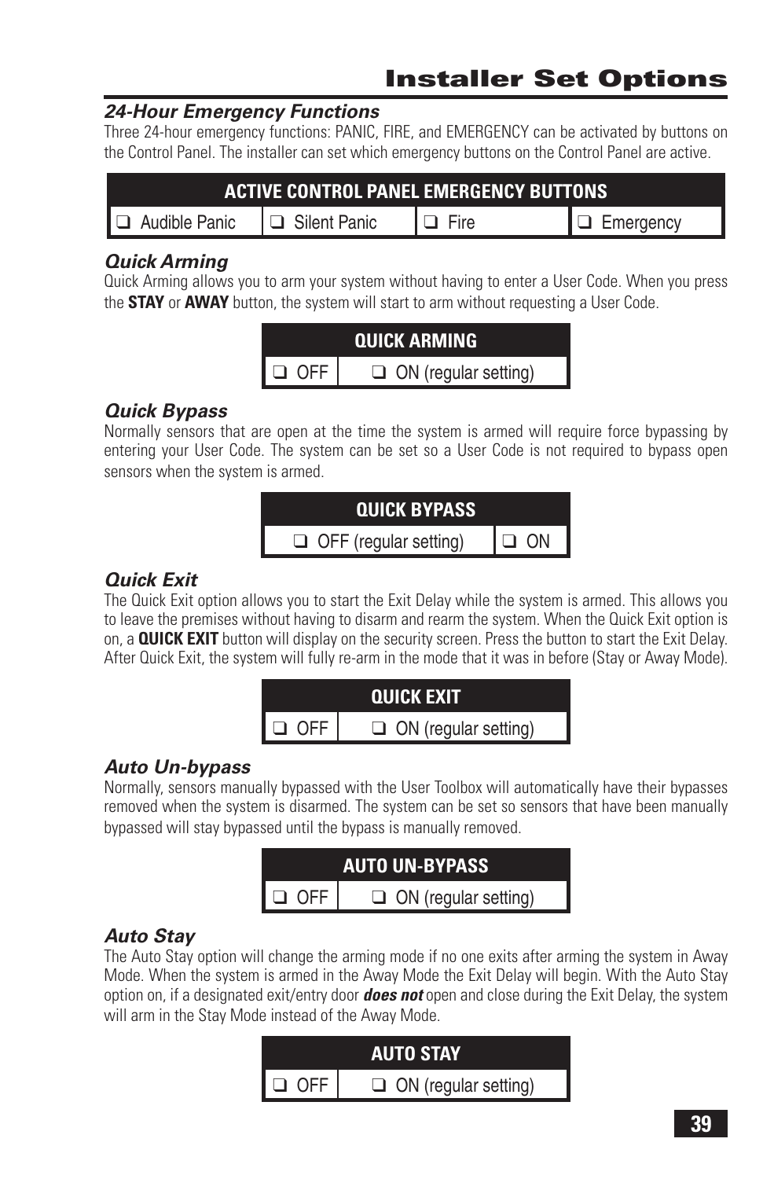# Installer Set Options

### *24-Hour Emergency Functions*

Three 24-hour emergency functions: PANIC, FIRE, and EMERGENCY can be activated by buttons on the Control Panel. The installer can set which emergency buttons on the Control Panel are active.

| ACTIVE CONTROL PANEL EMERGENCY BUTTONS | | | |
|---|---|---|---|
| ❑ Audible Panic | ❑ Silent Panic | ❑ Fire | ❑ Emergency |

### *Quick Arming*

Quick Arming allows you to arm your system without having to enter a User Code. When you press the **STAY** or **AWAY** button, the system will start to arm without requesting a User Code.

| QUICK ARMING | |
|---|---|
| ❑ OFF | ❑ ON (regular setting) |

### *Quick Bypass*

Normally sensors that are open at the time the system is armed will require force bypassing by entering your User Code. The system can be set so a User Code is not required to bypass open sensors when the system is armed.

| QUICK BYPASS | |
|---|---|
| ❑ OFF (regular setting) | ❑ ON |

### *Quick Exit*

The Quick Exit option allows you to start the Exit Delay while the system is armed. This allows you to leave the premises without having to disarm and rearm the system. When the Quick Exit option is on, a **QUICK EXIT** button will display on the security screen. Press the button to start the Exit Delay. After Quick Exit, the system will fully re-arm in the mode that it was in before (Stay or Away Mode).

| QUICK EXIT | |
|---|---|
| ❑ OFF | ❑ ON (regular setting) |

### *Auto Un-bypass*

Normally, sensors manually bypassed with the User Toolbox will automatically have their bypasses removed when the system is disarmed. The system can be set so sensors that have been manually bypassed will stay bypassed until the bypass is manually removed.

| AUTO UN-BYPASS | |
|---|---|
| ❑ OFF | ❑ ON (regular setting) |

### *Auto Stay*

The Auto Stay option will change the arming mode if no one exits after arming the system in Away Mode. When the system is armed in the Away Mode the Exit Delay will begin. With the Auto Stay option on, if a designated exit/entry door ***does not*** open and close during the Exit Delay, the system will arm in the Stay Mode instead of the Away Mode.

| AUTO STAY | |
|---|---|
| ❑ OFF | ❑ ON (regular setting) |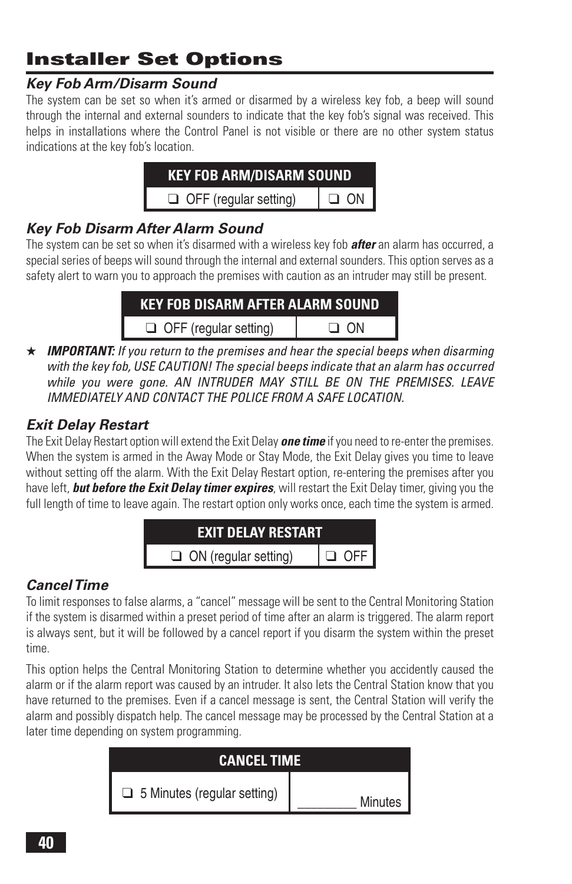# Installer Set Options

### *Key Fob Arm/Disarm Sound*

The system can be set so when it's armed or disarmed by a wireless key fob, a beep will sound through the internal and external sounders to indicate that the key fob's signal was received. This helps in installations where the Control Panel is not visible or there are no other system status indications at the key fob's location.

| KEY FOB ARM/DISARM SOUND | |
|---|---|
| ❑ OFF (regular setting) | ❑ ON |

### *Key Fob Disarm After Alarm Sound*

The system can be set so when it's disarmed with a wireless key fob ***after*** an alarm has occurred, a special series of beeps will sound through the internal and external sounders. This option serves as a safety alert to warn you to approach the premises with caution as an intruder may still be present.

| KEY FOB DISARM AFTER ALARM SOUND | |
|---|---|
| ❑ OFF (regular setting) | ❑ ON |

★ ***IMPORTANT:*** *If you return to the premises and hear the special beeps when disarming with the key fob, USE CAUTION! The special beeps indicate that an alarm has occurred while you were gone. AN INTRUDER MAY STILL BE ON THE PREMISES. LEAVE IMMEDIATELY AND CONTACT THE POLICE FROM A SAFE LOCATION.*

### *Exit Delay Restart*

The Exit Delay Restart option will extend the Exit Delay ***one time*** if you need to re-enter the premises. When the system is armed in the Away Mode or Stay Mode, the Exit Delay gives you time to leave without setting off the alarm. With the Exit Delay Restart option, re-entering the premises after you have left, ***but before the Exit Delay timer expires***, will restart the Exit Delay timer, giving you the full length of time to leave again. The restart option only works once, each time the system is armed.

| EXIT DELAY RESTART | |
|---|---|
| ❑ ON (regular setting) | ❑ OFF |

### *Cancel Time*

To limit responses to false alarms, a "cancel" message will be sent to the Central Monitoring Station if the system is disarmed within a preset period of time after an alarm is triggered. The alarm report is always sent, but it will be followed by a cancel report if you disarm the system within the preset time.

This option helps the Central Monitoring Station to determine whether you accidently caused the alarm or if the alarm report was caused by an intruder. It also lets the Central Station know that you have returned to the premises. Even if a cancel message is sent, the Central Station will verify the alarm and possibly dispatch help. The cancel message may be processed by the Central Station at a later time depending on system programming.

| CANCEL TIME | |
|---|---|
| ❑ 5 Minutes (regular setting) | ________ Minutes |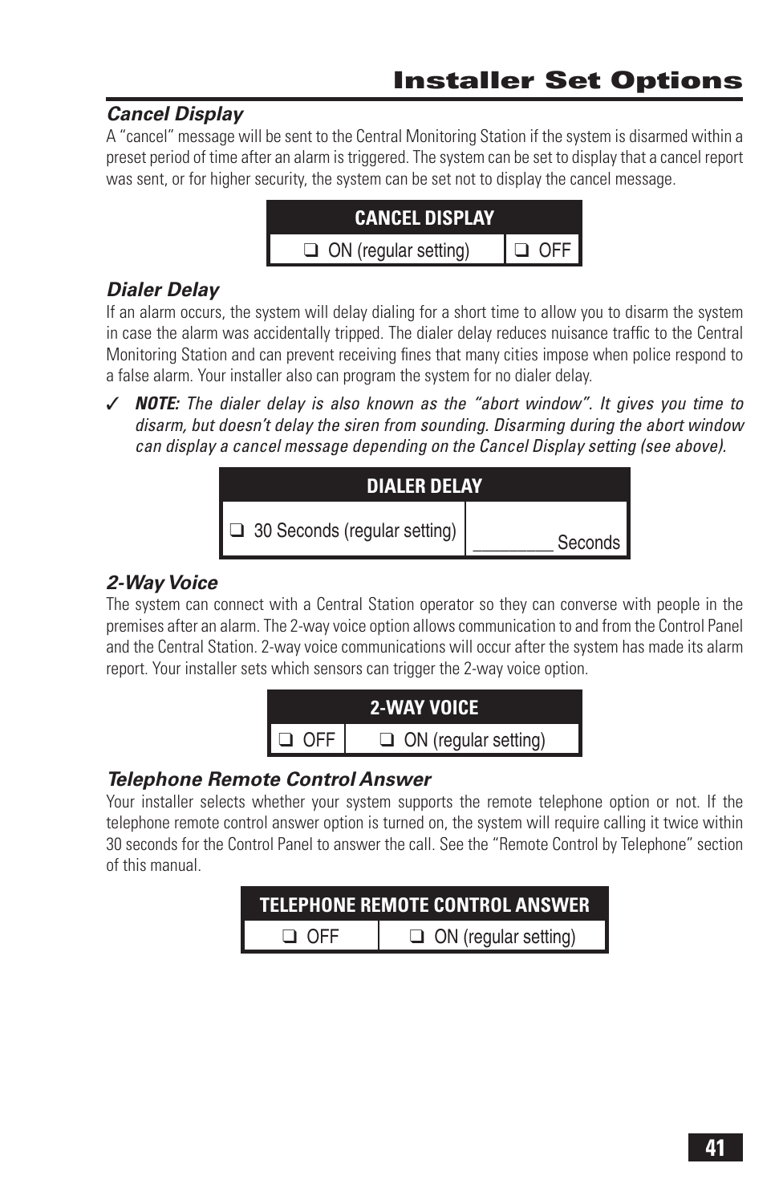# Installer Set Options

### *Cancel Display*

A "cancel" message will be sent to the Central Monitoring Station if the system is disarmed within a preset period of time after an alarm is triggered. The system can be set to display that a cancel report was sent, or for higher security, the system can be set not to display the cancel message.

| CANCEL DISPLAY | |
|---|---|
| ❑ ON (regular setting) | ❑ OFF |

### *Dialer Delay*

If an alarm occurs, the system will delay dialing for a short time to allow you to disarm the system in case the alarm was accidentally tripped. The dialer delay reduces nuisance traffic to the Central Monitoring Station and can prevent receiving fines that many cities impose when police respond to a false alarm. Your installer also can program the system for no dialer delay.

✓ ***NOTE:*** *The dialer delay is also known as the "abort window". It gives you time to disarm, but doesn't delay the siren from sounding. Disarming during the abort window can display a cancel message depending on the Cancel Display setting (see above).*

| DIALER DELAY | |
|---|---|
| ❑ 30 Seconds (regular setting) | ________ Seconds |

### *2-Way Voice*

The system can connect with a Central Station operator so they can converse with people in the premises after an alarm. The 2-way voice option allows communication to and from the Control Panel and the Central Station. 2-way voice communications will occur after the system has made its alarm report. Your installer sets which sensors can trigger the 2-way voice option.

| 2-WAY VOICE | |
|---|---|
| ❑ OFF | ❑ ON (regular setting) |

### *Telephone Remote Control Answer*

Your installer selects whether your system supports the remote telephone option or not. If the telephone remote control answer option is turned on, the system will require calling it twice within 30 seconds for the Control Panel to answer the call. See the "Remote Control by Telephone" section of this manual.

| TELEPHONE REMOTE CONTROL ANSWER | |
|---|---|
| ❑ OFF | ❑ ON (regular setting) |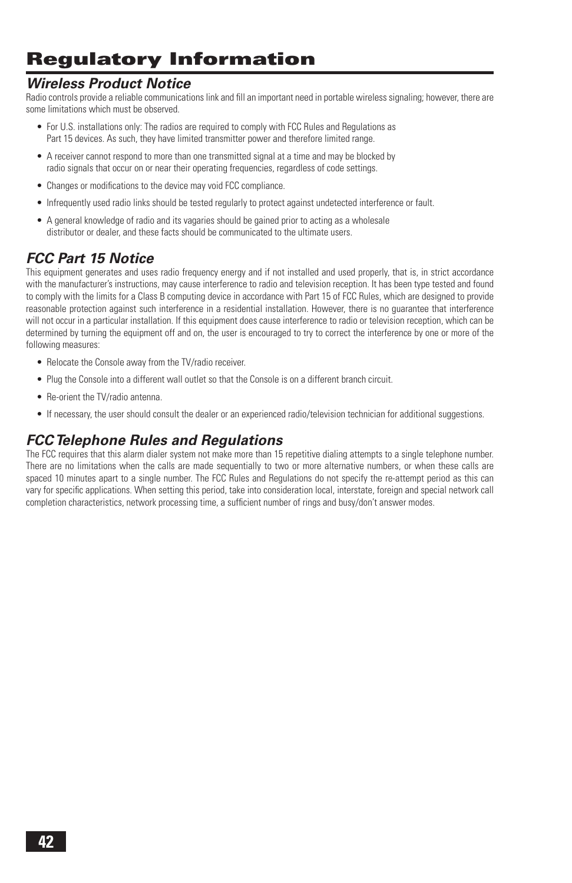# Regulatory Information

## *Wireless Product Notice*

Radio controls provide a reliable communications link and fill an important need in portable wireless signaling; however, there are some limitations which must be observed.

- For U.S. installations only: The radios are required to comply with FCC Rules and Regulations as Part 15 devices. As such, they have limited transmitter power and therefore limited range.
- A receiver cannot respond to more than one transmitted signal at a time and may be blocked by radio signals that occur on or near their operating frequencies, regardless of code settings.
- Changes or modifications to the device may void FCC compliance.
- Infrequently used radio links should be tested regularly to protect against undetected interference or fault.
- A general knowledge of radio and its vagaries should be gained prior to acting as a wholesale distributor or dealer, and these facts should be communicated to the ultimate users.

## *FCC Part 15 Notice*

This equipment generates and uses radio frequency energy and if not installed and used properly, that is, in strict accordance with the manufacturer's instructions, may cause interference to radio and television reception. It has been type tested and found to comply with the limits for a Class B computing device in accordance with Part 15 of FCC Rules, which are designed to provide reasonable protection against such interference in a residential installation. However, there is no guarantee that interference will not occur in a particular installation. If this equipment does cause interference to radio or television reception, which can be determined by turning the equipment off and on, the user is encouraged to try to correct the interference by one or more of the following measures:

- Relocate the Console away from the TV/radio receiver.
- Plug the Console into a different wall outlet so that the Console is on a different branch circuit.
- Re-orient the TV/radio antenna.
- If necessary, the user should consult the dealer or an experienced radio/television technician for additional suggestions.

## *FCC Telephone Rules and Regulations*

The FCC requires that this alarm dialer system not make more than 15 repetitive dialing attempts to a single telephone number. There are no limitations when the calls are made sequentially to two or more alternative numbers, or when these calls are spaced 10 minutes apart to a single number. The FCC Rules and Regulations do not specify the re-attempt period as this can vary for specific applications. When setting this period, take into consideration local, interstate, foreign and special network call completion characteristics, network processing time, a sufficient number of rings and busy/don't answer modes.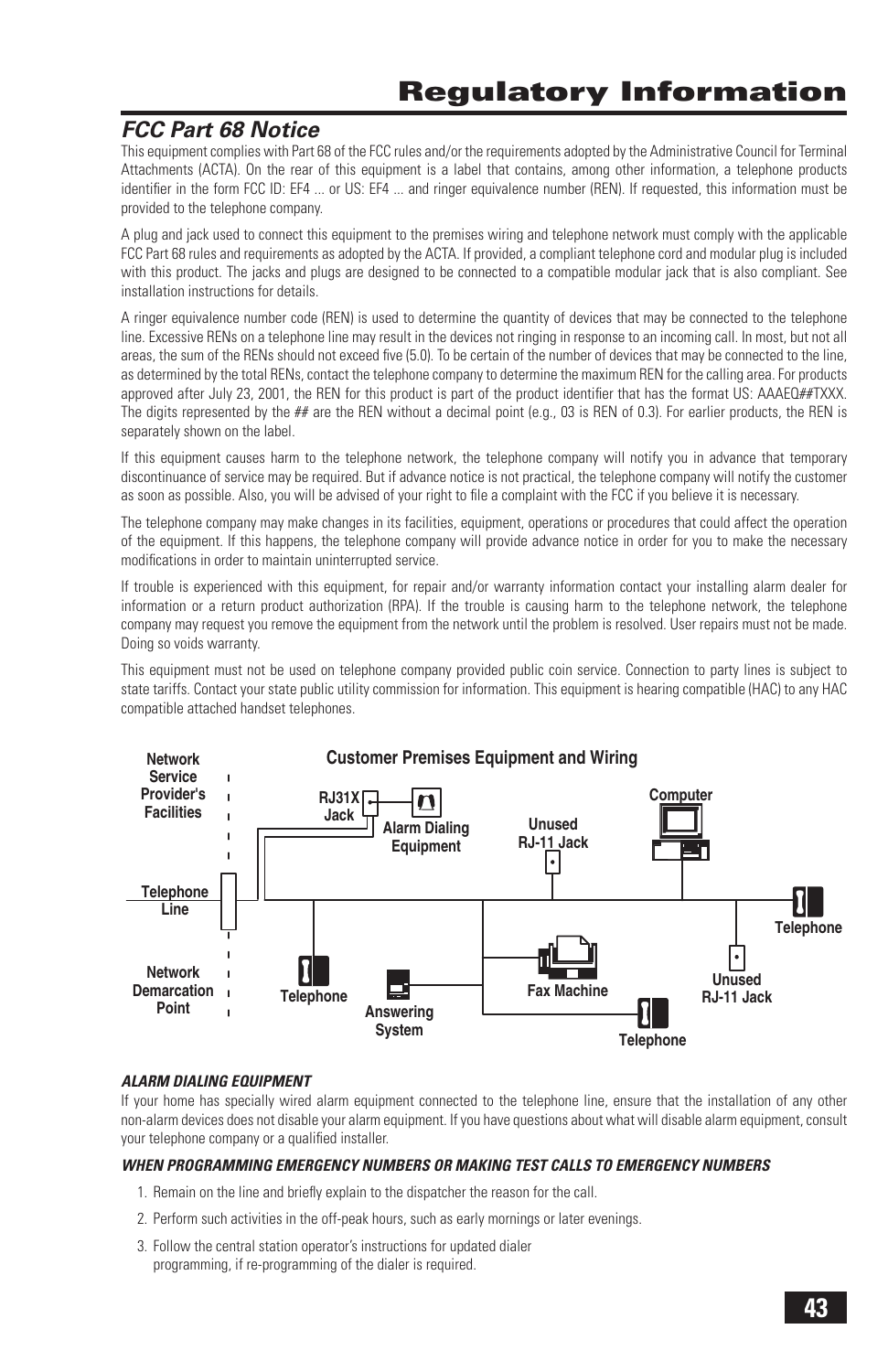# Regulatory Information

## FCC Part 68 Notice

This equipment complies with Part 68 of the FCC rules and/or the requirements adopted by the Administrative Council for Terminal Attachments (ACTA). On the rear of this equipment is a label that contains, among other information, a telephone products identifier in the form FCC ID: EF4 ... or US: EF4 ... and ringer equivalence number (REN). If requested, this information must be provided to the telephone company.

A plug and jack used to connect this equipment to the premises wiring and telephone network must comply with the applicable FCC Part 68 rules and requirements as adopted by the ACTA. If provided, a compliant telephone cord and modular plug is included with this product. The jacks and plugs are designed to be connected to a compatible modular jack that is also compliant. See installation instructions for details.

A ringer equivalence number code (REN) is used to determine the quantity of devices that may be connected to the telephone line. Excessive RENs on a telephone line may result in the devices not ringing in response to an incoming call. In most, but not all areas, the sum of the RENs should not exceed five (5.0). To be certain of the number of devices that may be connected to the line, as determined by the total RENs, contact the telephone company to determine the maximum REN for the calling area. For products approved after July 23, 2001, the REN for this product is part of the product identifier that has the format US: AAAEQ##TXXX. The digits represented by the ## are the REN without a decimal point (e.g., 03 is REN of 0.3). For earlier products, the REN is separately shown on the label.

If this equipment causes harm to the telephone network, the telephone company will notify you in advance that temporary discontinuance of service may be required. But if advance notice is not practical, the telephone company will notify the customer as soon as possible. Also, you will be advised of your right to file a complaint with the FCC if you believe it is necessary.

The telephone company may make changes in its facilities, equipment, operations or procedures that could affect the operation of the equipment. If this happens, the telephone company will provide advance notice in order for you to make the necessary modifications in order to maintain uninterrupted service.

If trouble is experienced with this equipment, for repair and/or warranty information contact your installing alarm dealer for information or a return product authorization (RPA). If the trouble is causing harm to the telephone network, the telephone company may request you remove the equipment from the network until the problem is resolved. User repairs must not be made. Doing so voids warranty.

This equipment must not be used on telephone company provided public coin service. Connection to party lines is subject to state tariffs. Contact your state public utility commission for information. This equipment is hearing compatible (HAC) to any HAC compatible attached handset telephones.

**Customer Premises Equipment and Wiring**

***ALARM DIALING EQUIPMENT***

If your home has specially wired alarm equipment connected to the telephone line, ensure that the installation of any other non-alarm devices does not disable your alarm equipment. If you have questions about what will disable alarm equipment, consult your telephone company or a qualified installer.

***WHEN PROGRAMMING EMERGENCY NUMBERS OR MAKING TEST CALLS TO EMERGENCY NUMBERS***

1. Remain on the line and briefly explain to the dispatcher the reason for the call.
2. Perform such activities in the off-peak hours, such as early mornings or later evenings.
3. Follow the central station operator's instructions for updated dialer programming, if re-programming of the dialer is required.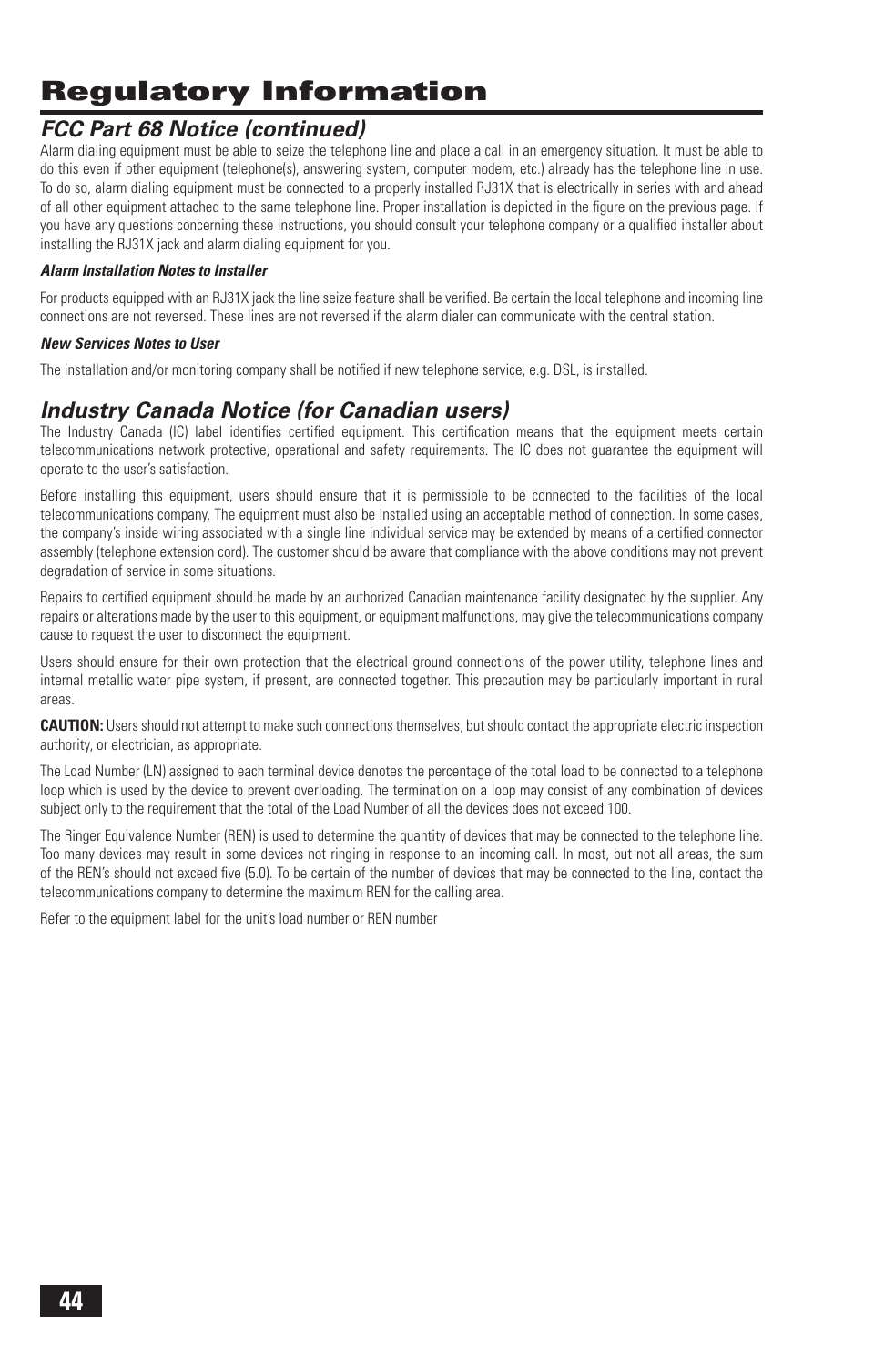# Regulatory Information

## FCC Part 68 Notice (continued)

Alarm dialing equipment must be able to seize the telephone line and place a call in an emergency situation. It must be able to do this even if other equipment (telephone(s), answering system, computer modem, etc.) already has the telephone line in use. To do so, alarm dialing equipment must be connected to a properly installed RJ31X that is electrically in series with and ahead of all other equipment attached to the same telephone line. Proper installation is depicted in the figure on the previous page. If you have any questions concerning these instructions, you should consult your telephone company or a qualified installer about installing the RJ31X jack and alarm dialing equipment for you.

***Alarm Installation Notes to Installer***

For products equipped with an RJ31X jack the line seize feature shall be verified. Be certain the local telephone and incoming line connections are not reversed. These lines are not reversed if the alarm dialer can communicate with the central station.

***New Services Notes to User***

The installation and/or monitoring company shall be notified if new telephone service, e.g. DSL, is installed.

## Industry Canada Notice (for Canadian users)

The Industry Canada (IC) label identifies certified equipment. This certification means that the equipment meets certain telecommunications network protective, operational and safety requirements. The IC does not guarantee the equipment will operate to the user's satisfaction.

Before installing this equipment, users should ensure that it is permissible to be connected to the facilities of the local telecommunications company. The equipment must also be installed using an acceptable method of connection. In some cases, the company's inside wiring associated with a single line individual service may be extended by means of a certified connector assembly (telephone extension cord). The customer should be aware that compliance with the above conditions may not prevent degradation of service in some situations.

Repairs to certified equipment should be made by an authorized Canadian maintenance facility designated by the supplier. Any repairs or alterations made by the user to this equipment, or equipment malfunctions, may give the telecommunications company cause to request the user to disconnect the equipment.

Users should ensure for their own protection that the electrical ground connections of the power utility, telephone lines and internal metallic water pipe system, if present, are connected together. This precaution may be particularly important in rural areas.

**CAUTION:** Users should not attempt to make such connections themselves, but should contact the appropriate electric inspection authority, or electrician, as appropriate.

The Load Number (LN) assigned to each terminal device denotes the percentage of the total load to be connected to a telephone loop which is used by the device to prevent overloading. The termination on a loop may consist of any combination of devices subject only to the requirement that the total of the Load Number of all the devices does not exceed 100.

The Ringer Equivalence Number (REN) is used to determine the quantity of devices that may be connected to the telephone line. Too many devices may result in some devices not ringing in response to an incoming call. In most, but not all areas, the sum of the REN's should not exceed five (5.0). To be certain of the number of devices that may be connected to the line, contact the telecommunications company to determine the maximum REN for the calling area.

Refer to the equipment label for the unit's load number or REN number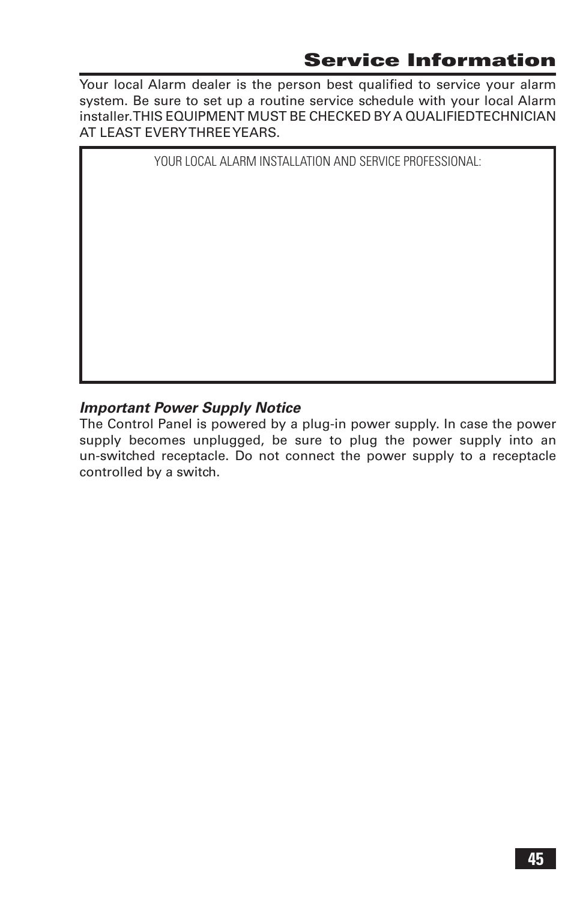# Service Information

Your local Alarm dealer is the person best qualified to service your alarm system. Be sure to set up a routine service schedule with your local Alarm installer. THIS EQUIPMENT MUST BE CHECKED BY A QUALIFIED TECHNICIAN AT LEAST EVERY THREE YEARS.

| YOUR LOCAL ALARM INSTALLATION AND SERVICE PROFESSIONAL: |
| --- |
| |

***Important Power Supply Notice***

The Control Panel is powered by a plug-in power supply. In case the power supply becomes unplugged, be sure to plug the power supply into an un-switched receptacle. Do not connect the power supply to a receptacle controlled by a switch.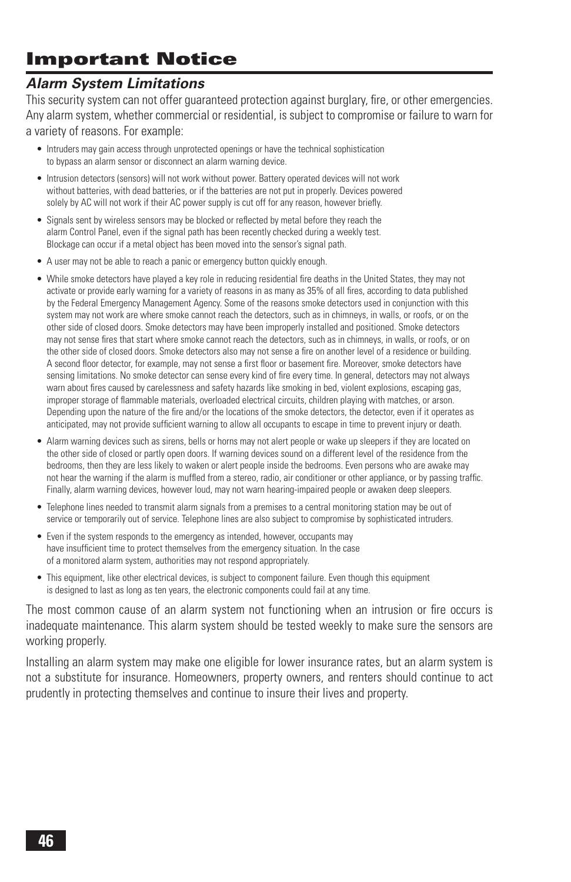# Important Notice

## *Alarm System Limitations*

This security system can not offer guaranteed protection against burglary, fire, or other emergencies. Any alarm system, whether commercial or residential, is subject to compromise or failure to warn for a variety of reasons. For example:

- Intruders may gain access through unprotected openings or have the technical sophistication to bypass an alarm sensor or disconnect an alarm warning device.
- Intrusion detectors (sensors) will not work without power. Battery operated devices will not work without batteries, with dead batteries, or if the batteries are not put in properly. Devices powered solely by AC will not work if their AC power supply is cut off for any reason, however briefly.
- Signals sent by wireless sensors may be blocked or reflected by metal before they reach the alarm Control Panel, even if the signal path has been recently checked during a weekly test. Blockage can occur if a metal object has been moved into the sensor's signal path.
- A user may not be able to reach a panic or emergency button quickly enough.
- While smoke detectors have played a key role in reducing residential fire deaths in the United States, they may not activate or provide early warning for a variety of reasons in as many as 35% of all fires, according to data published by the Federal Emergency Management Agency. Some of the reasons smoke detectors used in conjunction with this system may not work are where smoke cannot reach the detectors, such as in chimneys, in walls, or roofs, or on the other side of closed doors. Smoke detectors may have been improperly installed and positioned. Smoke detectors may not sense fires that start where smoke cannot reach the detectors, such as in chimneys, in walls, or roofs, or on the other side of closed doors. Smoke detectors also may not sense a fire on another level of a residence or building. A second floor detector, for example, may not sense a first floor or basement fire. Moreover, smoke detectors have sensing limitations. No smoke detector can sense every kind of fire every time. In general, detectors may not always warn about fires caused by carelessness and safety hazards like smoking in bed, violent explosions, escaping gas, improper storage of flammable materials, overloaded electrical circuits, children playing with matches, or arson. Depending upon the nature of the fire and/or the locations of the smoke detectors, the detector, even if it operates as anticipated, may not provide sufficient warning to allow all occupants to escape in time to prevent injury or death.
- Alarm warning devices such as sirens, bells or horns may not alert people or wake up sleepers if they are located on the other side of closed or partly open doors. If warning devices sound on a different level of the residence from the bedrooms, then they are less likely to waken or alert people inside the bedrooms. Even persons who are awake may not hear the warning if the alarm is muffled from a stereo, radio, air conditioner or other appliance, or by passing traffic. Finally, alarm warning devices, however loud, may not warn hearing-impaired people or awaken deep sleepers.
- Telephone lines needed to transmit alarm signals from a premises to a central monitoring station may be out of service or temporarily out of service. Telephone lines are also subject to compromise by sophisticated intruders.
- Even if the system responds to the emergency as intended, however, occupants may have insufficient time to protect themselves from the emergency situation. In the case of a monitored alarm system, authorities may not respond appropriately.
- This equipment, like other electrical devices, is subject to component failure. Even though this equipment is designed to last as long as ten years, the electronic components could fail at any time.

The most common cause of an alarm system not functioning when an intrusion or fire occurs is inadequate maintenance. This alarm system should be tested weekly to make sure the sensors are working properly.

Installing an alarm system may make one eligible for lower insurance rates, but an alarm system is not a substitute for insurance. Homeowners, property owners, and renters should continue to act prudently in protecting themselves and continue to insure their lives and property.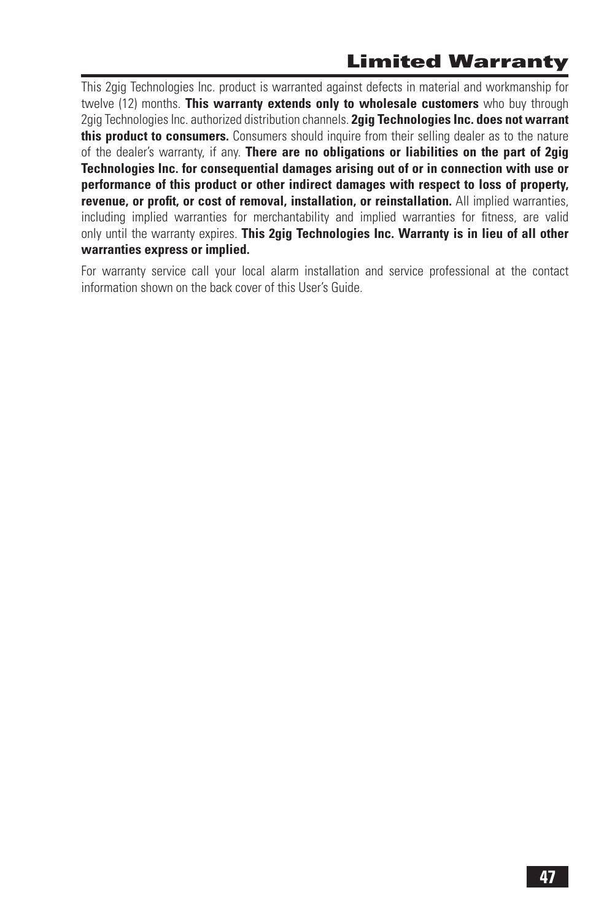# Limited Warranty

This 2gig Technologies Inc. product is warranted against defects in material and workmanship for twelve (12) months. **This warranty extends only to wholesale customers** who buy through 2gig Technologies Inc. authorized distribution channels. **2gig Technologies Inc. does not warrant this product to consumers.** Consumers should inquire from their selling dealer as to the nature of the dealer's warranty, if any. **There are no obligations or liabilities on the part of 2gig Technologies Inc. for consequential damages arising out of or in connection with use or performance of this product or other indirect damages with respect to loss of property, revenue, or profit, or cost of removal, installation, or reinstallation.** All implied warranties, including implied warranties for merchantability and implied warranties for fitness, are valid only until the warranty expires. **This 2gig Technologies Inc. Warranty is in lieu of all other warranties express or implied.**

For warranty service call your local alarm installation and service professional at the contact information shown on the back cover of this User's Guide.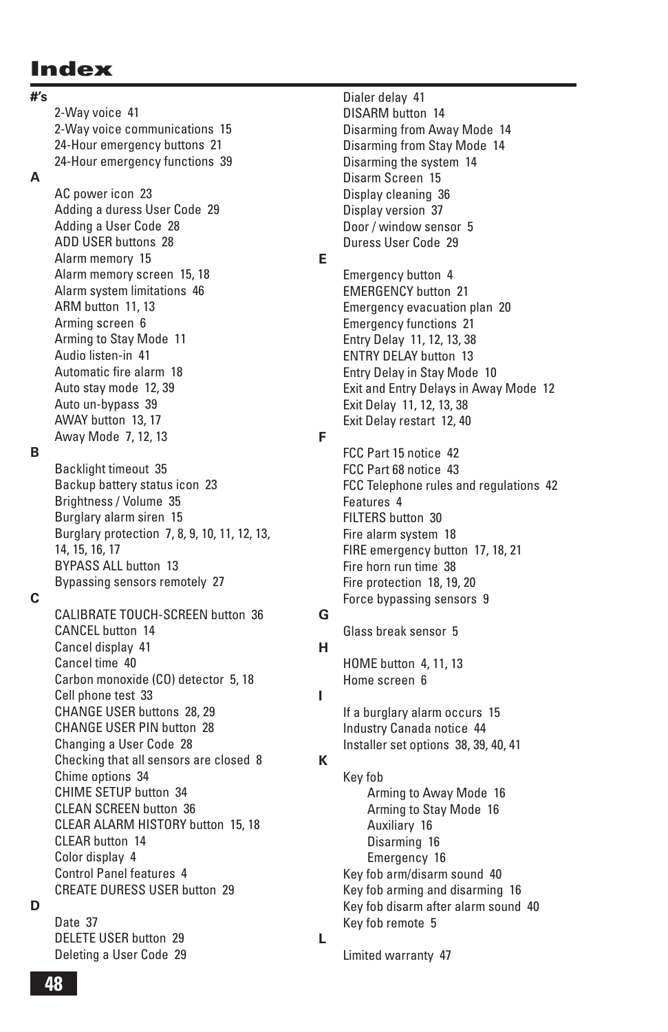# Index

**#'s**

- 2-Way voice 41
- 2-Way voice communications 15
- 24-Hour emergency buttons 21
- 24-Hour emergency functions 39

**A**

- AC power icon 23
- Adding a duress User Code 29
- Adding a User Code 28
- ADD USER buttons 28
- Alarm memory 15
- Alarm memory screen 15, 18
- Alarm system limitations 46
- ARM button 11, 13
- Arming screen 6
- Arming to Stay Mode 11
- Audio listen-in 41
- Automatic fire alarm 18
- Auto stay mode 12, 39
- Auto un-bypass 39
- AWAY button 13, 17
- Away Mode 7, 12, 13

**B**

- Backlight timeout 35
- Backup battery status icon 23
- Brightness / Volume 35
- Burglary alarm siren 15
- Burglary protection 7, 8, 9, 10, 11, 12, 13, 14, 15, 16, 17
- BYPASS ALL button 13
- Bypassing sensors remotely 27

**C**

- CALIBRATE TOUCH-SCREEN button 36
- CANCEL button 14
- Cancel display 41
- Cancel time 40
- Carbon monoxide (CO) detector 5, 18
- Cell phone test 33
- CHANGE USER buttons 28, 29
- CHANGE USER PIN button 28
- Changing a User Code 28
- Checking that all sensors are closed 8
- Chime options 34
- CHIME SETUP button 34
- CLEAN SCREEN button 36
- CLEAR ALARM HISTORY button 15, 18
- CLEAR button 14
- Color display 4
- Control Panel features 4
- CREATE DURESS USER button 29

**D**

- Date 37
- DELETE USER button 29
- Deleting a User Code 29
- Dialer delay 41
- DISARM button 14
- Disarming from Away Mode 14
- Disarming from Stay Mode 14
- Disarming the system 14
- Disarm Screen 15
- Display cleaning 36
- Display version 37
- Door / window sensor 5
- Duress User Code 29

**E**

- Emergency button 4
- EMERGENCY button 21
- Emergency evacuation plan 20
- Emergency functions 21
- Entry Delay 11, 12, 13, 38
- ENTRY DELAY button 13
- Entry Delay in Stay Mode 10
- Exit and Entry Delays in Away Mode 12
- Exit Delay 11, 12, 13, 38
- Exit Delay restart 12, 40

**F**

- FCC Part 15 notice 42
- FCC Part 68 notice 43
- FCC Telephone rules and regulations 42
- Features 4
- FILTERS button 30
- Fire alarm system 18
- FIRE emergency button 17, 18, 21
- Fire horn run time 38
- Fire protection 18, 19, 20
- Force bypassing sensors 9

**G**

- Glass break sensor 5

**H**

- HOME button 4, 11, 13
- Home screen 6

**I**

- If a burglary alarm occurs 15
- Industry Canada notice 44
- Installer set options 38, 39, 40, 41

**K**

- Key fob
  - Arming to Away Mode 16
  - Arming to Stay Mode 16
  - Auxiliary 16
  - Disarming 16
  - Emergency 16
- Key fob arm/disarm sound 40
- Key fob arming and disarming 16
- Key fob disarm after alarm sound 40
- Key fob remote 5

**L**

- Limited warranty 47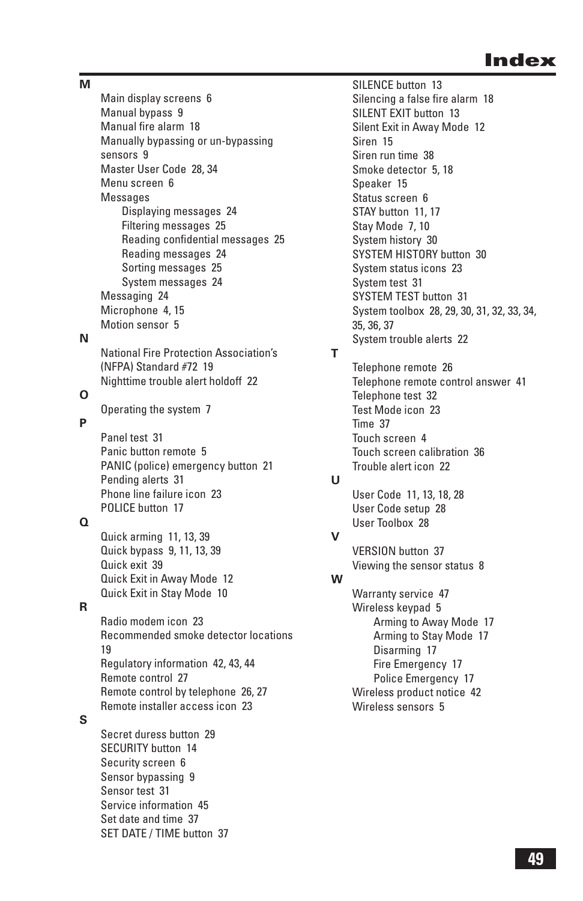# Index

**M**

- Main display screens 6
- Manual bypass 9
- Manual fire alarm 18
- Manually bypassing or un-bypassing sensors 9
- Master User Code 28, 34
- Menu screen 6
- Messages
  - Displaying messages 24
  - Filtering messages 25
  - Reading confidential messages 25
  - Reading messages 24
  - Sorting messages 25
  - System messages 24
- Messaging 24
- Microphone 4, 15
- Motion sensor 5

**N**

- National Fire Protection Association's (NFPA) Standard #72 19
- Nighttime trouble alert holdoff 22

**O**

- Operating the system 7

**P**

- Panel test 31
- Panic button remote 5
- PANIC (police) emergency button 21
- Pending alerts 31
- Phone line failure icon 23
- POLICE button 17

**Q**

- Quick arming 11, 13, 39
- Quick bypass 9, 11, 13, 39
- Quick exit 39
- Quick Exit in Away Mode 12
- Quick Exit in Stay Mode 10

**R**

- Radio modem icon 23
- Recommended smoke detector locations 19
- Regulatory information 42, 43, 44
- Remote control 27
- Remote control by telephone 26, 27
- Remote installer access icon 23

**S**

- Secret duress button 29
- SECURITY button 14
- Security screen 6
- Sensor bypassing 9
- Sensor test 31
- Service information 45
- Set date and time 37
- SET DATE / TIME button 37
- SILENCE button 13
- Silencing a false fire alarm 18
- SILENT EXIT button 13
- Silent Exit in Away Mode 12
- Siren 15
- Siren run time 38
- Smoke detector 5, 18
- Speaker 15
- Status screen 6
- STAY button 11, 17
- Stay Mode 7, 10
- System history 30
- SYSTEM HISTORY button 30
- System status icons 23
- System test 31
- SYSTEM TEST button 31
- System toolbox 28, 29, 30, 31, 32, 33, 34, 35, 36, 37
- System trouble alerts 22

**T**

- Telephone remote 26
- Telephone remote control answer 41
- Telephone test 32
- Test Mode icon 23
- Time 37
- Touch screen 4
- Touch screen calibration 36
- Trouble alert icon 22

**U**

- User Code 11, 13, 18, 28
- User Code setup 28
- User Toolbox 28

**V**

- VERSION button 37
- Viewing the sensor status 8

**W**

- Warranty service 47
- Wireless keypad 5
  - Arming to Away Mode 17
  - Arming to Stay Mode 17
  - Disarming 17
  - Fire Emergency 17
  - Police Emergency 17
- Wireless product notice 42
- Wireless sensors 5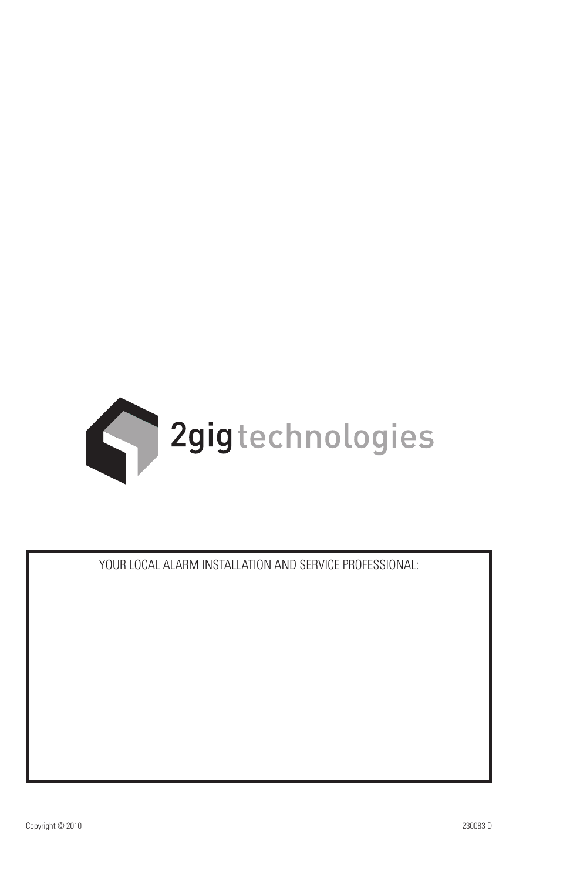2gig technologies

YOUR LOCAL ALARM INSTALLATION AND SERVICE PROFESSIONAL:

Copyright © 2010

230083 D